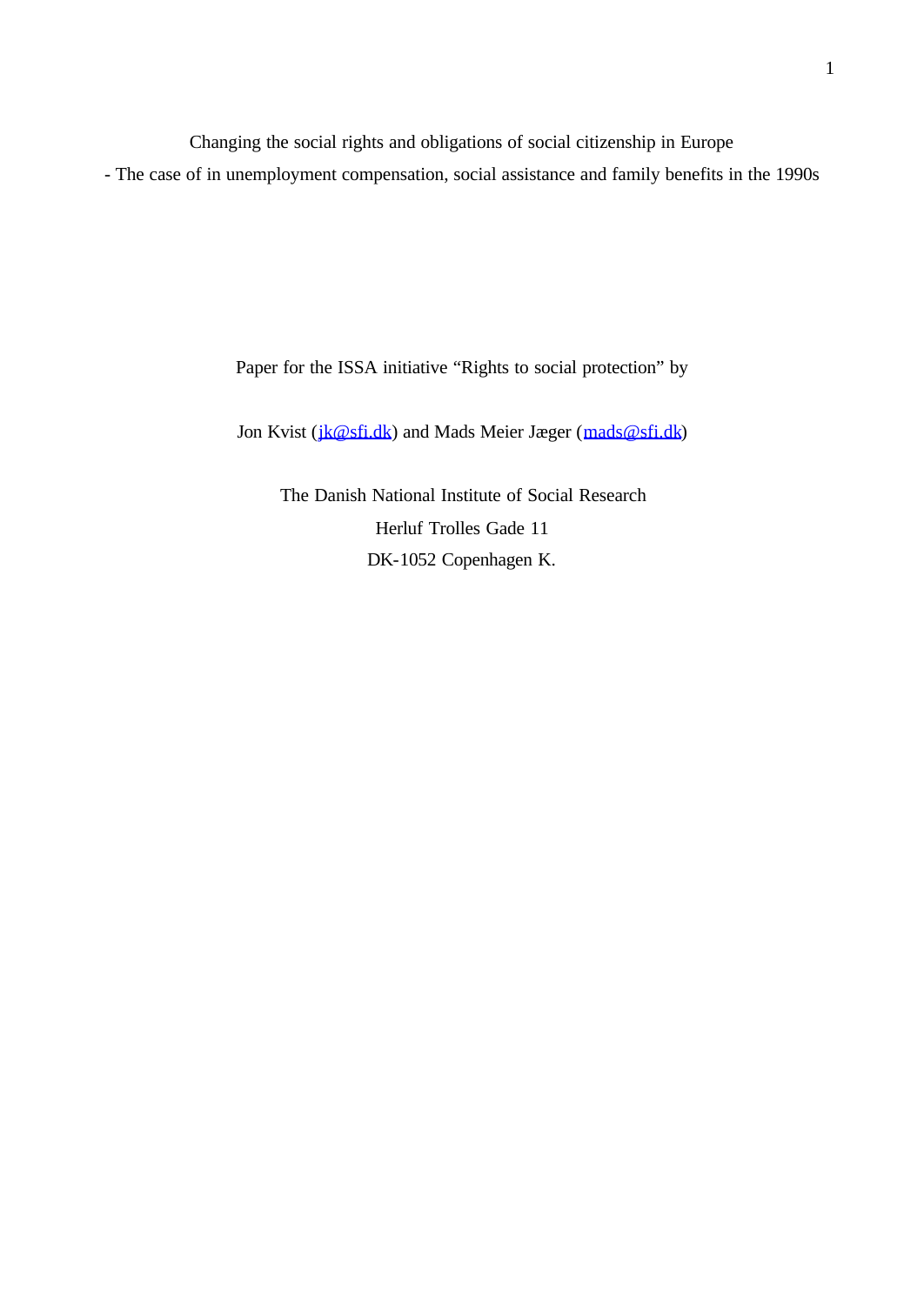# Changing the social rights and obligations of social citizenship in Europe

## - The case of in unemployment compensation, social assistance and family benefits in the 1990s

Paper for the ISSA initiative "Rights to social protection" by

Jon Kvist (jk@sfi.dk) and Mads Meier Jæger (mads@sfi.dk)

The Danish National Institute of Social Research

Herluf Trolles Gade 11

DK-1052 Copenhagen K.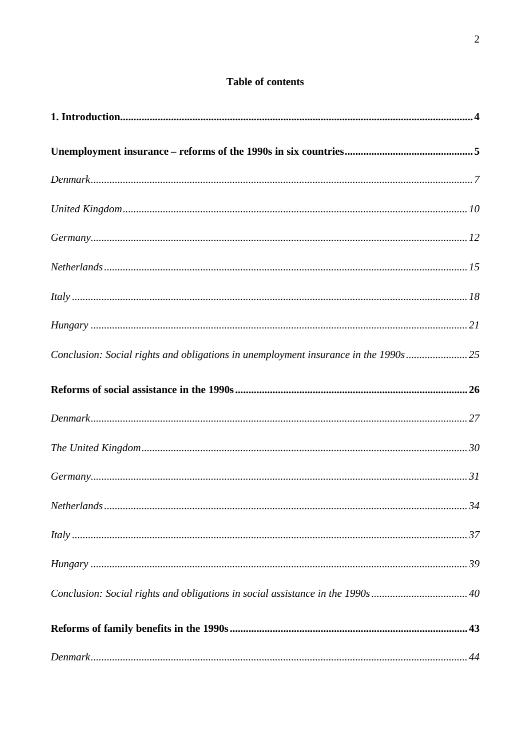**Table of contents**

**1. Introduction** .......... **4**

**Unemployment insurance – reforms of the 1990s in six countries** .......... **5**

*Denmark* .......... *7*

*United Kingdom* .......... *10*

*Germany* .......... *12*

*Netherlands* .......... *15*

*Italy* .......... *18*

*Hungary* .......... *21*

*Conclusion: Social rights and obligations in unemployment insurance in the 1990s* .......... *25*

**Reforms of social assistance in the 1990s** .......... **26**

*Denmark* .......... *27*

*The United Kingdom* .......... *30*

*Germany* .......... *31*

*Netherlands* .......... *34*

*Italy* .......... *37*

*Hungary* .......... *39*

*Conclusion: Social rights and obligations in social assistance in the 1990s* .......... *40*

**Reforms of family benefits in the 1990s** .......... **43**

*Denmark* .......... *44*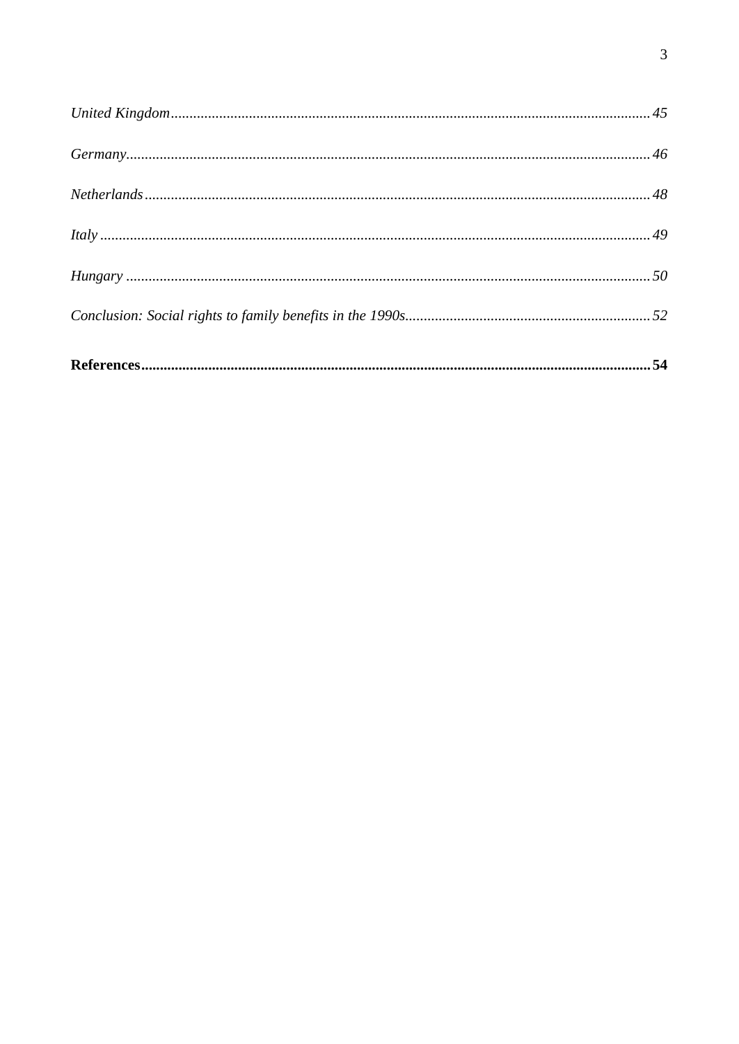*United Kingdom* ........................................................................................................ *45*

*Germany* ................................................................................................................ *46*

*Netherlands* ............................................................................................................ *48*

*Italy* ....................................................................................................................... *49*

*Hungary* ................................................................................................................. *50*

*Conclusion: Social rights to family benefits in the 1990s* ........................................... *52*

**References** ........................................................................................................... **54**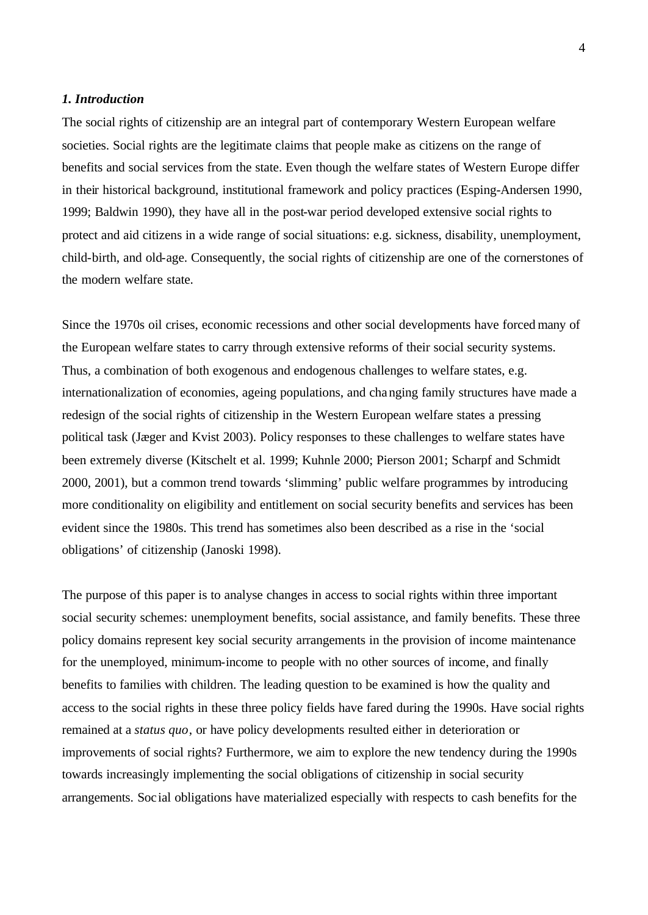### *1. Introduction*

The social rights of citizenship are an integral part of contemporary Western European welfare societies. Social rights are the legitimate claims that people make as citizens on the range of benefits and social services from the state. Even though the welfare states of Western Europe differ in their historical background, institutional framework and policy practices (Esping-Andersen 1990, 1999; Baldwin 1990), they have all in the post-war period developed extensive social rights to protect and aid citizens in a wide range of social situations: e.g. sickness, disability, unemployment, child-birth, and old-age. Consequently, the social rights of citizenship are one of the cornerstones of the modern welfare state.

Since the 1970s oil crises, economic recessions and other social developments have forced many of the European welfare states to carry through extensive reforms of their social security systems. Thus, a combination of both exogenous and endogenous challenges to welfare states, e.g. internationalization of economies, ageing populations, and changing family structures have made a redesign of the social rights of citizenship in the Western European welfare states a pressing political task (Jæger and Kvist 2003). Policy responses to these challenges to welfare states have been extremely diverse (Kitschelt et al. 1999; Kuhnle 2000; Pierson 2001; Scharpf and Schmidt 2000, 2001), but a common trend towards 'slimming' public welfare programmes by introducing more conditionality on eligibility and entitlement on social security benefits and services has been evident since the 1980s. This trend has sometimes also been described as a rise in the 'social obligations' of citizenship (Janoski 1998).

The purpose of this paper is to analyse changes in access to social rights within three important social security schemes: unemployment benefits, social assistance, and family benefits. These three policy domains represent key social security arrangements in the provision of income maintenance for the unemployed, minimum-income to people with no other sources of income, and finally benefits to families with children. The leading question to be examined is how the quality and access to the social rights in these three policy fields have fared during the 1990s. Have social rights remained at a *status quo*, or have policy developments resulted either in deterioration or improvements of social rights? Furthermore, we aim to explore the new tendency during the 1990s towards increasingly implementing the social obligations of citizenship in social security arrangements. Social obligations have materialized especially with respects to cash benefits for the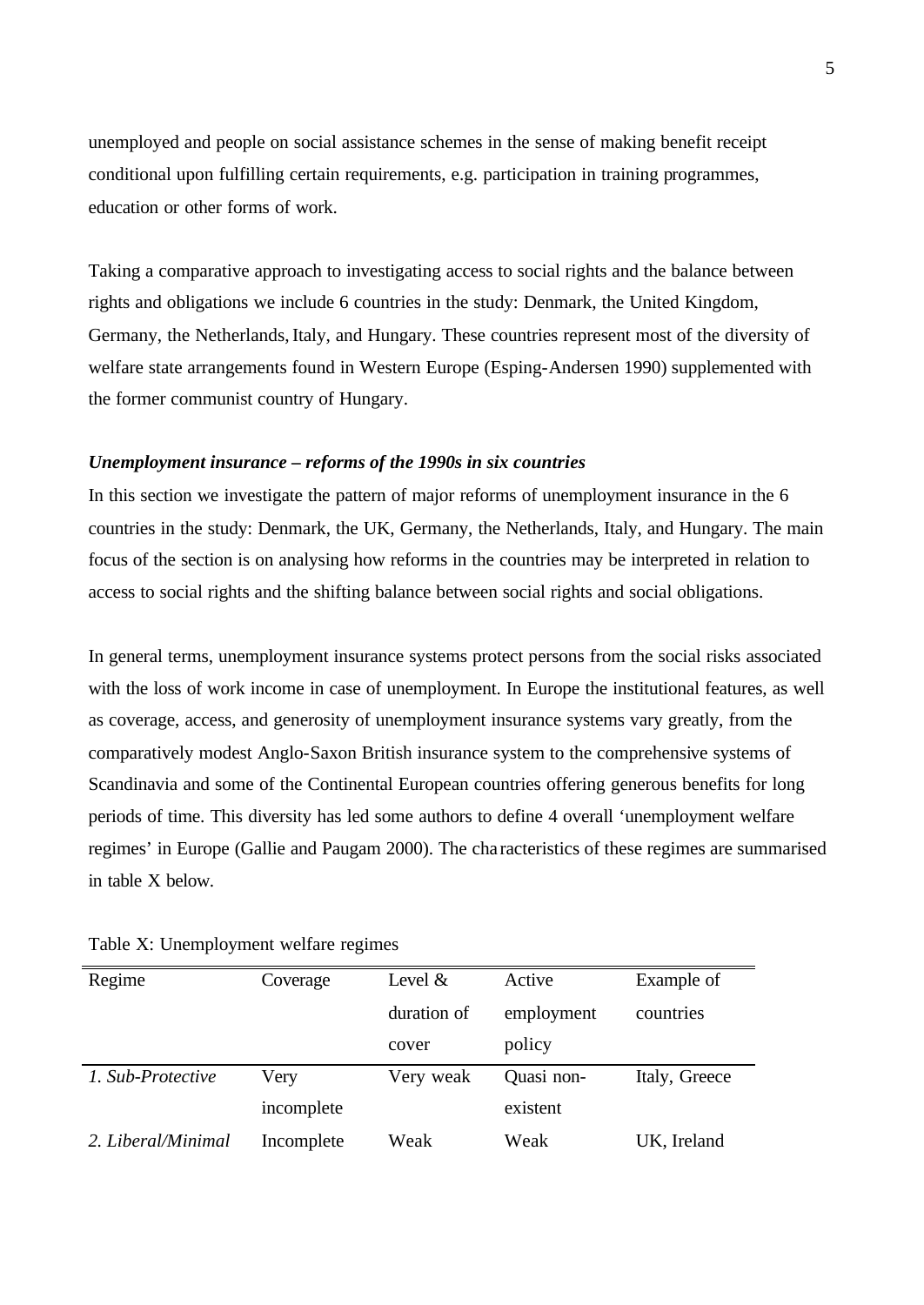unemployed and people on social assistance schemes in the sense of making benefit receipt conditional upon fulfilling certain requirements, e.g. participation in training programmes, education or other forms of work.

Taking a comparative approach to investigating access to social rights and the balance between rights and obligations we include 6 countries in the study: Denmark, the United Kingdom, Germany, the Netherlands, Italy, and Hungary. These countries represent most of the diversity of welfare state arrangements found in Western Europe (Esping-Andersen 1990) supplemented with the former communist country of Hungary.

***Unemployment insurance – reforms of the 1990s in six countries***

In this section we investigate the pattern of major reforms of unemployment insurance in the 6 countries in the study: Denmark, the UK, Germany, the Netherlands, Italy, and Hungary. The main focus of the section is on analysing how reforms in the countries may be interpreted in relation to access to social rights and the shifting balance between social rights and social obligations.

In general terms, unemployment insurance systems protect persons from the social risks associated with the loss of work income in case of unemployment. In Europe the institutional features, as well as coverage, access, and generosity of unemployment insurance systems vary greatly, from the comparatively modest Anglo-Saxon British insurance system to the comprehensive systems of Scandinavia and some of the Continental European countries offering generous benefits for long periods of time. This diversity has led some authors to define 4 overall 'unemployment welfare regimes' in Europe (Gallie and Paugam 2000). The characteristics of these regimes are summarised in table X below.

Table X: Unemployment welfare regimes

| Regime | Coverage | Level & duration of cover | Active employment policy | Example of countries |
|---|---|---|---|---|
| *1. Sub-Protective* | Very incomplete | Very weak | Quasi non-existent | Italy, Greece |
| *2. Liberal/Minimal* | Incomplete | Weak | Weak | UK, Ireland |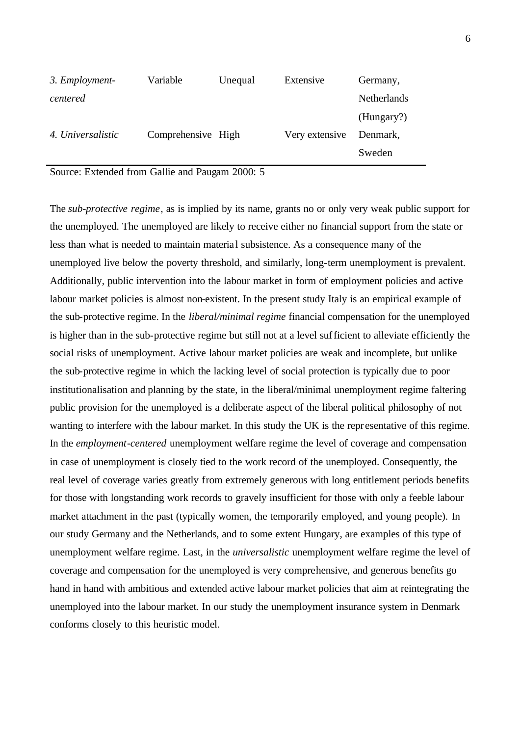| | | | | |
|---|---|---|---|---|
| *3. Employment-centered* | Variable | Unequal | Extensive | Germany, Netherlands (Hungary?) |
| *4. Universalistic* | Comprehensive | High | Very extensive | Denmark, Sweden |

Source: Extended from Gallie and Paugam 2000: 5

The *sub-protective regime*, as is implied by its name, grants no or only very weak public support for the unemployed. The unemployed are likely to receive either no financial support from the state or less than what is needed to maintain material subsistence. As a consequence many of the unemployed live below the poverty threshold, and similarly, long-term unemployment is prevalent. Additionally, public intervention into the labour market in form of employment policies and active labour market policies is almost non-existent. In the present study Italy is an empirical example of the sub-protective regime. In the *liberal/minimal regime* financial compensation for the unemployed is higher than in the sub-protective regime but still not at a level sufficient to alleviate efficiently the social risks of unemployment. Active labour market policies are weak and incomplete, but unlike the sub-protective regime in which the lacking level of social protection is typically due to poor institutionalisation and planning by the state, in the liberal/minimal unemployment regime faltering public provision for the unemployed is a deliberate aspect of the liberal political philosophy of not wanting to interfere with the labour market. In this study the UK is the representative of this regime. In the *employment-centered* unemployment welfare regime the level of coverage and compensation in case of unemployment is closely tied to the work record of the unemployed. Consequently, the real level of coverage varies greatly from extremely generous with long entitlement periods benefits for those with longstanding work records to gravely insufficient for those with only a feeble labour market attachment in the past (typically women, the temporarily employed, and young people). In our study Germany and the Netherlands, and to some extent Hungary, are examples of this type of unemployment welfare regime. Last, in the *universalistic* unemployment welfare regime the level of coverage and compensation for the unemployed is very comprehensive, and generous benefits go hand in hand with ambitious and extended active labour market policies that aim at reintegrating the unemployed into the labour market. In our study the unemployment insurance system in Denmark conforms closely to this heuristic model.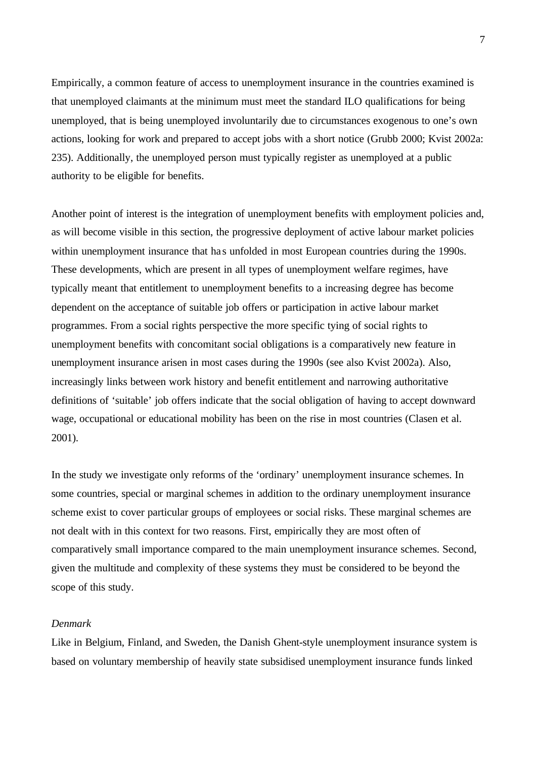Empirically, a common feature of access to unemployment insurance in the countries examined is that unemployed claimants at the minimum must meet the standard ILO qualifications for being unemployed, that is being unemployed involuntarily due to circumstances exogenous to one's own actions, looking for work and prepared to accept jobs with a short notice (Grubb 2000; Kvist 2002a: 235). Additionally, the unemployed person must typically register as unemployed at a public authority to be eligible for benefits.

Another point of interest is the integration of unemployment benefits with employment policies and, as will become visible in this section, the progressive deployment of active labour market policies within unemployment insurance that has unfolded in most European countries during the 1990s. These developments, which are present in all types of unemployment welfare regimes, have typically meant that entitlement to unemployment benefits to a increasing degree has become dependent on the acceptance of suitable job offers or participation in active labour market programmes. From a social rights perspective the more specific tying of social rights to unemployment benefits with concomitant social obligations is a comparatively new feature in unemployment insurance arisen in most cases during the 1990s (see also Kvist 2002a). Also, increasingly links between work history and benefit entitlement and narrowing authoritative definitions of 'suitable' job offers indicate that the social obligation of having to accept downward wage, occupational or educational mobility has been on the rise in most countries (Clasen et al. 2001).

In the study we investigate only reforms of the 'ordinary' unemployment insurance schemes. In some countries, special or marginal schemes in addition to the ordinary unemployment insurance scheme exist to cover particular groups of employees or social risks. These marginal schemes are not dealt with in this context for two reasons. First, empirically they are most often of comparatively small importance compared to the main unemployment insurance schemes. Second, given the multitude and complexity of these systems they must be considered to be beyond the scope of this study.

*Denmark*

Like in Belgium, Finland, and Sweden, the Danish Ghent-style unemployment insurance system is based on voluntary membership of heavily state subsidised unemployment insurance funds linked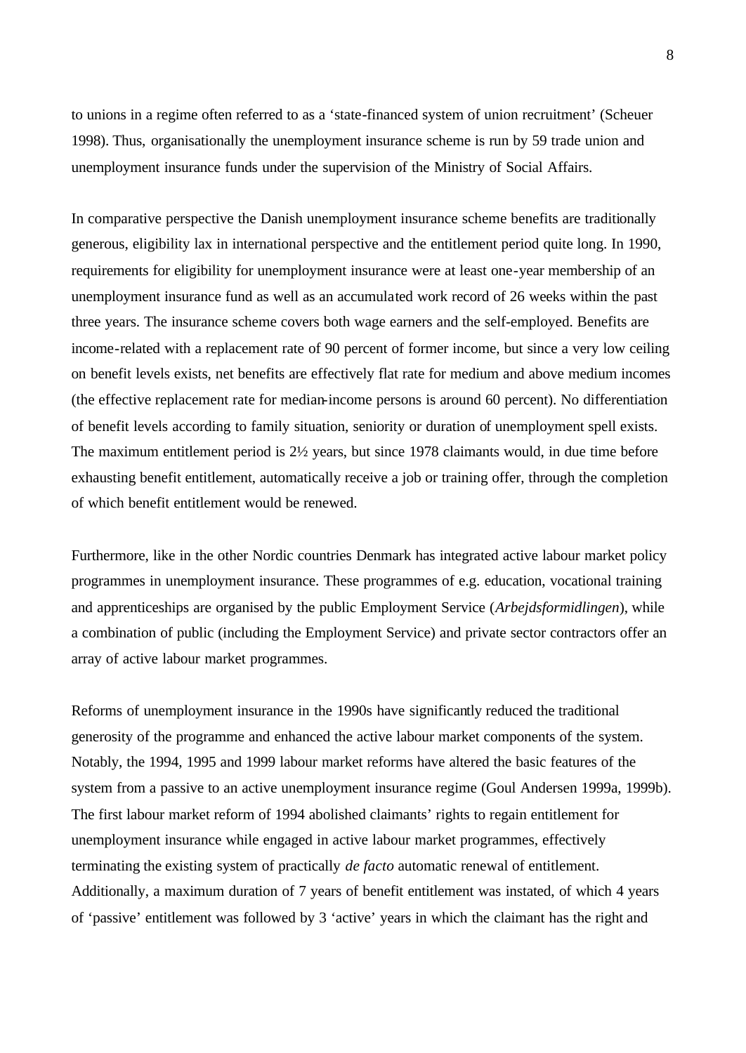to unions in a regime often referred to as a 'state-financed system of union recruitment' (Scheuer 1998). Thus, organisationally the unemployment insurance scheme is run by 59 trade union and unemployment insurance funds under the supervision of the Ministry of Social Affairs.

In comparative perspective the Danish unemployment insurance scheme benefits are traditionally generous, eligibility lax in international perspective and the entitlement period quite long. In 1990, requirements for eligibility for unemployment insurance were at least one-year membership of an unemployment insurance fund as well as an accumulated work record of 26 weeks within the past three years. The insurance scheme covers both wage earners and the self-employed. Benefits are income-related with a replacement rate of 90 percent of former income, but since a very low ceiling on benefit levels exists, net benefits are effectively flat rate for medium and above medium incomes (the effective replacement rate for median-income persons is around 60 percent). No differentiation of benefit levels according to family situation, seniority or duration of unemployment spell exists. The maximum entitlement period is 2½ years, but since 1978 claimants would, in due time before exhausting benefit entitlement, automatically receive a job or training offer, through the completion of which benefit entitlement would be renewed.

Furthermore, like in the other Nordic countries Denmark has integrated active labour market policy programmes in unemployment insurance. These programmes of e.g. education, vocational training and apprenticeships are organised by the public Employment Service (*Arbejdsformidlingen*), while a combination of public (including the Employment Service) and private sector contractors offer an array of active labour market programmes.

Reforms of unemployment insurance in the 1990s have significantly reduced the traditional generosity of the programme and enhanced the active labour market components of the system. Notably, the 1994, 1995 and 1999 labour market reforms have altered the basic features of the system from a passive to an active unemployment insurance regime (Goul Andersen 1999a, 1999b). The first labour market reform of 1994 abolished claimants' rights to regain entitlement for unemployment insurance while engaged in active labour market programmes, effectively terminating the existing system of practically *de facto* automatic renewal of entitlement. Additionally, a maximum duration of 7 years of benefit entitlement was instated, of which 4 years of 'passive' entitlement was followed by 3 'active' years in which the claimant has the right and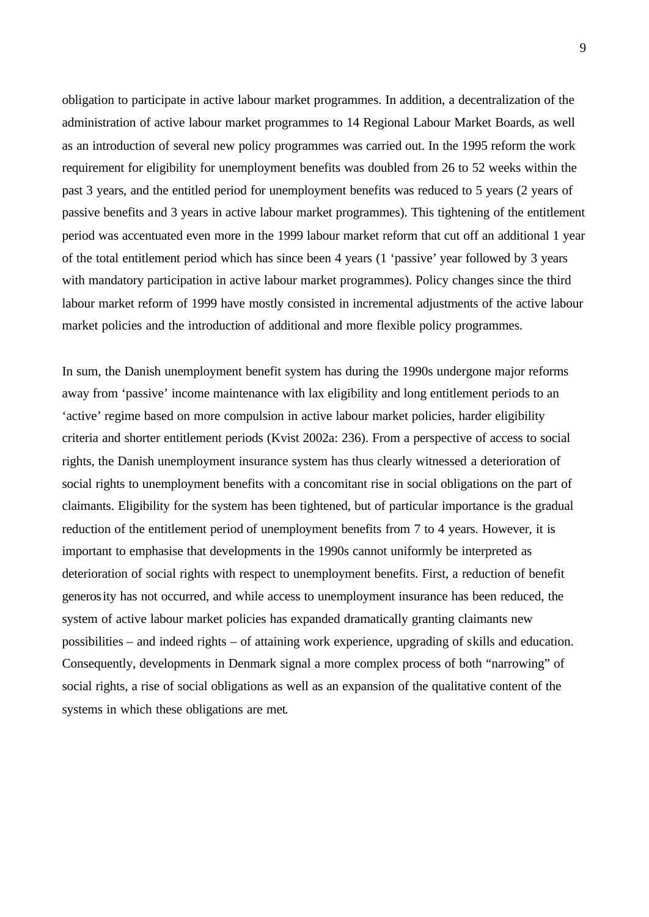obligation to participate in active labour market programmes. In addition, a decentralization of the administration of active labour market programmes to 14 Regional Labour Market Boards, as well as an introduction of several new policy programmes was carried out. In the 1995 reform the work requirement for eligibility for unemployment benefits was doubled from 26 to 52 weeks within the past 3 years, and the entitled period for unemployment benefits was reduced to 5 years (2 years of passive benefits and 3 years in active labour market programmes). This tightening of the entitlement period was accentuated even more in the 1999 labour market reform that cut off an additional 1 year of the total entitlement period which has since been 4 years (1 'passive' year followed by 3 years with mandatory participation in active labour market programmes). Policy changes since the third labour market reform of 1999 have mostly consisted in incremental adjustments of the active labour market policies and the introduction of additional and more flexible policy programmes.

In sum, the Danish unemployment benefit system has during the 1990s undergone major reforms away from 'passive' income maintenance with lax eligibility and long entitlement periods to an 'active' regime based on more compulsion in active labour market policies, harder eligibility criteria and shorter entitlement periods (Kvist 2002a: 236). From a perspective of access to social rights, the Danish unemployment insurance system has thus clearly witnessed a deterioration of social rights to unemployment benefits with a concomitant rise in social obligations on the part of claimants. Eligibility for the system has been tightened, but of particular importance is the gradual reduction of the entitlement period of unemployment benefits from 7 to 4 years. However, it is important to emphasise that developments in the 1990s cannot uniformly be interpreted as deterioration of social rights with respect to unemployment benefits. First, a reduction of benefit generosity has not occurred, and while access to unemployment insurance has been reduced, the system of active labour market policies has expanded dramatically granting claimants new possibilities – and indeed rights – of attaining work experience, upgrading of skills and education. Consequently, developments in Denmark signal a more complex process of both "narrowing" of social rights, a rise of social obligations as well as an expansion of the qualitative content of the systems in which these obligations are met.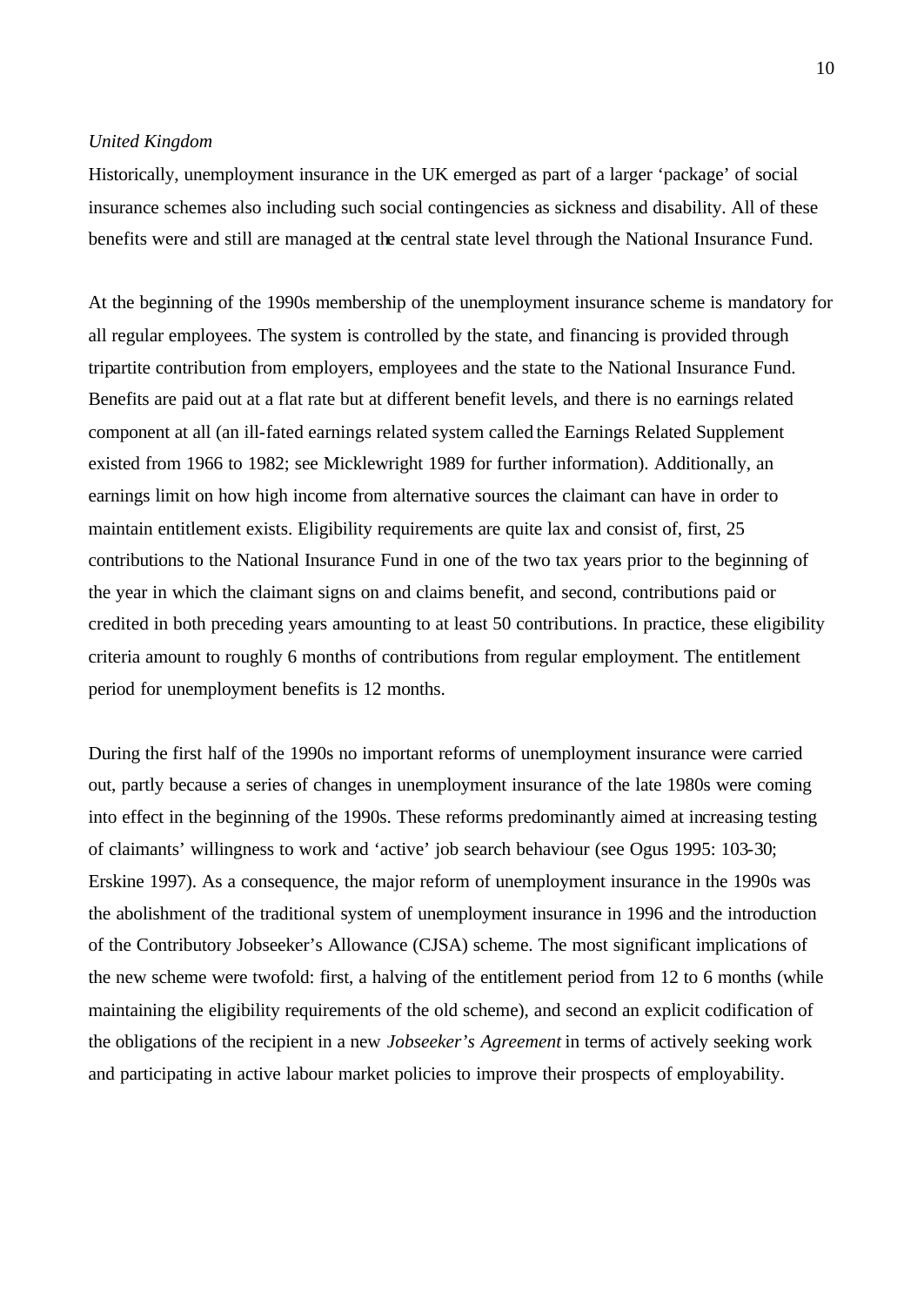*United Kingdom*

Historically, unemployment insurance in the UK emerged as part of a larger 'package' of social insurance schemes also including such social contingencies as sickness and disability. All of these benefits were and still are managed at the central state level through the National Insurance Fund.

At the beginning of the 1990s membership of the unemployment insurance scheme is mandatory for all regular employees. The system is controlled by the state, and financing is provided through tripartite contribution from employers, employees and the state to the National Insurance Fund. Benefits are paid out at a flat rate but at different benefit levels, and there is no earnings related component at all (an ill-fated earnings related system called the Earnings Related Supplement existed from 1966 to 1982; see Micklewright 1989 for further information). Additionally, an earnings limit on how high income from alternative sources the claimant can have in order to maintain entitlement exists. Eligibility requirements are quite lax and consist of, first, 25 contributions to the National Insurance Fund in one of the two tax years prior to the beginning of the year in which the claimant signs on and claims benefit, and second, contributions paid or credited in both preceding years amounting to at least 50 contributions. In practice, these eligibility criteria amount to roughly 6 months of contributions from regular employment. The entitlement period for unemployment benefits is 12 months.

During the first half of the 1990s no important reforms of unemployment insurance were carried out, partly because a series of changes in unemployment insurance of the late 1980s were coming into effect in the beginning of the 1990s. These reforms predominantly aimed at increasing testing of claimants' willingness to work and 'active' job search behaviour (see Ogus 1995: 103-30; Erskine 1997). As a consequence, the major reform of unemployment insurance in the 1990s was the abolishment of the traditional system of unemployment insurance in 1996 and the introduction of the Contributory Jobseeker's Allowance (CJSA) scheme. The most significant implications of the new scheme were twofold: first, a halving of the entitlement period from 12 to 6 months (while maintaining the eligibility requirements of the old scheme), and second an explicit codification of the obligations of the recipient in a new *Jobseeker's Agreement* in terms of actively seeking work and participating in active labour market policies to improve their prospects of employability.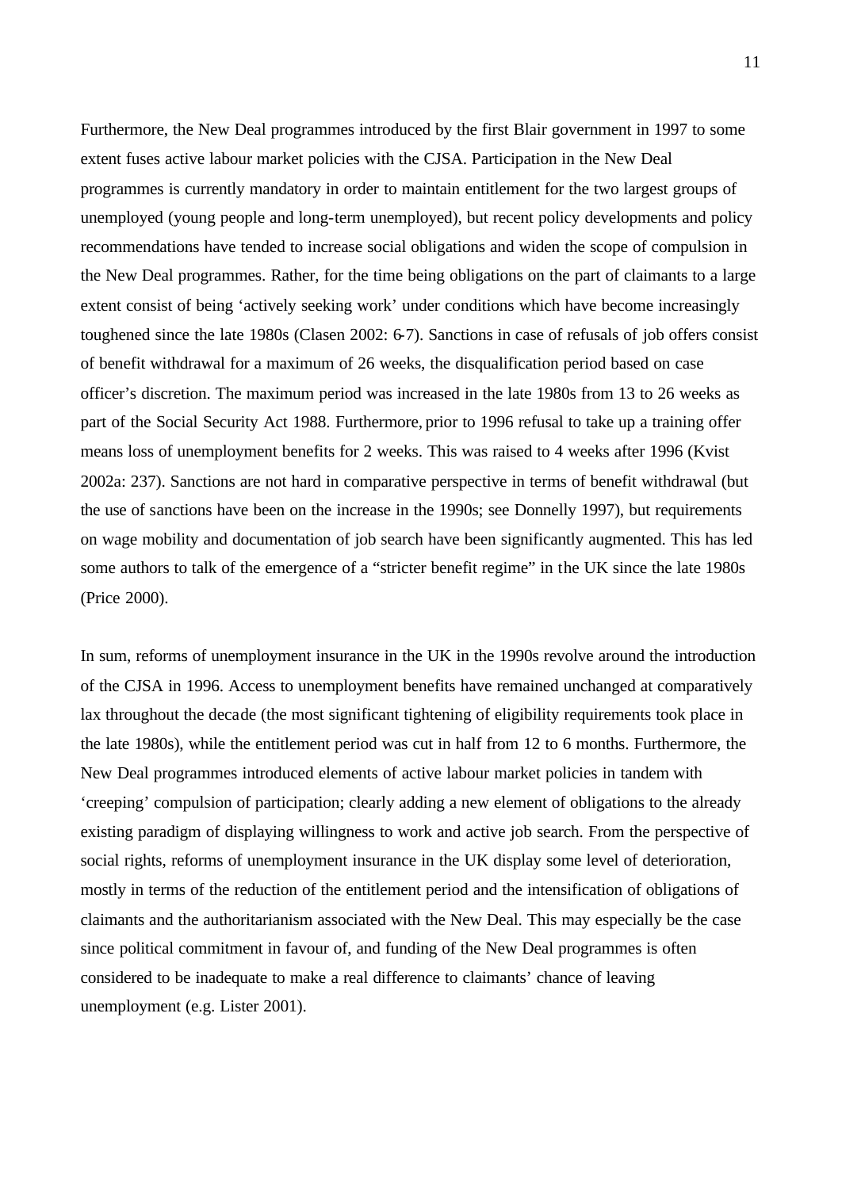Furthermore, the New Deal programmes introduced by the first Blair government in 1997 to some extent fuses active labour market policies with the CJSA. Participation in the New Deal programmes is currently mandatory in order to maintain entitlement for the two largest groups of unemployed (young people and long-term unemployed), but recent policy developments and policy recommendations have tended to increase social obligations and widen the scope of compulsion in the New Deal programmes. Rather, for the time being obligations on the part of claimants to a large extent consist of being 'actively seeking work' under conditions which have become increasingly toughened since the late 1980s (Clasen 2002: 6-7). Sanctions in case of refusals of job offers consist of benefit withdrawal for a maximum of 26 weeks, the disqualification period based on case officer's discretion. The maximum period was increased in the late 1980s from 13 to 26 weeks as part of the Social Security Act 1988. Furthermore, prior to 1996 refusal to take up a training offer means loss of unemployment benefits for 2 weeks. This was raised to 4 weeks after 1996 (Kvist 2002a: 237). Sanctions are not hard in comparative perspective in terms of benefit withdrawal (but the use of sanctions have been on the increase in the 1990s; see Donnelly 1997), but requirements on wage mobility and documentation of job search have been significantly augmented. This has led some authors to talk of the emergence of a "stricter benefit regime" in the UK since the late 1980s (Price 2000).

In sum, reforms of unemployment insurance in the UK in the 1990s revolve around the introduction of the CJSA in 1996. Access to unemployment benefits have remained unchanged at comparatively lax throughout the decade (the most significant tightening of eligibility requirements took place in the late 1980s), while the entitlement period was cut in half from 12 to 6 months. Furthermore, the New Deal programmes introduced elements of active labour market policies in tandem with 'creeping' compulsion of participation; clearly adding a new element of obligations to the already existing paradigm of displaying willingness to work and active job search. From the perspective of social rights, reforms of unemployment insurance in the UK display some level of deterioration, mostly in terms of the reduction of the entitlement period and the intensification of obligations of claimants and the authoritarianism associated with the New Deal. This may especially be the case since political commitment in favour of, and funding of the New Deal programmes is often considered to be inadequate to make a real difference to claimants' chance of leaving unemployment (e.g. Lister 2001).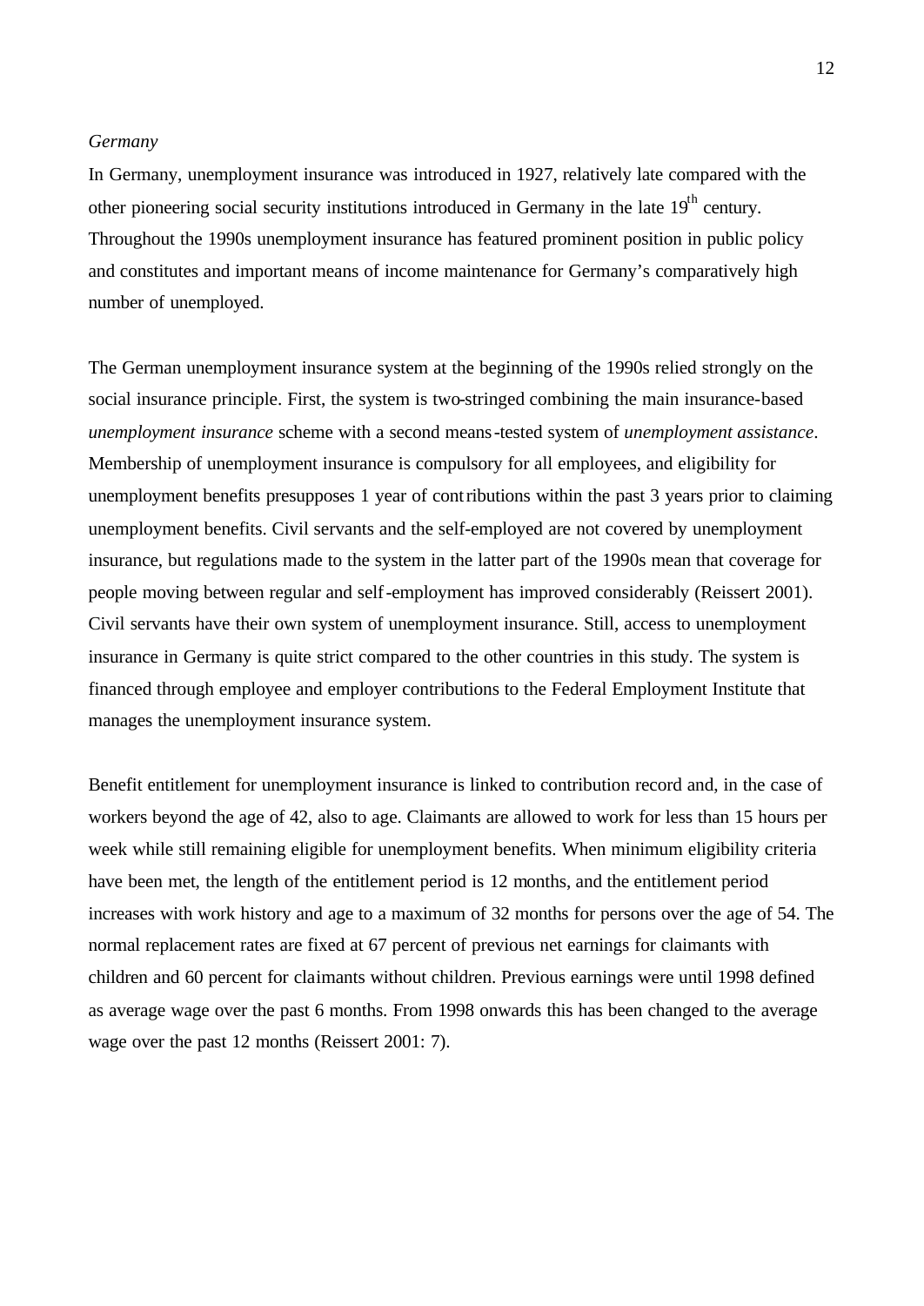*Germany*

In Germany, unemployment insurance was introduced in 1927, relatively late compared with the other pioneering social security institutions introduced in Germany in the late 19$^{th}$ century. Throughout the 1990s unemployment insurance has featured prominent position in public policy and constitutes and important means of income maintenance for Germany's comparatively high number of unemployed.

The German unemployment insurance system at the beginning of the 1990s relied strongly on the social insurance principle. First, the system is two-stringed combining the main insurance-based *unemployment insurance* scheme with a second means-tested system of *unemployment assistance*. Membership of unemployment insurance is compulsory for all employees, and eligibility for unemployment benefits presupposes 1 year of contributions within the past 3 years prior to claiming unemployment benefits. Civil servants and the self-employed are not covered by unemployment insurance, but regulations made to the system in the latter part of the 1990s mean that coverage for people moving between regular and self-employment has improved considerably (Reissert 2001). Civil servants have their own system of unemployment insurance. Still, access to unemployment insurance in Germany is quite strict compared to the other countries in this study. The system is financed through employee and employer contributions to the Federal Employment Institute that manages the unemployment insurance system.

Benefit entitlement for unemployment insurance is linked to contribution record and, in the case of workers beyond the age of 42, also to age. Claimants are allowed to work for less than 15 hours per week while still remaining eligible for unemployment benefits. When minimum eligibility criteria have been met, the length of the entitlement period is 12 months, and the entitlement period increases with work history and age to a maximum of 32 months for persons over the age of 54. The normal replacement rates are fixed at 67 percent of previous net earnings for claimants with children and 60 percent for claimants without children. Previous earnings were until 1998 defined as average wage over the past 6 months. From 1998 onwards this has been changed to the average wage over the past 12 months (Reissert 2001: 7).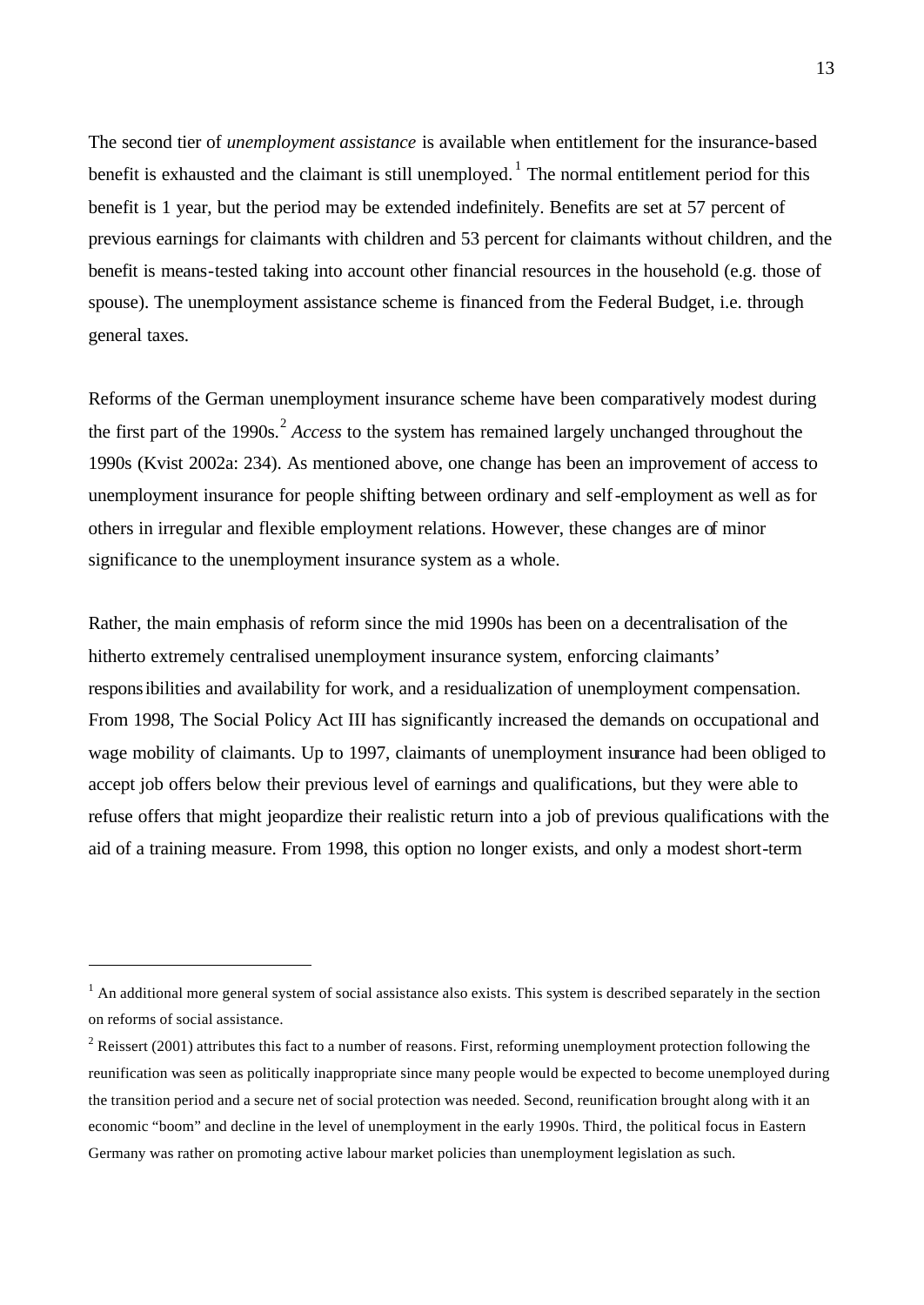The second tier of *unemployment assistance* is available when entitlement for the insurance-based benefit is exhausted and the claimant is still unemployed.[1] The normal entitlement period for this benefit is 1 year, but the period may be extended indefinitely. Benefits are set at 57 percent of previous earnings for claimants with children and 53 percent for claimants without children, and the benefit is means-tested taking into account other financial resources in the household (e.g. those of spouse). The unemployment assistance scheme is financed from the Federal Budget, i.e. through general taxes.

Reforms of the German unemployment insurance scheme have been comparatively modest during the first part of the 1990s.[2] *Access* to the system has remained largely unchanged throughout the 1990s (Kvist 2002a: 234). As mentioned above, one change has been an improvement of access to unemployment insurance for people shifting between ordinary and self-employment as well as for others in irregular and flexible employment relations. However, these changes are of minor significance to the unemployment insurance system as a whole.

Rather, the main emphasis of reform since the mid 1990s has been on a decentralisation of the hitherto extremely centralised unemployment insurance system, enforcing claimants' responsibilities and availability for work, and a residualization of unemployment compensation. From 1998, The Social Policy Act III has significantly increased the demands on occupational and wage mobility of claimants. Up to 1997, claimants of unemployment insurance had been obliged to accept job offers below their previous level of earnings and qualifications, but they were able to refuse offers that might jeopardize their realistic return into a job of previous qualifications with the aid of a training measure. From 1998, this option no longer exists, and only a modest short-term

---

[1] An additional more general system of social assistance also exists. This system is described separately in the section on reforms of social assistance.

[2] Reissert (2001) attributes this fact to a number of reasons. First, reforming unemployment protection following the reunification was seen as politically inappropriate since many people would be expected to become unemployed during the transition period and a secure net of social protection was needed. Second, reunification brought along with it an economic "boom" and decline in the level of unemployment in the early 1990s. Third, the political focus in Eastern Germany was rather on promoting active labour market policies than unemployment legislation as such.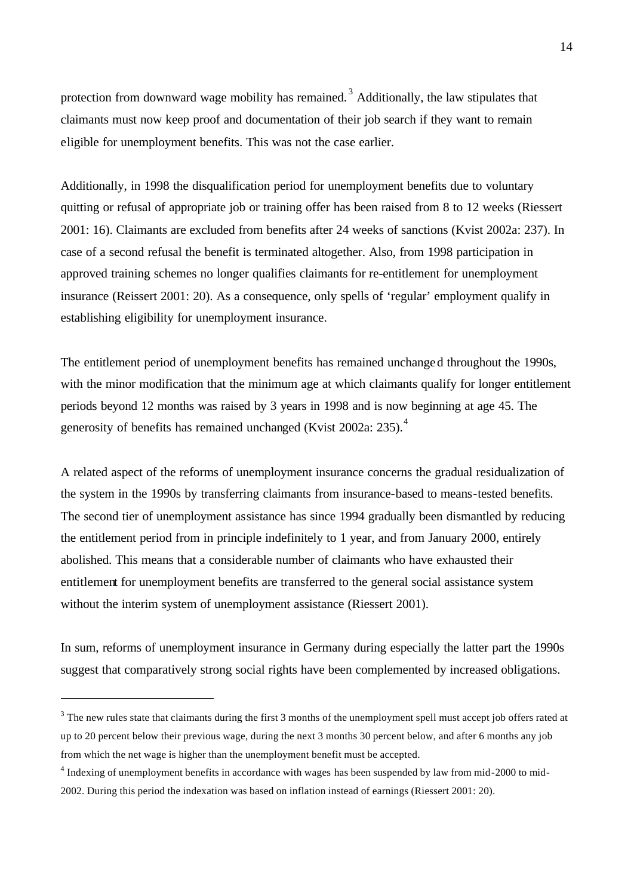protection from downward wage mobility has remained.[3] Additionally, the law stipulates that claimants must now keep proof and documentation of their job search if they want to remain eligible for unemployment benefits. This was not the case earlier.

Additionally, in 1998 the disqualification period for unemployment benefits due to voluntary quitting or refusal of appropriate job or training offer has been raised from 8 to 12 weeks (Riessert 2001: 16). Claimants are excluded from benefits after 24 weeks of sanctions (Kvist 2002a: 237). In case of a second refusal the benefit is terminated altogether. Also, from 1998 participation in approved training schemes no longer qualifies claimants for re-entitlement for unemployment insurance (Reissert 2001: 20). As a consequence, only spells of 'regular' employment qualify in establishing eligibility for unemployment insurance.

The entitlement period of unemployment benefits has remained unchanged throughout the 1990s, with the minor modification that the minimum age at which claimants qualify for longer entitlement periods beyond 12 months was raised by 3 years in 1998 and is now beginning at age 45. The generosity of benefits has remained unchanged (Kvist 2002a: 235).[4]

A related aspect of the reforms of unemployment insurance concerns the gradual residualization of the system in the 1990s by transferring claimants from insurance-based to means-tested benefits. The second tier of unemployment assistance has since 1994 gradually been dismantled by reducing the entitlement period from in principle indefinitely to 1 year, and from January 2000, entirely abolished. This means that a considerable number of claimants who have exhausted their entitlement for unemployment benefits are transferred to the general social assistance system without the interim system of unemployment assistance (Riessert 2001).

In sum, reforms of unemployment insurance in Germany during especially the latter part the 1990s suggest that comparatively strong social rights have been complemented by increased obligations.

---

[3] The new rules state that claimants during the first 3 months of the unemployment spell must accept job offers rated at up to 20 percent below their previous wage, during the next 3 months 30 percent below, and after 6 months any job from which the net wage is higher than the unemployment benefit must be accepted.

[4] Indexing of unemployment benefits in accordance with wages has been suspended by law from mid-2000 to mid-2002. During this period the indexation was based on inflation instead of earnings (Riessert 2001: 20).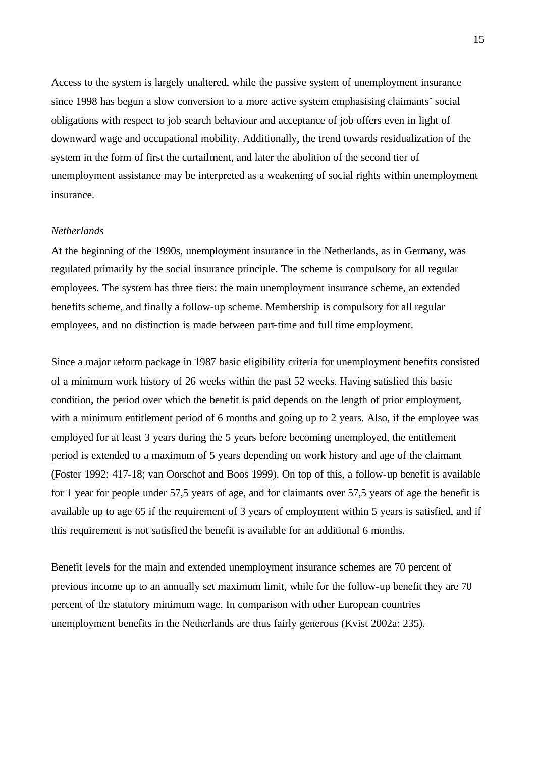Access to the system is largely unaltered, while the passive system of unemployment insurance since 1998 has begun a slow conversion to a more active system emphasising claimants' social obligations with respect to job search behaviour and acceptance of job offers even in light of downward wage and occupational mobility. Additionally, the trend towards residualization of the system in the form of first the curtailment, and later the abolition of the second tier of unemployment assistance may be interpreted as a weakening of social rights within unemployment insurance.

*Netherlands*

At the beginning of the 1990s, unemployment insurance in the Netherlands, as in Germany, was regulated primarily by the social insurance principle. The scheme is compulsory for all regular employees. The system has three tiers: the main unemployment insurance scheme, an extended benefits scheme, and finally a follow-up scheme. Membership is compulsory for all regular employees, and no distinction is made between part-time and full time employment.

Since a major reform package in 1987 basic eligibility criteria for unemployment benefits consisted of a minimum work history of 26 weeks within the past 52 weeks. Having satisfied this basic condition, the period over which the benefit is paid depends on the length of prior employment, with a minimum entitlement period of 6 months and going up to 2 years. Also, if the employee was employed for at least 3 years during the 5 years before becoming unemployed, the entitlement period is extended to a maximum of 5 years depending on work history and age of the claimant (Foster 1992: 417-18; van Oorschot and Boos 1999). On top of this, a follow-up benefit is available for 1 year for people under 57,5 years of age, and for claimants over 57,5 years of age the benefit is available up to age 65 if the requirement of 3 years of employment within 5 years is satisfied, and if this requirement is not satisfied the benefit is available for an additional 6 months.

Benefit levels for the main and extended unemployment insurance schemes are 70 percent of previous income up to an annually set maximum limit, while for the follow-up benefit they are 70 percent of the statutory minimum wage. In comparison with other European countries unemployment benefits in the Netherlands are thus fairly generous (Kvist 2002a: 235).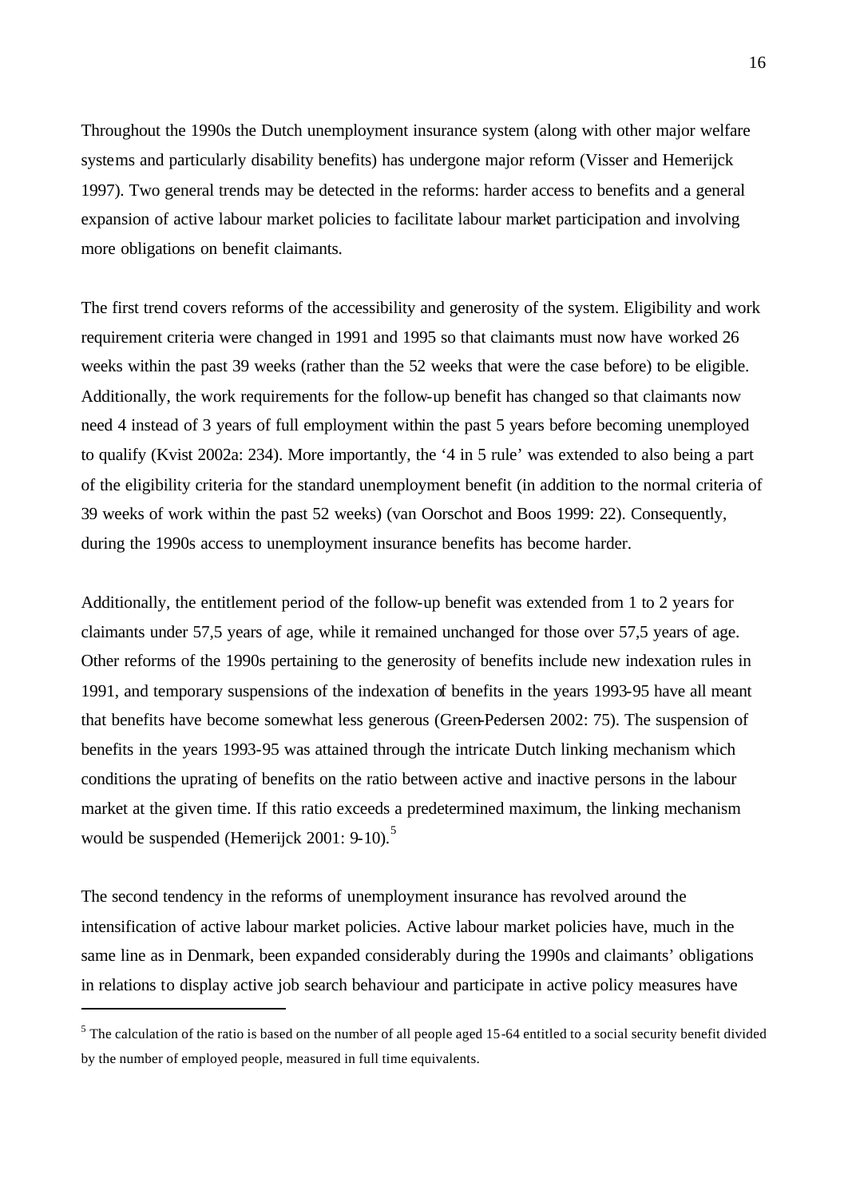Throughout the 1990s the Dutch unemployment insurance system (along with other major welfare systems and particularly disability benefits) has undergone major reform (Visser and Hemerijck 1997). Two general trends may be detected in the reforms: harder access to benefits and a general expansion of active labour market policies to facilitate labour market participation and involving more obligations on benefit claimants.

The first trend covers reforms of the accessibility and generosity of the system. Eligibility and work requirement criteria were changed in 1991 and 1995 so that claimants must now have worked 26 weeks within the past 39 weeks (rather than the 52 weeks that were the case before) to be eligible. Additionally, the work requirements for the follow-up benefit has changed so that claimants now need 4 instead of 3 years of full employment within the past 5 years before becoming unemployed to qualify (Kvist 2002a: 234). More importantly, the '4 in 5 rule' was extended to also being a part of the eligibility criteria for the standard unemployment benefit (in addition to the normal criteria of 39 weeks of work within the past 52 weeks) (van Oorschot and Boos 1999: 22). Consequently, during the 1990s access to unemployment insurance benefits has become harder.

Additionally, the entitlement period of the follow-up benefit was extended from 1 to 2 years for claimants under 57,5 years of age, while it remained unchanged for those over 57,5 years of age. Other reforms of the 1990s pertaining to the generosity of benefits include new indexation rules in 1991, and temporary suspensions of the indexation of benefits in the years 1993-95 have all meant that benefits have become somewhat less generous (Green-Pedersen 2002: 75). The suspension of benefits in the years 1993-95 was attained through the intricate Dutch linking mechanism which conditions the uprating of benefits on the ratio between active and inactive persons in the labour market at the given time. If this ratio exceeds a predetermined maximum, the linking mechanism would be suspended (Hemerijck 2001: 9-10).[5]

The second tendency in the reforms of unemployment insurance has revolved around the intensification of active labour market policies. Active labour market policies have, much in the same line as in Denmark, been expanded considerably during the 1990s and claimants' obligations in relations to display active job search behaviour and participate in active policy measures have

[5] The calculation of the ratio is based on the number of all people aged 15-64 entitled to a social security benefit divided by the number of employed people, measured in full time equivalents.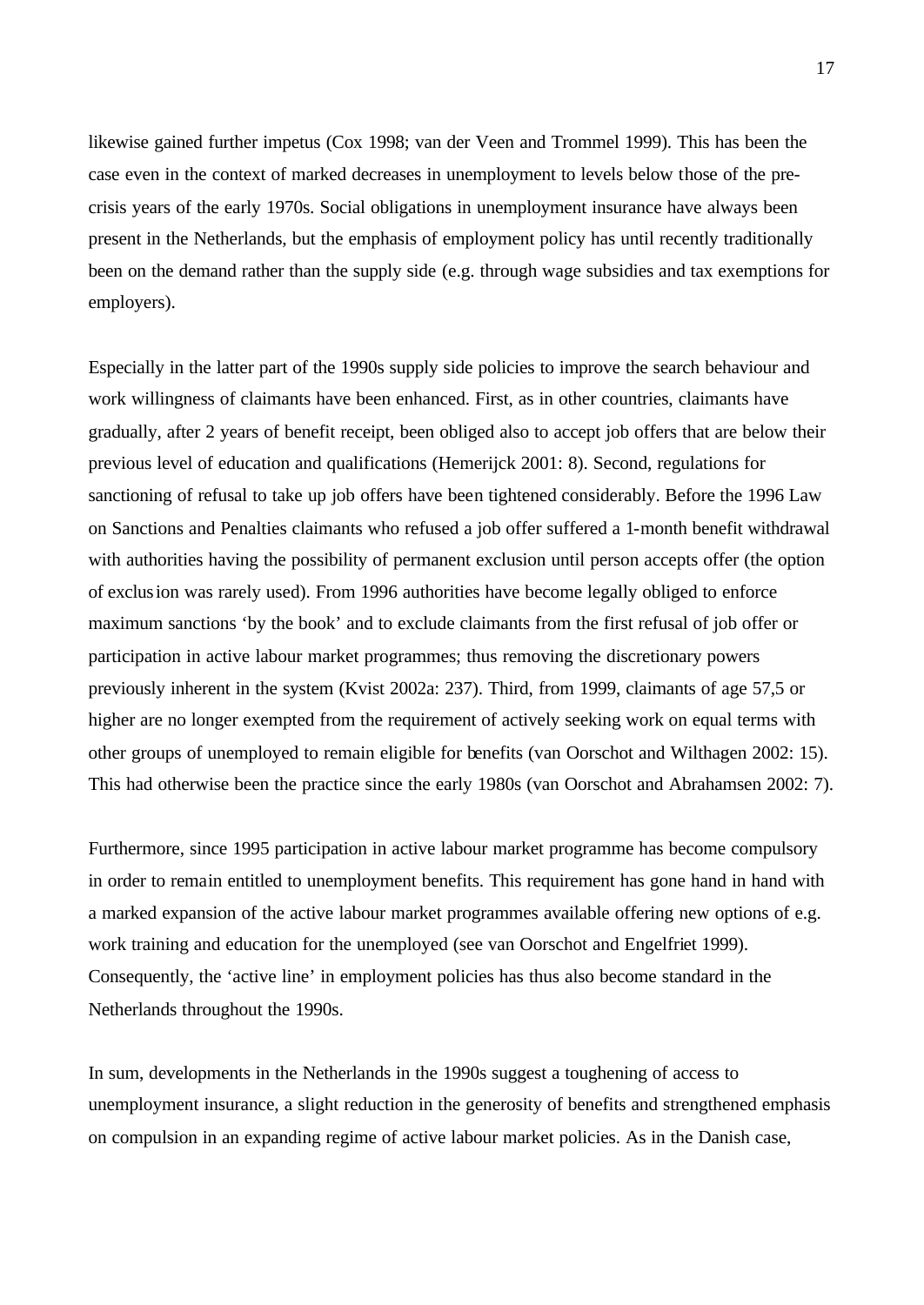likewise gained further impetus (Cox 1998; van der Veen and Trommel 1999). This has been the case even in the context of marked decreases in unemployment to levels below those of the pre-crisis years of the early 1970s. Social obligations in unemployment insurance have always been present in the Netherlands, but the emphasis of employment policy has until recently traditionally been on the demand rather than the supply side (e.g. through wage subsidies and tax exemptions for employers).

Especially in the latter part of the 1990s supply side policies to improve the search behaviour and work willingness of claimants have been enhanced. First, as in other countries, claimants have gradually, after 2 years of benefit receipt, been obliged also to accept job offers that are below their previous level of education and qualifications (Hemerijck 2001: 8). Second, regulations for sanctioning of refusal to take up job offers have been tightened considerably. Before the 1996 Law on Sanctions and Penalties claimants who refused a job offer suffered a 1-month benefit withdrawal with authorities having the possibility of permanent exclusion until person accepts offer (the option of exclusion was rarely used). From 1996 authorities have become legally obliged to enforce maximum sanctions 'by the book' and to exclude claimants from the first refusal of job offer or participation in active labour market programmes; thus removing the discretionary powers previously inherent in the system (Kvist 2002a: 237). Third, from 1999, claimants of age 57,5 or higher are no longer exempted from the requirement of actively seeking work on equal terms with other groups of unemployed to remain eligible for benefits (van Oorschot and Wilthagen 2002: 15). This had otherwise been the practice since the early 1980s (van Oorschot and Abrahamsen 2002: 7).

Furthermore, since 1995 participation in active labour market programme has become compulsory in order to remain entitled to unemployment benefits. This requirement has gone hand in hand with a marked expansion of the active labour market programmes available offering new options of e.g. work training and education for the unemployed (see van Oorschot and Engelfriet 1999). Consequently, the 'active line' in employment policies has thus also become standard in the Netherlands throughout the 1990s.

In sum, developments in the Netherlands in the 1990s suggest a toughening of access to unemployment insurance, a slight reduction in the generosity of benefits and strengthened emphasis on compulsion in an expanding regime of active labour market policies. As in the Danish case,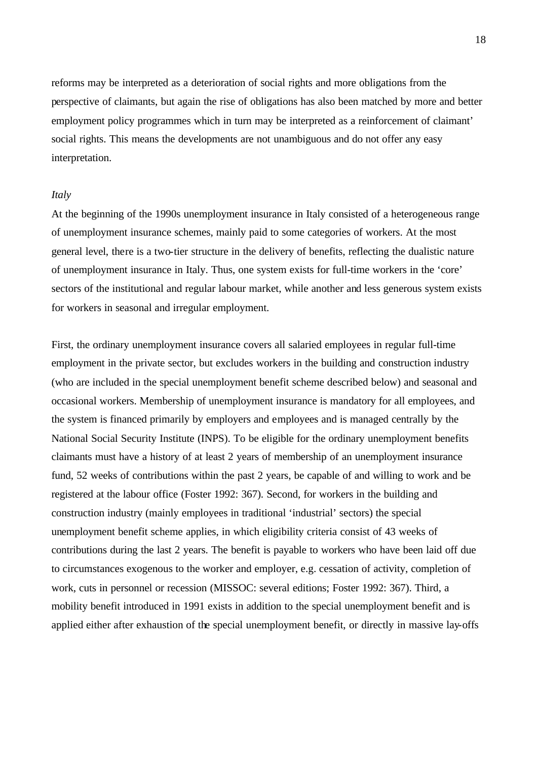reforms may be interpreted as a deterioration of social rights and more obligations from the perspective of claimants, but again the rise of obligations has also been matched by more and better employment policy programmes which in turn may be interpreted as a reinforcement of claimant' social rights. This means the developments are not unambiguous and do not offer any easy interpretation.

*Italy*

At the beginning of the 1990s unemployment insurance in Italy consisted of a heterogeneous range of unemployment insurance schemes, mainly paid to some categories of workers. At the most general level, there is a two-tier structure in the delivery of benefits, reflecting the dualistic nature of unemployment insurance in Italy. Thus, one system exists for full-time workers in the 'core' sectors of the institutional and regular labour market, while another and less generous system exists for workers in seasonal and irregular employment.

First, the ordinary unemployment insurance covers all salaried employees in regular full-time employment in the private sector, but excludes workers in the building and construction industry (who are included in the special unemployment benefit scheme described below) and seasonal and occasional workers. Membership of unemployment insurance is mandatory for all employees, and the system is financed primarily by employers and employees and is managed centrally by the National Social Security Institute (INPS). To be eligible for the ordinary unemployment benefits claimants must have a history of at least 2 years of membership of an unemployment insurance fund, 52 weeks of contributions within the past 2 years, be capable of and willing to work and be registered at the labour office (Foster 1992: 367). Second, for workers in the building and construction industry (mainly employees in traditional 'industrial' sectors) the special unemployment benefit scheme applies, in which eligibility criteria consist of 43 weeks of contributions during the last 2 years. The benefit is payable to workers who have been laid off due to circumstances exogenous to the worker and employer, e.g. cessation of activity, completion of work, cuts in personnel or recession (MISSOC: several editions; Foster 1992: 367). Third, a mobility benefit introduced in 1991 exists in addition to the special unemployment benefit and is applied either after exhaustion of the special unemployment benefit, or directly in massive lay-offs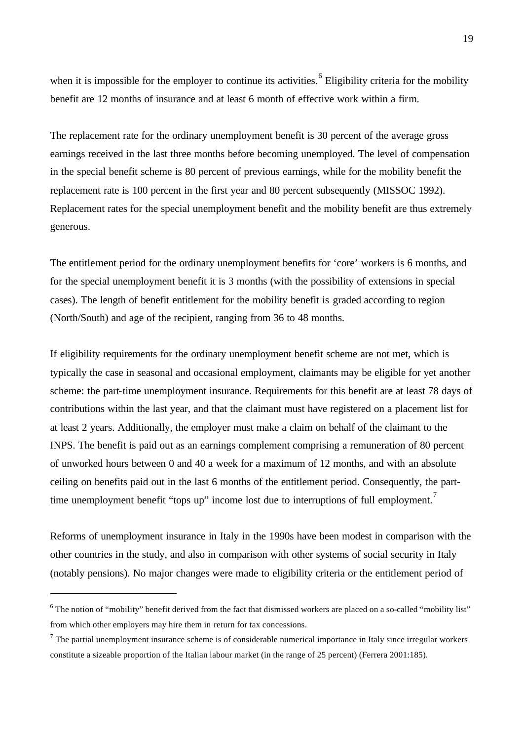when it is impossible for the employer to continue its activities.[6] Eligibility criteria for the mobility benefit are 12 months of insurance and at least 6 month of effective work within a firm.

The replacement rate for the ordinary unemployment benefit is 30 percent of the average gross earnings received in the last three months before becoming unemployed. The level of compensation in the special benefit scheme is 80 percent of previous earnings, while for the mobility benefit the replacement rate is 100 percent in the first year and 80 percent subsequently (MISSOC 1992). Replacement rates for the special unemployment benefit and the mobility benefit are thus extremely generous.

The entitlement period for the ordinary unemployment benefits for 'core' workers is 6 months, and for the special unemployment benefit it is 3 months (with the possibility of extensions in special cases). The length of benefit entitlement for the mobility benefit is graded according to region (North/South) and age of the recipient, ranging from 36 to 48 months.

If eligibility requirements for the ordinary unemployment benefit scheme are not met, which is typically the case in seasonal and occasional employment, claimants may be eligible for yet another scheme: the part-time unemployment insurance. Requirements for this benefit are at least 78 days of contributions within the last year, and that the claimant must have registered on a placement list for at least 2 years. Additionally, the employer must make a claim on behalf of the claimant to the INPS. The benefit is paid out as an earnings complement comprising a remuneration of 80 percent of unworked hours between 0 and 40 a week for a maximum of 12 months, and with an absolute ceiling on benefits paid out in the last 6 months of the entitlement period. Consequently, the part-time unemployment benefit "tops up" income lost due to interruptions of full employment.[7]

Reforms of unemployment insurance in Italy in the 1990s have been modest in comparison with the other countries in the study, and also in comparison with other systems of social security in Italy (notably pensions). No major changes were made to eligibility criteria or the entitlement period of

---

[6] The notion of "mobility" benefit derived from the fact that dismissed workers are placed on a so-called "mobility list" from which other employers may hire them in return for tax concessions.

[7] The partial unemployment insurance scheme is of considerable numerical importance in Italy since irregular workers constitute a sizeable proportion of the Italian labour market (in the range of 25 percent) (Ferrera 2001:185).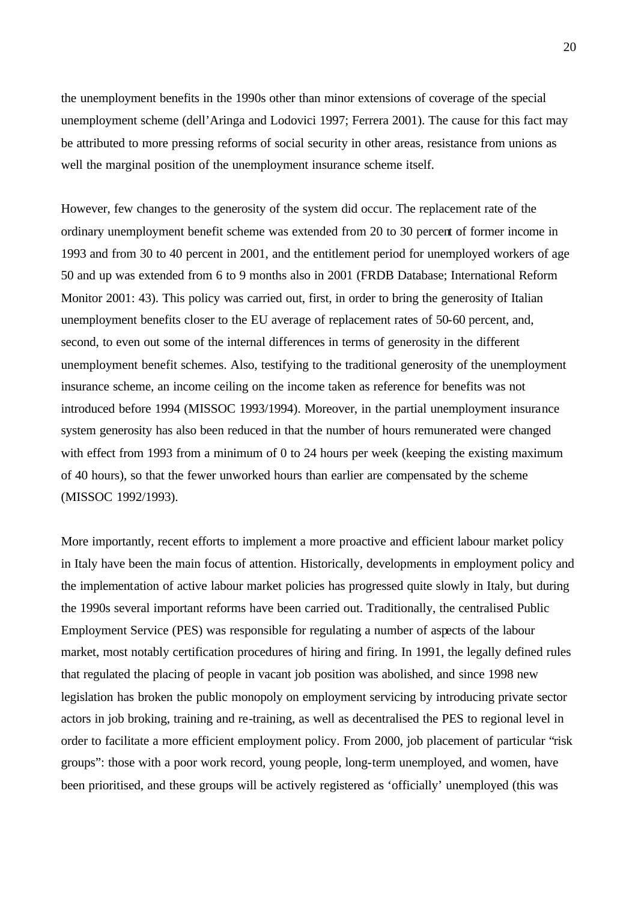the unemployment benefits in the 1990s other than minor extensions of coverage of the special unemployment scheme (dell'Aringa and Lodovici 1997; Ferrera 2001). The cause for this fact may be attributed to more pressing reforms of social security in other areas, resistance from unions as well the marginal position of the unemployment insurance scheme itself.

However, few changes to the generosity of the system did occur. The replacement rate of the ordinary unemployment benefit scheme was extended from 20 to 30 percent of former income in 1993 and from 30 to 40 percent in 2001, and the entitlement period for unemployed workers of age 50 and up was extended from 6 to 9 months also in 2001 (FRDB Database; International Reform Monitor 2001: 43). This policy was carried out, first, in order to bring the generosity of Italian unemployment benefits closer to the EU average of replacement rates of 50-60 percent, and, second, to even out some of the internal differences in terms of generosity in the different unemployment benefit schemes. Also, testifying to the traditional generosity of the unemployment insurance scheme, an income ceiling on the income taken as reference for benefits was not introduced before 1994 (MISSOC 1993/1994). Moreover, in the partial unemployment insurance system generosity has also been reduced in that the number of hours remunerated were changed with effect from 1993 from a minimum of 0 to 24 hours per week (keeping the existing maximum of 40 hours), so that the fewer unworked hours than earlier are compensated by the scheme (MISSOC 1992/1993).

More importantly, recent efforts to implement a more proactive and efficient labour market policy in Italy have been the main focus of attention. Historically, developments in employment policy and the implementation of active labour market policies has progressed quite slowly in Italy, but during the 1990s several important reforms have been carried out. Traditionally, the centralised Public Employment Service (PES) was responsible for regulating a number of aspects of the labour market, most notably certification procedures of hiring and firing. In 1991, the legally defined rules that regulated the placing of people in vacant job position was abolished, and since 1998 new legislation has broken the public monopoly on employment servicing by introducing private sector actors in job broking, training and re-training, as well as decentralised the PES to regional level in order to facilitate a more efficient employment policy. From 2000, job placement of particular "risk groups": those with a poor work record, young people, long-term unemployed, and women, have been prioritised, and these groups will be actively registered as 'officially' unemployed (this was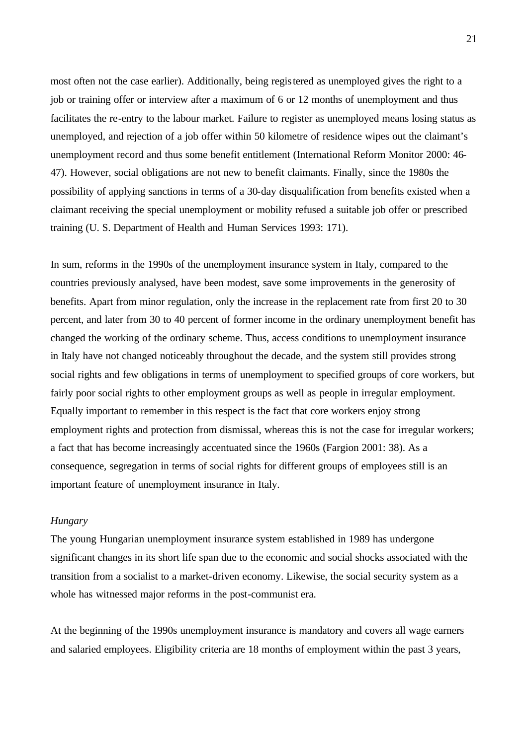most often not the case earlier). Additionally, being registered as unemployed gives the right to a job or training offer or interview after a maximum of 6 or 12 months of unemployment and thus facilitates the re-entry to the labour market. Failure to register as unemployed means losing status as unemployed, and rejection of a job offer within 50 kilometre of residence wipes out the claimant's unemployment record and thus some benefit entitlement (International Reform Monitor 2000: 46-47). However, social obligations are not new to benefit claimants. Finally, since the 1980s the possibility of applying sanctions in terms of a 30-day disqualification from benefits existed when a claimant receiving the special unemployment or mobility refused a suitable job offer or prescribed training (U. S. Department of Health and Human Services 1993: 171).

In sum, reforms in the 1990s of the unemployment insurance system in Italy, compared to the countries previously analysed, have been modest, save some improvements in the generosity of benefits. Apart from minor regulation, only the increase in the replacement rate from first 20 to 30 percent, and later from 30 to 40 percent of former income in the ordinary unemployment benefit has changed the working of the ordinary scheme. Thus, access conditions to unemployment insurance in Italy have not changed noticeably throughout the decade, and the system still provides strong social rights and few obligations in terms of unemployment to specified groups of core workers, but fairly poor social rights to other employment groups as well as people in irregular employment. Equally important to remember in this respect is the fact that core workers enjoy strong employment rights and protection from dismissal, whereas this is not the case for irregular workers; a fact that has become increasingly accentuated since the 1960s (Fargion 2001: 38). As a consequence, segregation in terms of social rights for different groups of employees still is an important feature of unemployment insurance in Italy.

*Hungary*

The young Hungarian unemployment insurance system established in 1989 has undergone significant changes in its short life span due to the economic and social shocks associated with the transition from a socialist to a market-driven economy. Likewise, the social security system as a whole has witnessed major reforms in the post-communist era.

At the beginning of the 1990s unemployment insurance is mandatory and covers all wage earners and salaried employees. Eligibility criteria are 18 months of employment within the past 3 years,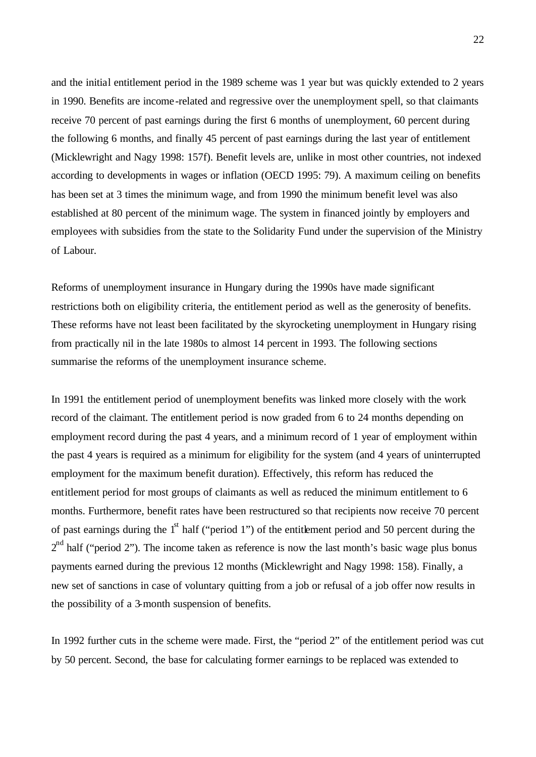and the initial entitlement period in the 1989 scheme was 1 year but was quickly extended to 2 years in 1990. Benefits are income-related and regressive over the unemployment spell, so that claimants receive 70 percent of past earnings during the first 6 months of unemployment, 60 percent during the following 6 months, and finally 45 percent of past earnings during the last year of entitlement (Micklewright and Nagy 1998: 157f). Benefit levels are, unlike in most other countries, not indexed according to developments in wages or inflation (OECD 1995: 79). A maximum ceiling on benefits has been set at 3 times the minimum wage, and from 1990 the minimum benefit level was also established at 80 percent of the minimum wage. The system in financed jointly by employers and employees with subsidies from the state to the Solidarity Fund under the supervision of the Ministry of Labour.

Reforms of unemployment insurance in Hungary during the 1990s have made significant restrictions both on eligibility criteria, the entitlement period as well as the generosity of benefits. These reforms have not least been facilitated by the skyrocketing unemployment in Hungary rising from practically nil in the late 1980s to almost 14 percent in 1993. The following sections summarise the reforms of the unemployment insurance scheme.

In 1991 the entitlement period of unemployment benefits was linked more closely with the work record of the claimant. The entitlement period is now graded from 6 to 24 months depending on employment record during the past 4 years, and a minimum record of 1 year of employment within the past 4 years is required as a minimum for eligibility for the system (and 4 years of uninterrupted employment for the maximum benefit duration). Effectively, this reform has reduced the entitlement period for most groups of claimants as well as reduced the minimum entitlement to 6 months. Furthermore, benefit rates have been restructured so that recipients now receive 70 percent of past earnings during the 1st half ("period 1") of the entitlement period and 50 percent during the 2nd half ("period 2"). The income taken as reference is now the last month's basic wage plus bonus payments earned during the previous 12 months (Micklewright and Nagy 1998: 158). Finally, a new set of sanctions in case of voluntary quitting from a job or refusal of a job offer now results in the possibility of a 3-month suspension of benefits.

In 1992 further cuts in the scheme were made. First, the "period 2" of the entitlement period was cut by 50 percent. Second, the base for calculating former earnings to be replaced was extended to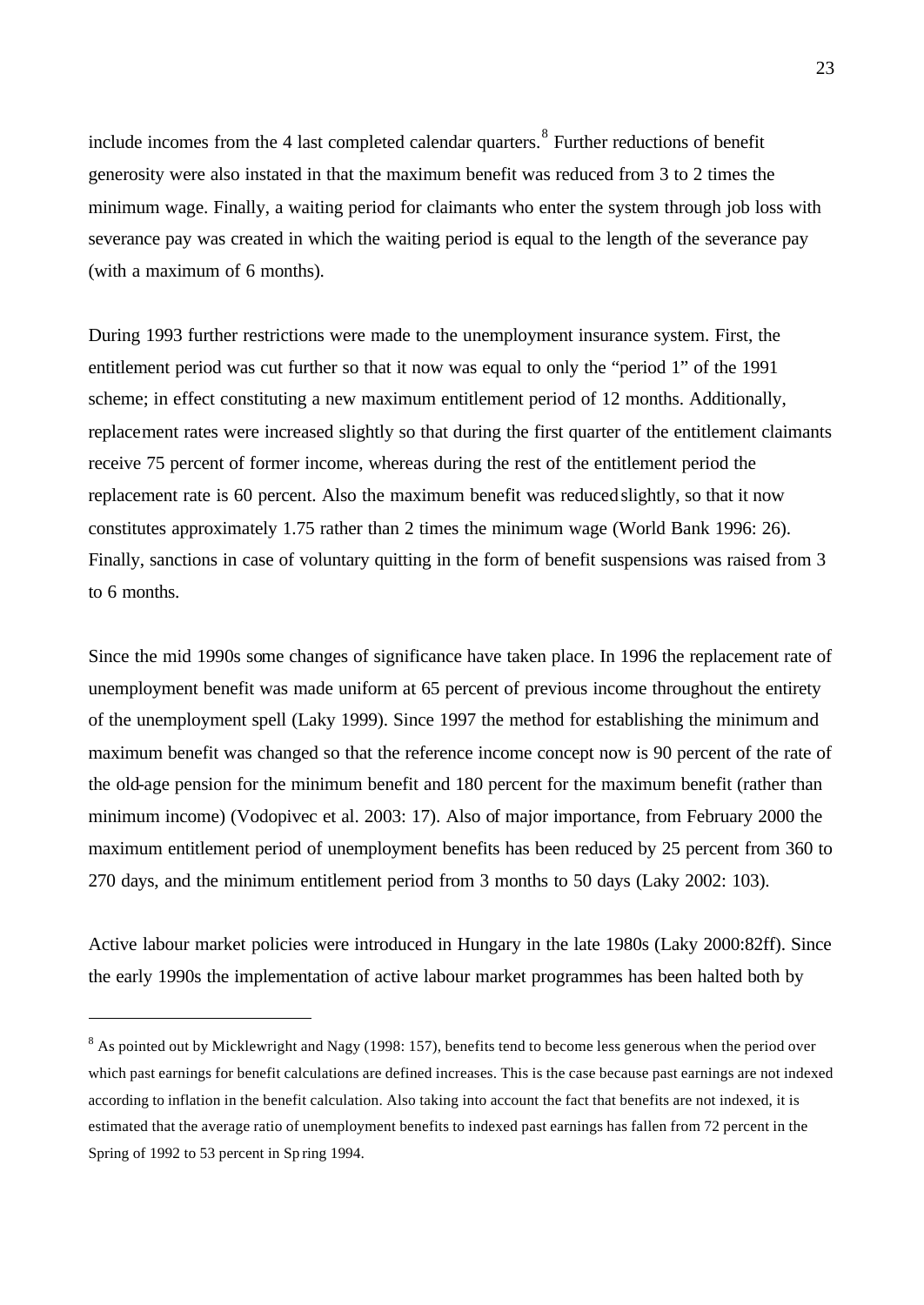include incomes from the 4 last completed calendar quarters.[8] Further reductions of benefit generosity were also instated in that the maximum benefit was reduced from 3 to 2 times the minimum wage. Finally, a waiting period for claimants who enter the system through job loss with severance pay was created in which the waiting period is equal to the length of the severance pay (with a maximum of 6 months).

During 1993 further restrictions were made to the unemployment insurance system. First, the entitlement period was cut further so that it now was equal to only the "period 1" of the 1991 scheme; in effect constituting a new maximum entitlement period of 12 months. Additionally, replacement rates were increased slightly so that during the first quarter of the entitlement claimants receive 75 percent of former income, whereas during the rest of the entitlement period the replacement rate is 60 percent. Also the maximum benefit was reduced slightly, so that it now constitutes approximately 1.75 rather than 2 times the minimum wage (World Bank 1996: 26). Finally, sanctions in case of voluntary quitting in the form of benefit suspensions was raised from 3 to 6 months.

Since the mid 1990s some changes of significance have taken place. In 1996 the replacement rate of unemployment benefit was made uniform at 65 percent of previous income throughout the entirety of the unemployment spell (Laky 1999). Since 1997 the method for establishing the minimum and maximum benefit was changed so that the reference income concept now is 90 percent of the rate of the old-age pension for the minimum benefit and 180 percent for the maximum benefit (rather than minimum income) (Vodopivec et al. 2003: 17). Also of major importance, from February 2000 the maximum entitlement period of unemployment benefits has been reduced by 25 percent from 360 to 270 days, and the minimum entitlement period from 3 months to 50 days (Laky 2002: 103).

Active labour market policies were introduced in Hungary in the late 1980s (Laky 2000:82ff). Since the early 1990s the implementation of active labour market programmes has been halted both by

[8] As pointed out by Micklewright and Nagy (1998: 157), benefits tend to become less generous when the period over which past earnings for benefit calculations are defined increases. This is the case because past earnings are not indexed according to inflation in the benefit calculation. Also taking into account the fact that benefits are not indexed, it is estimated that the average ratio of unemployment benefits to indexed past earnings has fallen from 72 percent in the Spring of 1992 to 53 percent in Spring 1994.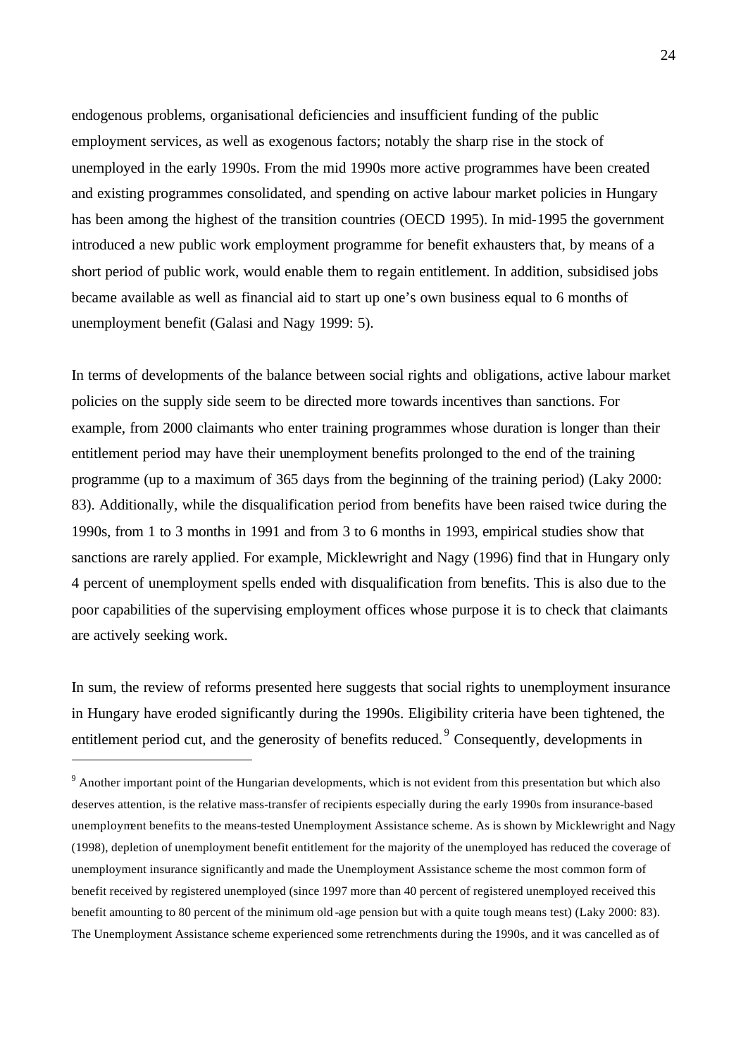endogenous problems, organisational deficiencies and insufficient funding of the public employment services, as well as exogenous factors; notably the sharp rise in the stock of unemployed in the early 1990s. From the mid 1990s more active programmes have been created and existing programmes consolidated, and spending on active labour market policies in Hungary has been among the highest of the transition countries (OECD 1995). In mid-1995 the government introduced a new public work employment programme for benefit exhausters that, by means of a short period of public work, would enable them to regain entitlement. In addition, subsidised jobs became available as well as financial aid to start up one's own business equal to 6 months of unemployment benefit (Galasi and Nagy 1999: 5).

In terms of developments of the balance between social rights and obligations, active labour market policies on the supply side seem to be directed more towards incentives than sanctions. For example, from 2000 claimants who enter training programmes whose duration is longer than their entitlement period may have their unemployment benefits prolonged to the end of the training programme (up to a maximum of 365 days from the beginning of the training period) (Laky 2000: 83). Additionally, while the disqualification period from benefits have been raised twice during the 1990s, from 1 to 3 months in 1991 and from 3 to 6 months in 1993, empirical studies show that sanctions are rarely applied. For example, Micklewright and Nagy (1996) find that in Hungary only 4 percent of unemployment spells ended with disqualification from benefits. This is also due to the poor capabilities of the supervising employment offices whose purpose it is to check that claimants are actively seeking work.

In sum, the review of reforms presented here suggests that social rights to unemployment insurance in Hungary have eroded significantly during the 1990s. Eligibility criteria have been tightened, the entitlement period cut, and the generosity of benefits reduced.[9] Consequently, developments in

[9] Another important point of the Hungarian developments, which is not evident from this presentation but which also deserves attention, is the relative mass-transfer of recipients especially during the early 1990s from insurance-based unemployment benefits to the means-tested Unemployment Assistance scheme. As is shown by Micklewright and Nagy (1998), depletion of unemployment benefit entitlement for the majority of the unemployed has reduced the coverage of unemployment insurance significantly and made the Unemployment Assistance scheme the most common form of benefit received by registered unemployed (since 1997 more than 40 percent of registered unemployed received this benefit amounting to 80 percent of the minimum old-age pension but with a quite tough means test) (Laky 2000: 83). The Unemployment Assistance scheme experienced some retrenchments during the 1990s, and it was cancelled as of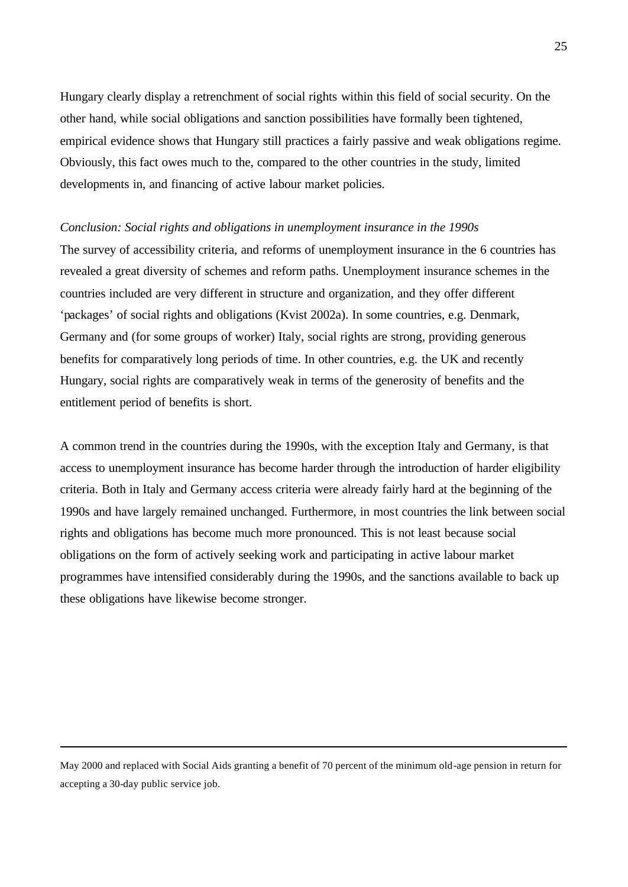Hungary clearly display a retrenchment of social rights within this field of social security. On the other hand, while social obligations and sanction possibilities have formally been tightened, empirical evidence shows that Hungary still practices a fairly passive and weak obligations regime. Obviously, this fact owes much to the, compared to the other countries in the study, limited developments in, and financing of active labour market policies.

*Conclusion: Social rights and obligations in unemployment insurance in the 1990s*

The survey of accessibility criteria, and reforms of unemployment insurance in the 6 countries has revealed a great diversity of schemes and reform paths. Unemployment insurance schemes in the countries included are very different in structure and organization, and they offer different 'packages' of social rights and obligations (Kvist 2002a). In some countries, e.g. Denmark, Germany and (for some groups of worker) Italy, social rights are strong, providing generous benefits for comparatively long periods of time. In other countries, e.g. the UK and recently Hungary, social rights are comparatively weak in terms of the generosity of benefits and the entitlement period of benefits is short.

A common trend in the countries during the 1990s, with the exception Italy and Germany, is that access to unemployment insurance has become harder through the introduction of harder eligibility criteria. Both in Italy and Germany access criteria were already fairly hard at the beginning of the 1990s and have largely remained unchanged. Furthermore, in most countries the link between social rights and obligations has become much more pronounced. This is not least because social obligations on the form of actively seeking work and participating in active labour market programmes have intensified considerably during the 1990s, and the sanctions available to back up these obligations have likewise become stronger.

---

May 2000 and replaced with Social Aids granting a benefit of 70 percent of the minimum old-age pension in return for accepting a 30-day public service job.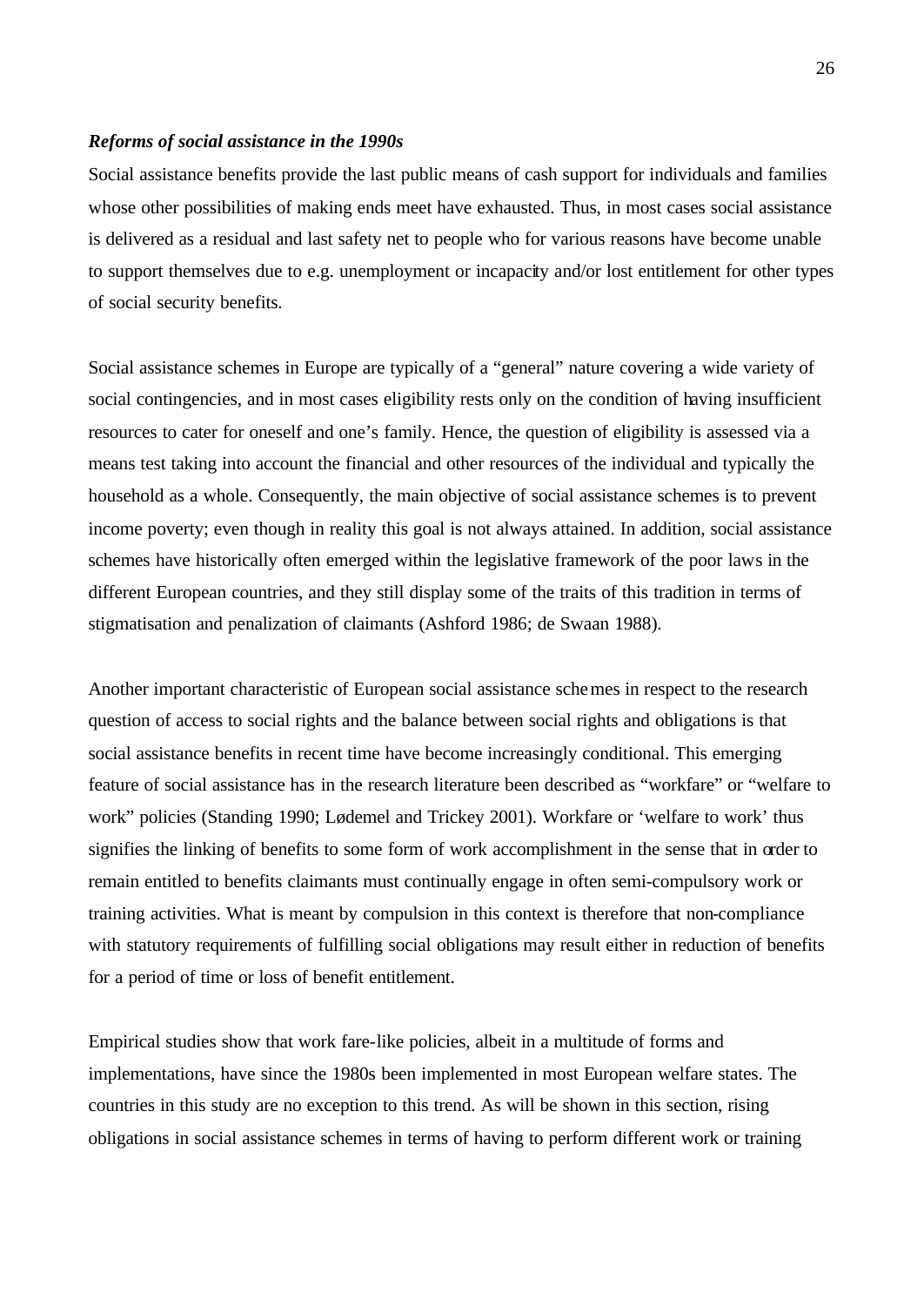***Reforms of social assistance in the 1990s***

Social assistance benefits provide the last public means of cash support for individuals and families whose other possibilities of making ends meet have exhausted. Thus, in most cases social assistance is delivered as a residual and last safety net to people who for various reasons have become unable to support themselves due to e.g. unemployment or incapacity and/or lost entitlement for other types of social security benefits.

Social assistance schemes in Europe are typically of a "general" nature covering a wide variety of social contingencies, and in most cases eligibility rests only on the condition of having insufficient resources to cater for oneself and one's family. Hence, the question of eligibility is assessed via a means test taking into account the financial and other resources of the individual and typically the household as a whole. Consequently, the main objective of social assistance schemes is to prevent income poverty; even though in reality this goal is not always attained. In addition, social assistance schemes have historically often emerged within the legislative framework of the poor laws in the different European countries, and they still display some of the traits of this tradition in terms of stigmatisation and penalization of claimants (Ashford 1986; de Swaan 1988).

Another important characteristic of European social assistance schemes in respect to the research question of access to social rights and the balance between social rights and obligations is that social assistance benefits in recent time have become increasingly conditional. This emerging feature of social assistance has in the research literature been described as "workfare" or "welfare to work" policies (Standing 1990; Lødemel and Trickey 2001). Workfare or 'welfare to work' thus signifies the linking of benefits to some form of work accomplishment in the sense that in order to remain entitled to benefits claimants must continually engage in often semi-compulsory work or training activities. What is meant by compulsion in this context is therefore that non-compliance with statutory requirements of fulfilling social obligations may result either in reduction of benefits for a period of time or loss of benefit entitlement.

Empirical studies show that work fare-like policies, albeit in a multitude of forms and implementations, have since the 1980s been implemented in most European welfare states. The countries in this study are no exception to this trend. As will be shown in this section, rising obligations in social assistance schemes in terms of having to perform different work or training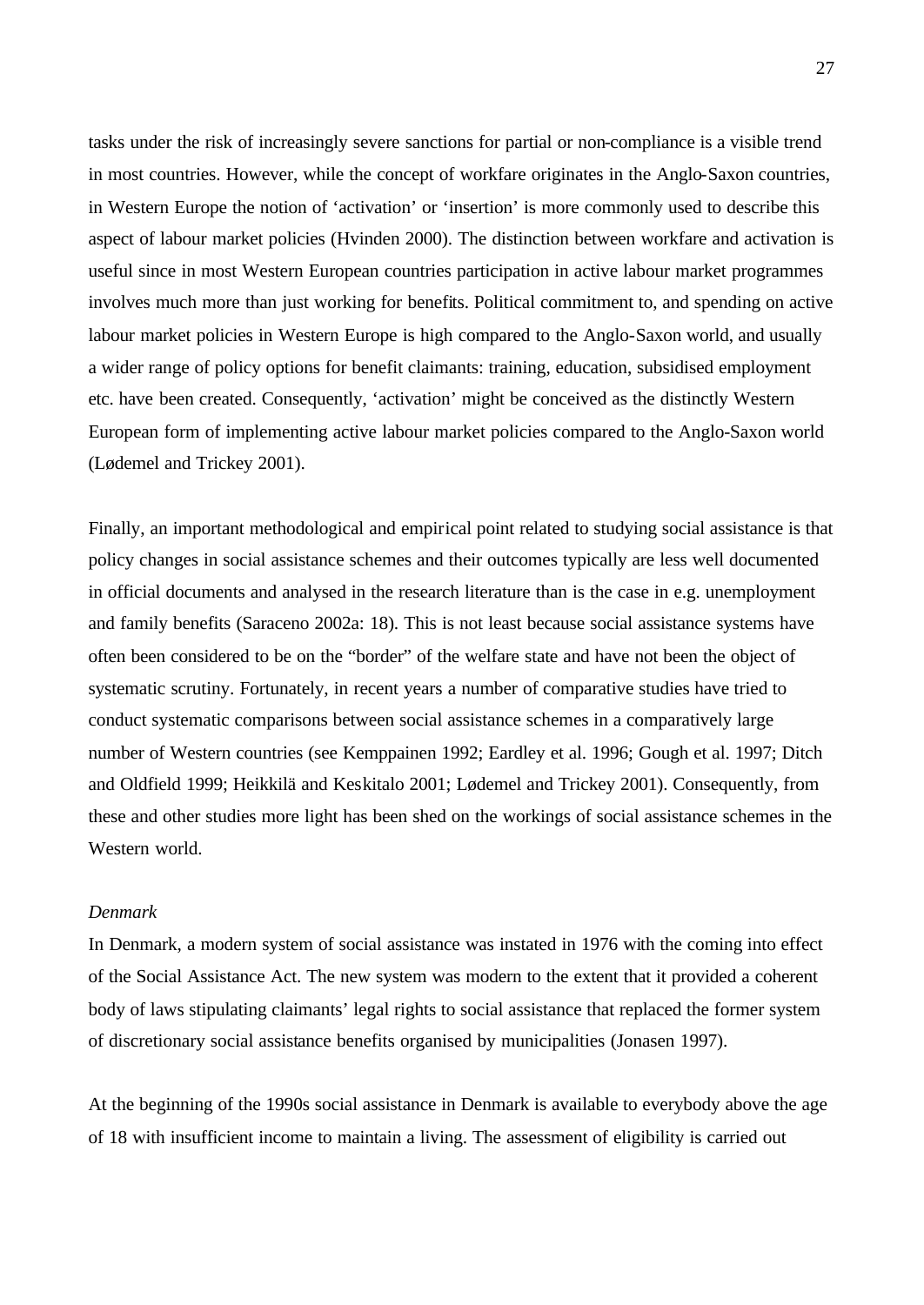tasks under the risk of increasingly severe sanctions for partial or non-compliance is a visible trend in most countries. However, while the concept of workfare originates in the Anglo-Saxon countries, in Western Europe the notion of 'activation' or 'insertion' is more commonly used to describe this aspect of labour market policies (Hvinden 2000). The distinction between workfare and activation is useful since in most Western European countries participation in active labour market programmes involves much more than just working for benefits. Political commitment to, and spending on active labour market policies in Western Europe is high compared to the Anglo-Saxon world, and usually a wider range of policy options for benefit claimants: training, education, subsidised employment etc. have been created. Consequently, 'activation' might be conceived as the distinctly Western European form of implementing active labour market policies compared to the Anglo-Saxon world (Lødemel and Trickey 2001).

Finally, an important methodological and empirical point related to studying social assistance is that policy changes in social assistance schemes and their outcomes typically are less well documented in official documents and analysed in the research literature than is the case in e.g. unemployment and family benefits (Saraceno 2002a: 18). This is not least because social assistance systems have often been considered to be on the "border" of the welfare state and have not been the object of systematic scrutiny. Fortunately, in recent years a number of comparative studies have tried to conduct systematic comparisons between social assistance schemes in a comparatively large number of Western countries (see Kemppainen 1992; Eardley et al. 1996; Gough et al. 1997; Ditch and Oldfield 1999; Heikkilä and Keskitalo 2001; Lødemel and Trickey 2001). Consequently, from these and other studies more light has been shed on the workings of social assistance schemes in the Western world.

*Denmark*

In Denmark, a modern system of social assistance was instated in 1976 with the coming into effect of the Social Assistance Act. The new system was modern to the extent that it provided a coherent body of laws stipulating claimants' legal rights to social assistance that replaced the former system of discretionary social assistance benefits organised by municipalities (Jonasen 1997).

At the beginning of the 1990s social assistance in Denmark is available to everybody above the age of 18 with insufficient income to maintain a living. The assessment of eligibility is carried out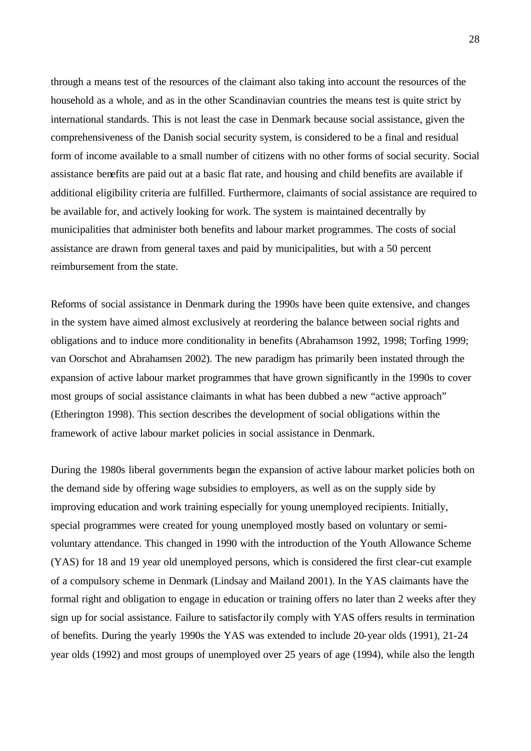through a means test of the resources of the claimant also taking into account the resources of the household as a whole, and as in the other Scandinavian countries the means test is quite strict by international standards. This is not least the case in Denmark because social assistance, given the comprehensiveness of the Danish social security system, is considered to be a final and residual form of income available to a small number of citizens with no other forms of social security. Social assistance benefits are paid out at a basic flat rate, and housing and child benefits are available if additional eligibility criteria are fulfilled. Furthermore, claimants of social assistance are required to be available for, and actively looking for work. The system is maintained decentrally by municipalities that administer both benefits and labour market programmes. The costs of social assistance are drawn from general taxes and paid by municipalities, but with a 50 percent reimbursement from the state.

Reforms of social assistance in Denmark during the 1990s have been quite extensive, and changes in the system have aimed almost exclusively at reordering the balance between social rights and obligations and to induce more conditionality in benefits (Abrahamson 1992, 1998; Torfing 1999; van Oorschot and Abrahamsen 2002). The new paradigm has primarily been instated through the expansion of active labour market programmes that have grown significantly in the 1990s to cover most groups of social assistance claimants in what has been dubbed a new "active approach" (Etherington 1998). This section describes the development of social obligations within the framework of active labour market policies in social assistance in Denmark.

During the 1980s liberal governments began the expansion of active labour market policies both on the demand side by offering wage subsidies to employers, as well as on the supply side by improving education and work training especially for young unemployed recipients. Initially, special programmes were created for young unemployed mostly based on voluntary or semi-voluntary attendance. This changed in 1990 with the introduction of the Youth Allowance Scheme (YAS) for 18 and 19 year old unemployed persons, which is considered the first clear-cut example of a compulsory scheme in Denmark (Lindsay and Mailand 2001). In the YAS claimants have the formal right and obligation to engage in education or training offers no later than 2 weeks after they sign up for social assistance. Failure to satisfactorily comply with YAS offers results in termination of benefits. During the yearly 1990s the YAS was extended to include 20-year olds (1991), 21-24 year olds (1992) and most groups of unemployed over 25 years of age (1994), while also the length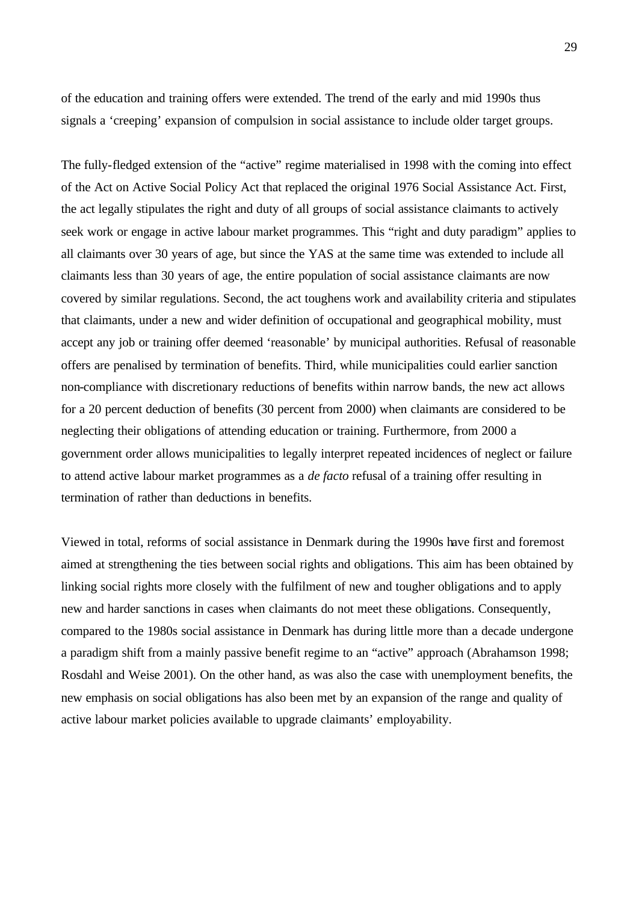of the education and training offers were extended. The trend of the early and mid 1990s thus signals a 'creeping' expansion of compulsion in social assistance to include older target groups.

The fully-fledged extension of the "active" regime materialised in 1998 with the coming into effect of the Act on Active Social Policy Act that replaced the original 1976 Social Assistance Act. First, the act legally stipulates the right and duty of all groups of social assistance claimants to actively seek work or engage in active labour market programmes. This "right and duty paradigm" applies to all claimants over 30 years of age, but since the YAS at the same time was extended to include all claimants less than 30 years of age, the entire population of social assistance claimants are now covered by similar regulations. Second, the act toughens work and availability criteria and stipulates that claimants, under a new and wider definition of occupational and geographical mobility, must accept any job or training offer deemed 'reasonable' by municipal authorities. Refusal of reasonable offers are penalised by termination of benefits. Third, while municipalities could earlier sanction non-compliance with discretionary reductions of benefits within narrow bands, the new act allows for a 20 percent deduction of benefits (30 percent from 2000) when claimants are considered to be neglecting their obligations of attending education or training. Furthermore, from 2000 a government order allows municipalities to legally interpret repeated incidences of neglect or failure to attend active labour market programmes as a *de facto* refusal of a training offer resulting in termination of rather than deductions in benefits.

Viewed in total, reforms of social assistance in Denmark during the 1990s have first and foremost aimed at strengthening the ties between social rights and obligations. This aim has been obtained by linking social rights more closely with the fulfilment of new and tougher obligations and to apply new and harder sanctions in cases when claimants do not meet these obligations. Consequently, compared to the 1980s social assistance in Denmark has during little more than a decade undergone a paradigm shift from a mainly passive benefit regime to an "active" approach (Abrahamson 1998; Rosdahl and Weise 2001). On the other hand, as was also the case with unemployment benefits, the new emphasis on social obligations has also been met by an expansion of the range and quality of active labour market policies available to upgrade claimants' employability.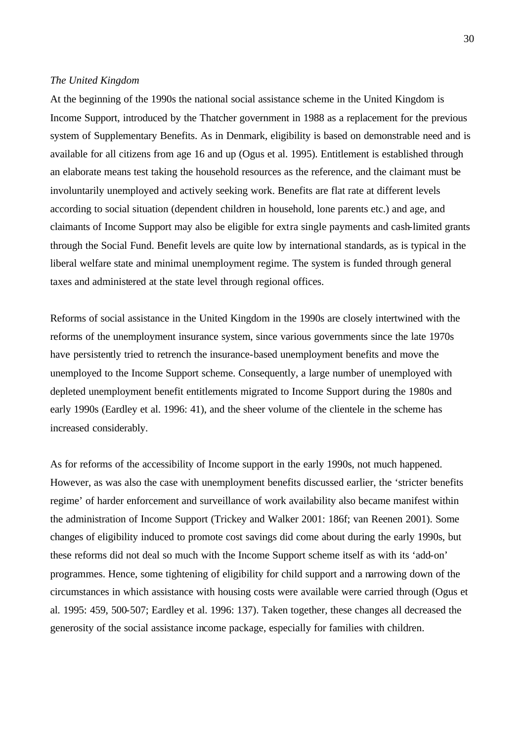*The United Kingdom*

At the beginning of the 1990s the national social assistance scheme in the United Kingdom is Income Support, introduced by the Thatcher government in 1988 as a replacement for the previous system of Supplementary Benefits. As in Denmark, eligibility is based on demonstrable need and is available for all citizens from age 16 and up (Ogus et al. 1995). Entitlement is established through an elaborate means test taking the household resources as the reference, and the claimant must be involuntarily unemployed and actively seeking work. Benefits are flat rate at different levels according to social situation (dependent children in household, lone parents etc.) and age, and claimants of Income Support may also be eligible for extra single payments and cash-limited grants through the Social Fund. Benefit levels are quite low by international standards, as is typical in the liberal welfare state and minimal unemployment regime. The system is funded through general taxes and administered at the state level through regional offices.

Reforms of social assistance in the United Kingdom in the 1990s are closely intertwined with the reforms of the unemployment insurance system, since various governments since the late 1970s have persistently tried to retrench the insurance-based unemployment benefits and move the unemployed to the Income Support scheme. Consequently, a large number of unemployed with depleted unemployment benefit entitlements migrated to Income Support during the 1980s and early 1990s (Eardley et al. 1996: 41), and the sheer volume of the clientele in the scheme has increased considerably.

As for reforms of the accessibility of Income support in the early 1990s, not much happened. However, as was also the case with unemployment benefits discussed earlier, the 'stricter benefits regime' of harder enforcement and surveillance of work availability also became manifest within the administration of Income Support (Trickey and Walker 2001: 186f; van Reenen 2001). Some changes of eligibility induced to promote cost savings did come about during the early 1990s, but these reforms did not deal so much with the Income Support scheme itself as with its 'add-on' programmes. Hence, some tightening of eligibility for child support and a narrowing down of the circumstances in which assistance with housing costs were available were carried through (Ogus et al. 1995: 459, 500-507; Eardley et al. 1996: 137). Taken together, these changes all decreased the generosity of the social assistance income package, especially for families with children.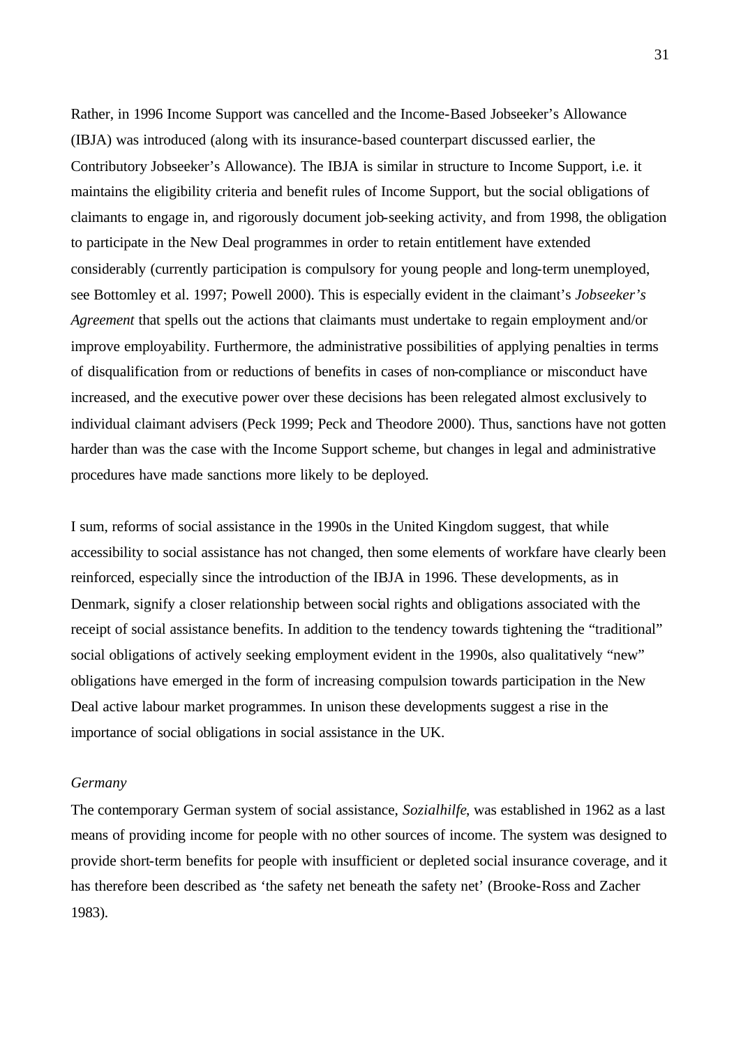Rather, in 1996 Income Support was cancelled and the Income-Based Jobseeker's Allowance (IBJA) was introduced (along with its insurance-based counterpart discussed earlier, the Contributory Jobseeker's Allowance). The IBJA is similar in structure to Income Support, i.e. it maintains the eligibility criteria and benefit rules of Income Support, but the social obligations of claimants to engage in, and rigorously document job-seeking activity, and from 1998, the obligation to participate in the New Deal programmes in order to retain entitlement have extended considerably (currently participation is compulsory for young people and long-term unemployed, see Bottomley et al. 1997; Powell 2000). This is especially evident in the claimant's *Jobseeker's Agreement* that spells out the actions that claimants must undertake to regain employment and/or improve employability. Furthermore, the administrative possibilities of applying penalties in terms of disqualification from or reductions of benefits in cases of non-compliance or misconduct have increased, and the executive power over these decisions has been relegated almost exclusively to individual claimant advisers (Peck 1999; Peck and Theodore 2000). Thus, sanctions have not gotten harder than was the case with the Income Support scheme, but changes in legal and administrative procedures have made sanctions more likely to be deployed.

I sum, reforms of social assistance in the 1990s in the United Kingdom suggest, that while accessibility to social assistance has not changed, then some elements of workfare have clearly been reinforced, especially since the introduction of the IBJA in 1996. These developments, as in Denmark, signify a closer relationship between social rights and obligations associated with the receipt of social assistance benefits. In addition to the tendency towards tightening the "traditional" social obligations of actively seeking employment evident in the 1990s, also qualitatively "new" obligations have emerged in the form of increasing compulsion towards participation in the New Deal active labour market programmes. In unison these developments suggest a rise in the importance of social obligations in social assistance in the UK.

*Germany*

The contemporary German system of social assistance, *Sozialhilfe*, was established in 1962 as a last means of providing income for people with no other sources of income. The system was designed to provide short-term benefits for people with insufficient or depleted social insurance coverage, and it has therefore been described as 'the safety net beneath the safety net' (Brooke-Ross and Zacher 1983).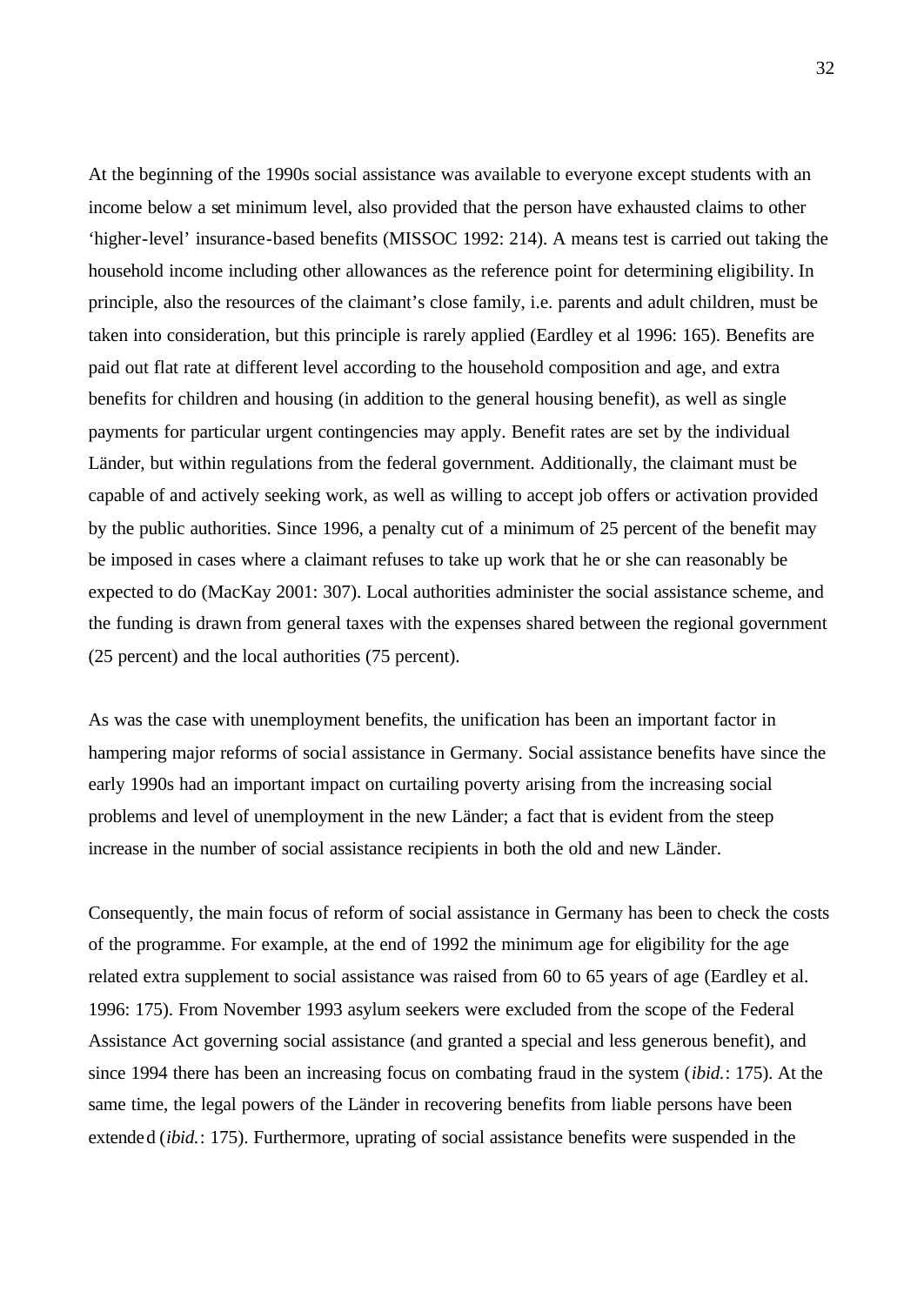At the beginning of the 1990s social assistance was available to everyone except students with an income below a set minimum level, also provided that the person have exhausted claims to other 'higher-level' insurance-based benefits (MISSOC 1992: 214). A means test is carried out taking the household income including other allowances as the reference point for determining eligibility. In principle, also the resources of the claimant's close family, i.e. parents and adult children, must be taken into consideration, but this principle is rarely applied (Eardley et al 1996: 165). Benefits are paid out flat rate at different level according to the household composition and age, and extra benefits for children and housing (in addition to the general housing benefit), as well as single payments for particular urgent contingencies may apply. Benefit rates are set by the individual Länder, but within regulations from the federal government. Additionally, the claimant must be capable of and actively seeking work, as well as willing to accept job offers or activation provided by the public authorities. Since 1996, a penalty cut of a minimum of 25 percent of the benefit may be imposed in cases where a claimant refuses to take up work that he or she can reasonably be expected to do (MacKay 2001: 307). Local authorities administer the social assistance scheme, and the funding is drawn from general taxes with the expenses shared between the regional government (25 percent) and the local authorities (75 percent).

As was the case with unemployment benefits, the unification has been an important factor in hampering major reforms of social assistance in Germany. Social assistance benefits have since the early 1990s had an important impact on curtailing poverty arising from the increasing social problems and level of unemployment in the new Länder; a fact that is evident from the steep increase in the number of social assistance recipients in both the old and new Länder.

Consequently, the main focus of reform of social assistance in Germany has been to check the costs of the programme. For example, at the end of 1992 the minimum age for eligibility for the age related extra supplement to social assistance was raised from 60 to 65 years of age (Eardley et al. 1996: 175). From November 1993 asylum seekers were excluded from the scope of the Federal Assistance Act governing social assistance (and granted a special and less generous benefit), and since 1994 there has been an increasing focus on combating fraud in the system (*ibid.*: 175). At the same time, the legal powers of the Länder in recovering benefits from liable persons have been extended (*ibid.*: 175). Furthermore, uprating of social assistance benefits were suspended in the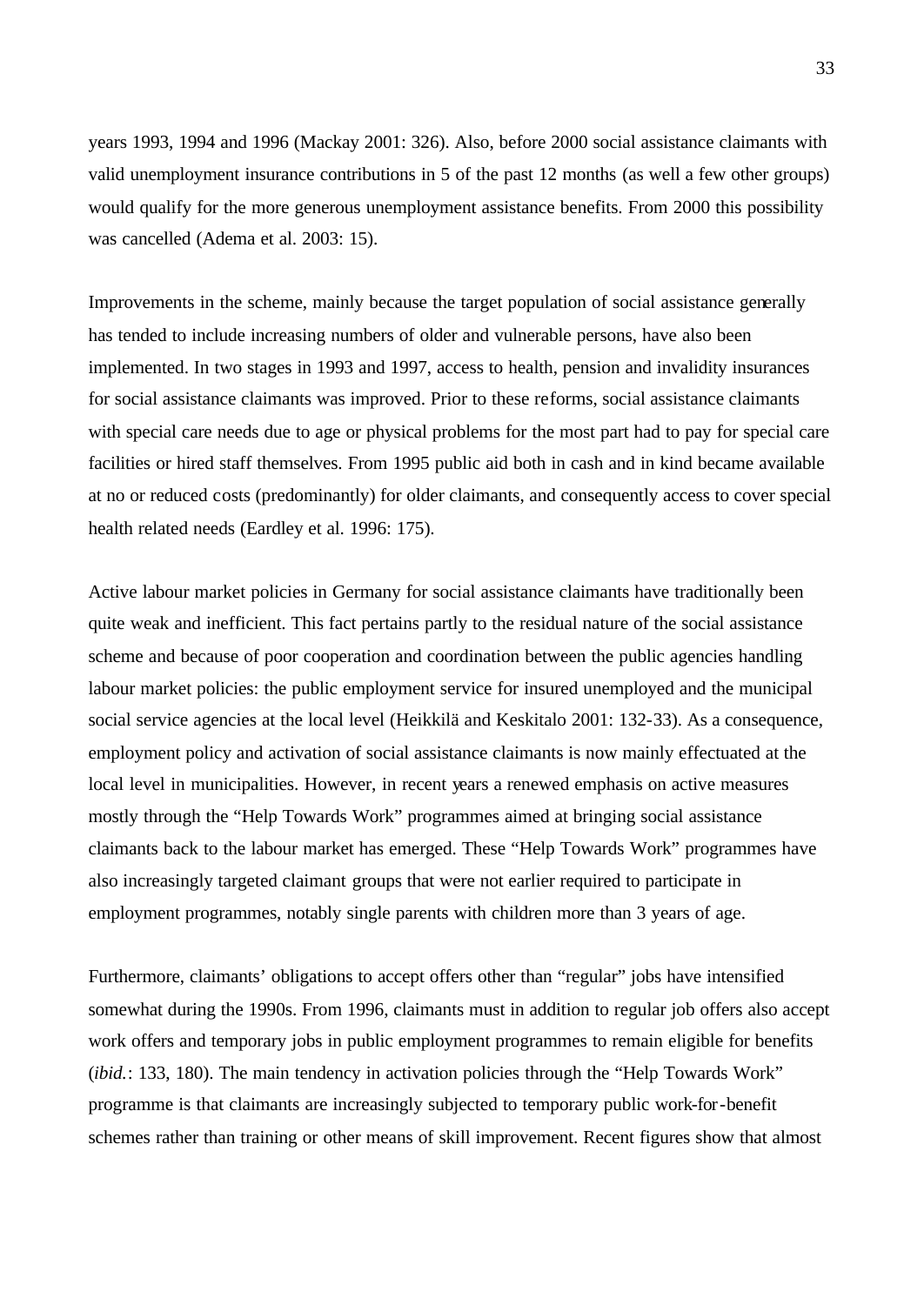years 1993, 1994 and 1996 (Mackay 2001: 326). Also, before 2000 social assistance claimants with valid unemployment insurance contributions in 5 of the past 12 months (as well a few other groups) would qualify for the more generous unemployment assistance benefits. From 2000 this possibility was cancelled (Adema et al. 2003: 15).

Improvements in the scheme, mainly because the target population of social assistance generally has tended to include increasing numbers of older and vulnerable persons, have also been implemented. In two stages in 1993 and 1997, access to health, pension and invalidity insurances for social assistance claimants was improved. Prior to these reforms, social assistance claimants with special care needs due to age or physical problems for the most part had to pay for special care facilities or hired staff themselves. From 1995 public aid both in cash and in kind became available at no or reduced costs (predominantly) for older claimants, and consequently access to cover special health related needs (Eardley et al. 1996: 175).

Active labour market policies in Germany for social assistance claimants have traditionally been quite weak and inefficient. This fact pertains partly to the residual nature of the social assistance scheme and because of poor cooperation and coordination between the public agencies handling labour market policies: the public employment service for insured unemployed and the municipal social service agencies at the local level (Heikkilä and Keskitalo 2001: 132-33). As a consequence, employment policy and activation of social assistance claimants is now mainly effectuated at the local level in municipalities. However, in recent years a renewed emphasis on active measures mostly through the "Help Towards Work" programmes aimed at bringing social assistance claimants back to the labour market has emerged. These "Help Towards Work" programmes have also increasingly targeted claimant groups that were not earlier required to participate in employment programmes, notably single parents with children more than 3 years of age.

Furthermore, claimants' obligations to accept offers other than "regular" jobs have intensified somewhat during the 1990s. From 1996, claimants must in addition to regular job offers also accept work offers and temporary jobs in public employment programmes to remain eligible for benefits (*ibid.*: 133, 180). The main tendency in activation policies through the "Help Towards Work" programme is that claimants are increasingly subjected to temporary public work-for-benefit schemes rather than training or other means of skill improvement. Recent figures show that almost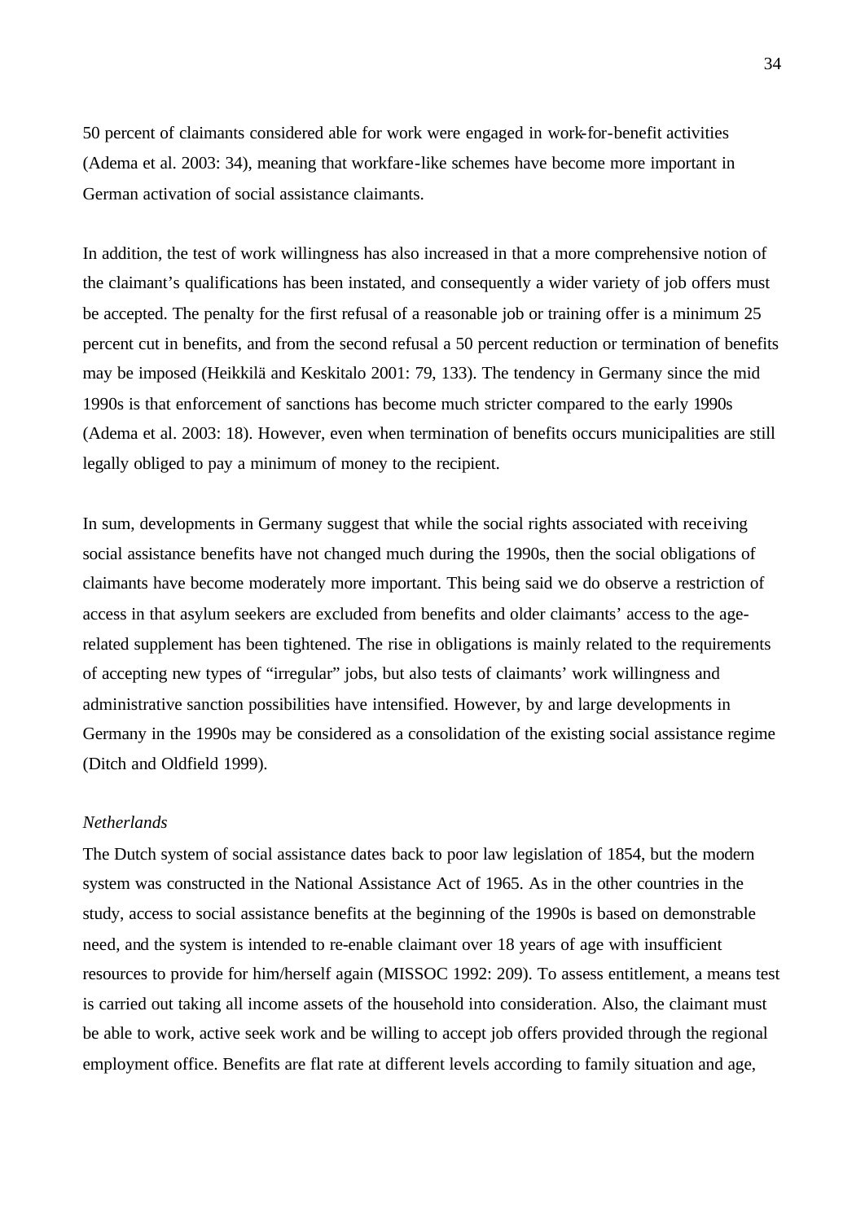50 percent of claimants considered able for work were engaged in work-for-benefit activities (Adema et al. 2003: 34), meaning that workfare-like schemes have become more important in German activation of social assistance claimants.

In addition, the test of work willingness has also increased in that a more comprehensive notion of the claimant's qualifications has been instated, and consequently a wider variety of job offers must be accepted. The penalty for the first refusal of a reasonable job or training offer is a minimum 25 percent cut in benefits, and from the second refusal a 50 percent reduction or termination of benefits may be imposed (Heikkilä and Keskitalo 2001: 79, 133). The tendency in Germany since the mid 1990s is that enforcement of sanctions has become much stricter compared to the early 1990s (Adema et al. 2003: 18). However, even when termination of benefits occurs municipalities are still legally obliged to pay a minimum of money to the recipient.

In sum, developments in Germany suggest that while the social rights associated with receiving social assistance benefits have not changed much during the 1990s, then the social obligations of claimants have become moderately more important. This being said we do observe a restriction of access in that asylum seekers are excluded from benefits and older claimants' access to the age-related supplement has been tightened. The rise in obligations is mainly related to the requirements of accepting new types of "irregular" jobs, but also tests of claimants' work willingness and administrative sanction possibilities have intensified. However, by and large developments in Germany in the 1990s may be considered as a consolidation of the existing social assistance regime (Ditch and Oldfield 1999).

*Netherlands*

The Dutch system of social assistance dates back to poor law legislation of 1854, but the modern system was constructed in the National Assistance Act of 1965. As in the other countries in the study, access to social assistance benefits at the beginning of the 1990s is based on demonstrable need, and the system is intended to re-enable claimant over 18 years of age with insufficient resources to provide for him/herself again (MISSOC 1992: 209). To assess entitlement, a means test is carried out taking all income assets of the household into consideration. Also, the claimant must be able to work, active seek work and be willing to accept job offers provided through the regional employment office. Benefits are flat rate at different levels according to family situation and age,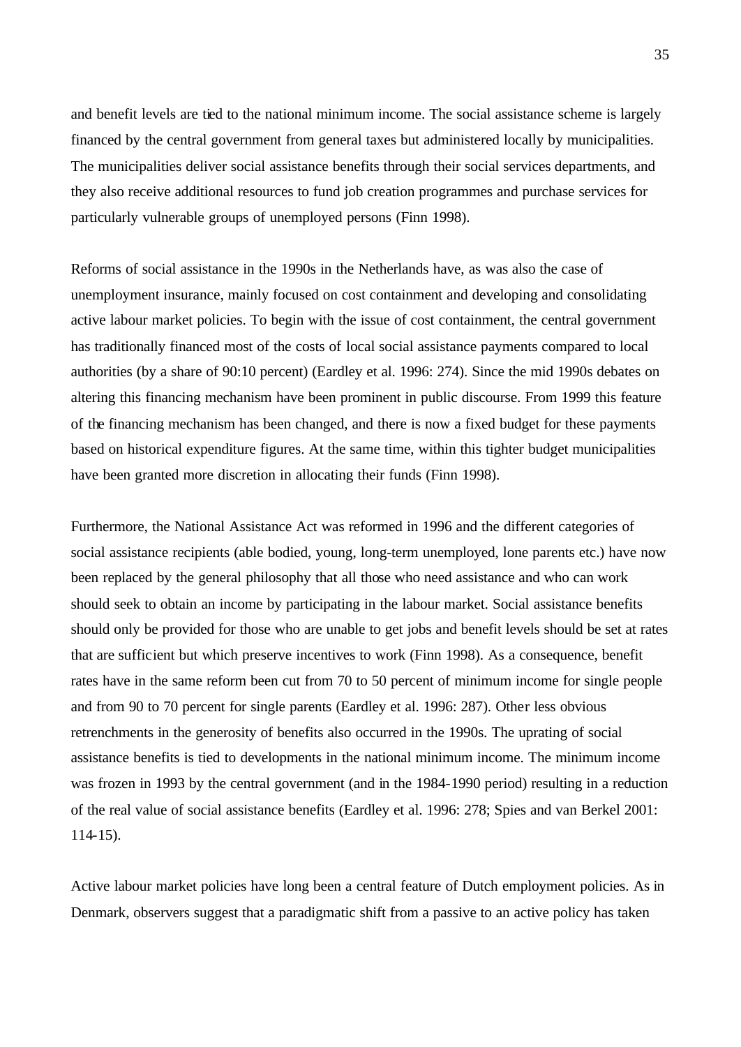and benefit levels are tied to the national minimum income. The social assistance scheme is largely financed by the central government from general taxes but administered locally by municipalities. The municipalities deliver social assistance benefits through their social services departments, and they also receive additional resources to fund job creation programmes and purchase services for particularly vulnerable groups of unemployed persons (Finn 1998).

Reforms of social assistance in the 1990s in the Netherlands have, as was also the case of unemployment insurance, mainly focused on cost containment and developing and consolidating active labour market policies. To begin with the issue of cost containment, the central government has traditionally financed most of the costs of local social assistance payments compared to local authorities (by a share of 90:10 percent) (Eardley et al. 1996: 274). Since the mid 1990s debates on altering this financing mechanism have been prominent in public discourse. From 1999 this feature of the financing mechanism has been changed, and there is now a fixed budget for these payments based on historical expenditure figures. At the same time, within this tighter budget municipalities have been granted more discretion in allocating their funds (Finn 1998).

Furthermore, the National Assistance Act was reformed in 1996 and the different categories of social assistance recipients (able bodied, young, long-term unemployed, lone parents etc.) have now been replaced by the general philosophy that all those who need assistance and who can work should seek to obtain an income by participating in the labour market. Social assistance benefits should only be provided for those who are unable to get jobs and benefit levels should be set at rates that are sufficient but which preserve incentives to work (Finn 1998). As a consequence, benefit rates have in the same reform been cut from 70 to 50 percent of minimum income for single people and from 90 to 70 percent for single parents (Eardley et al. 1996: 287). Other less obvious retrenchments in the generosity of benefits also occurred in the 1990s. The uprating of social assistance benefits is tied to developments in the national minimum income. The minimum income was frozen in 1993 by the central government (and in the 1984-1990 period) resulting in a reduction of the real value of social assistance benefits (Eardley et al. 1996: 278; Spies and van Berkel 2001: 114-15).

Active labour market policies have long been a central feature of Dutch employment policies. As in Denmark, observers suggest that a paradigmatic shift from a passive to an active policy has taken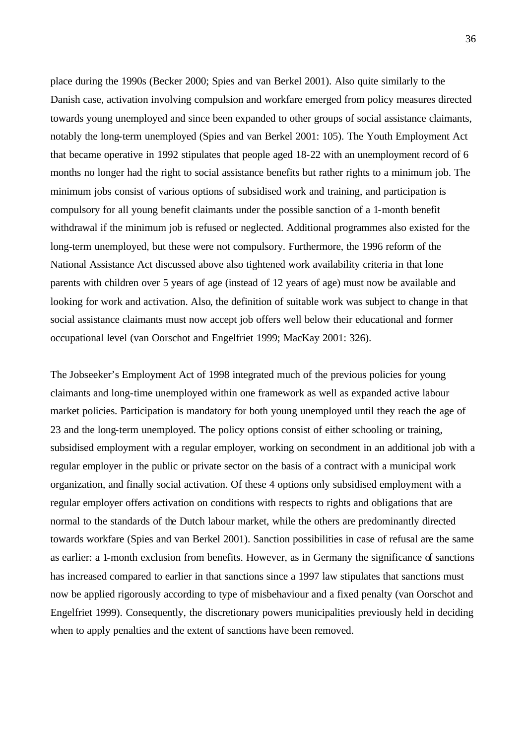place during the 1990s (Becker 2000; Spies and van Berkel 2001). Also quite similarly to the Danish case, activation involving compulsion and workfare emerged from policy measures directed towards young unemployed and since been expanded to other groups of social assistance claimants, notably the long-term unemployed (Spies and van Berkel 2001: 105). The Youth Employment Act that became operative in 1992 stipulates that people aged 18-22 with an unemployment record of 6 months no longer had the right to social assistance benefits but rather rights to a minimum job. The minimum jobs consist of various options of subsidised work and training, and participation is compulsory for all young benefit claimants under the possible sanction of a 1-month benefit withdrawal if the minimum job is refused or neglected. Additional programmes also existed for the long-term unemployed, but these were not compulsory. Furthermore, the 1996 reform of the National Assistance Act discussed above also tightened work availability criteria in that lone parents with children over 5 years of age (instead of 12 years of age) must now be available and looking for work and activation. Also, the definition of suitable work was subject to change in that social assistance claimants must now accept job offers well below their educational and former occupational level (van Oorschot and Engelfriet 1999; MacKay 2001: 326).

The Jobseeker's Employment Act of 1998 integrated much of the previous policies for young claimants and long-time unemployed within one framework as well as expanded active labour market policies. Participation is mandatory for both young unemployed until they reach the age of 23 and the long-term unemployed. The policy options consist of either schooling or training, subsidised employment with a regular employer, working on secondment in an additional job with a regular employer in the public or private sector on the basis of a contract with a municipal work organization, and finally social activation. Of these 4 options only subsidised employment with a regular employer offers activation on conditions with respects to rights and obligations that are normal to the standards of the Dutch labour market, while the others are predominantly directed towards workfare (Spies and van Berkel 2001). Sanction possibilities in case of refusal are the same as earlier: a 1-month exclusion from benefits. However, as in Germany the significance of sanctions has increased compared to earlier in that sanctions since a 1997 law stipulates that sanctions must now be applied rigorously according to type of misbehaviour and a fixed penalty (van Oorschot and Engelfriet 1999). Consequently, the discretionary powers municipalities previously held in deciding when to apply penalties and the extent of sanctions have been removed.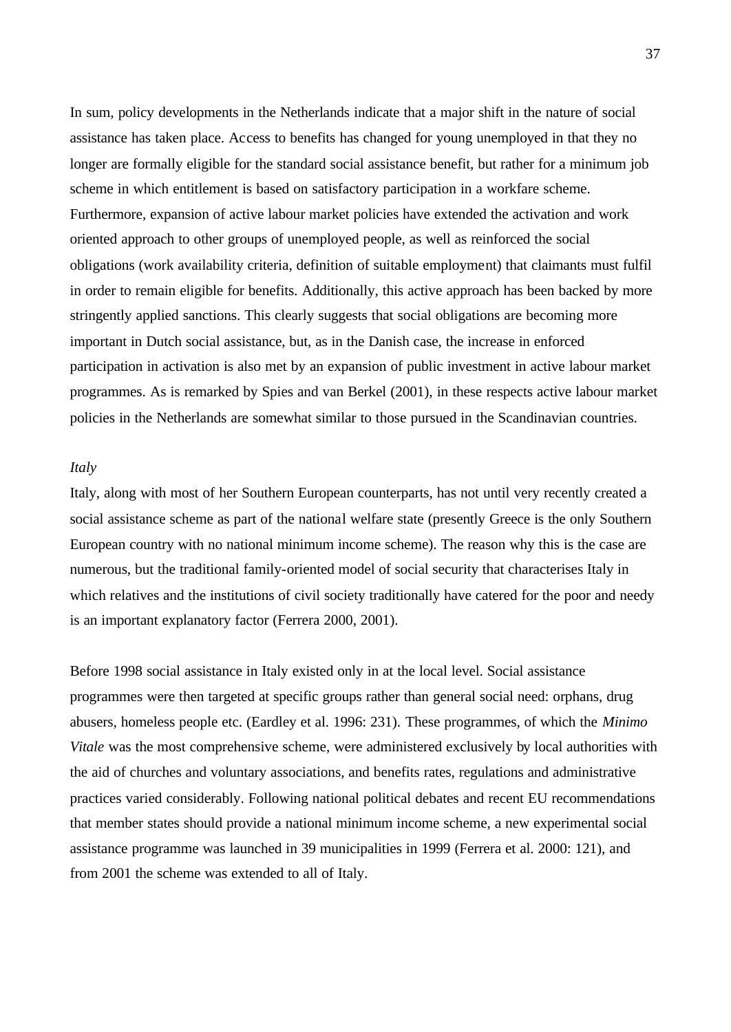In sum, policy developments in the Netherlands indicate that a major shift in the nature of social assistance has taken place. Access to benefits has changed for young unemployed in that they no longer are formally eligible for the standard social assistance benefit, but rather for a minimum job scheme in which entitlement is based on satisfactory participation in a workfare scheme. Furthermore, expansion of active labour market policies have extended the activation and work oriented approach to other groups of unemployed people, as well as reinforced the social obligations (work availability criteria, definition of suitable employment) that claimants must fulfil in order to remain eligible for benefits. Additionally, this active approach has been backed by more stringently applied sanctions. This clearly suggests that social obligations are becoming more important in Dutch social assistance, but, as in the Danish case, the increase in enforced participation in activation is also met by an expansion of public investment in active labour market programmes. As is remarked by Spies and van Berkel (2001), in these respects active labour market policies in the Netherlands are somewhat similar to those pursued in the Scandinavian countries.

*Italy*

Italy, along with most of her Southern European counterparts, has not until very recently created a social assistance scheme as part of the national welfare state (presently Greece is the only Southern European country with no national minimum income scheme). The reason why this is the case are numerous, but the traditional family-oriented model of social security that characterises Italy in which relatives and the institutions of civil society traditionally have catered for the poor and needy is an important explanatory factor (Ferrera 2000, 2001).

Before 1998 social assistance in Italy existed only in at the local level. Social assistance programmes were then targeted at specific groups rather than general social need: orphans, drug abusers, homeless people etc. (Eardley et al. 1996: 231). These programmes, of which the *Minimo Vitale* was the most comprehensive scheme, were administered exclusively by local authorities with the aid of churches and voluntary associations, and benefits rates, regulations and administrative practices varied considerably. Following national political debates and recent EU recommendations that member states should provide a national minimum income scheme, a new experimental social assistance programme was launched in 39 municipalities in 1999 (Ferrera et al. 2000: 121), and from 2001 the scheme was extended to all of Italy.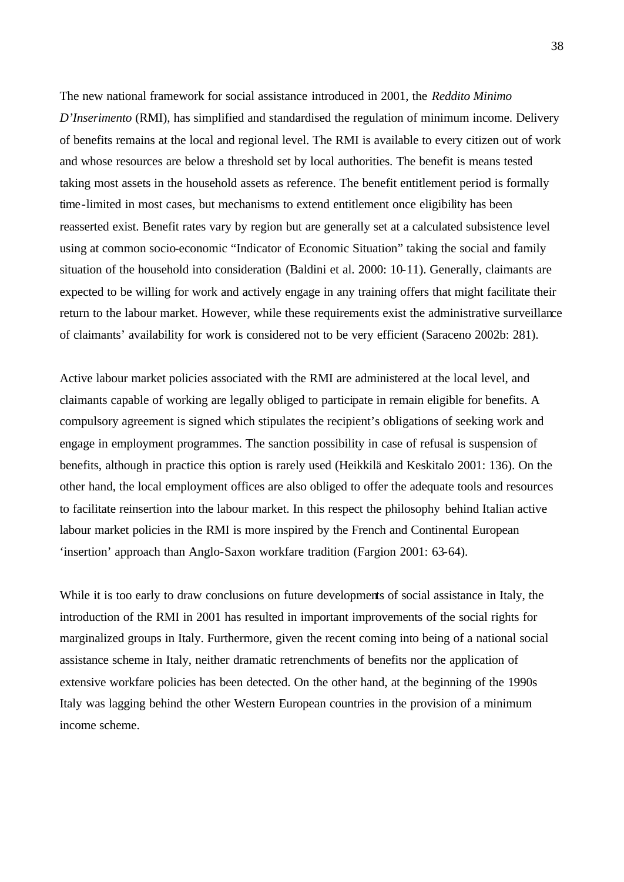The new national framework for social assistance introduced in 2001, the *Reddito Minimo D'Inserimento* (RMI), has simplified and standardised the regulation of minimum income. Delivery of benefits remains at the local and regional level. The RMI is available to every citizen out of work and whose resources are below a threshold set by local authorities. The benefit is means tested taking most assets in the household assets as reference. The benefit entitlement period is formally time-limited in most cases, but mechanisms to extend entitlement once eligibility has been reasserted exist. Benefit rates vary by region but are generally set at a calculated subsistence level using at common socio-economic "Indicator of Economic Situation" taking the social and family situation of the household into consideration (Baldini et al. 2000: 10-11). Generally, claimants are expected to be willing for work and actively engage in any training offers that might facilitate their return to the labour market. However, while these requirements exist the administrative surveillance of claimants' availability for work is considered not to be very efficient (Saraceno 2002b: 281).

Active labour market policies associated with the RMI are administered at the local level, and claimants capable of working are legally obliged to participate in remain eligible for benefits. A compulsory agreement is signed which stipulates the recipient's obligations of seeking work and engage in employment programmes. The sanction possibility in case of refusal is suspension of benefits, although in practice this option is rarely used (Heikkilä and Keskitalo 2001: 136). On the other hand, the local employment offices are also obliged to offer the adequate tools and resources to facilitate reinsertion into the labour market. In this respect the philosophy behind Italian active labour market policies in the RMI is more inspired by the French and Continental European 'insertion' approach than Anglo-Saxon workfare tradition (Fargion 2001: 63-64).

While it is too early to draw conclusions on future developments of social assistance in Italy, the introduction of the RMI in 2001 has resulted in important improvements of the social rights for marginalized groups in Italy. Furthermore, given the recent coming into being of a national social assistance scheme in Italy, neither dramatic retrenchments of benefits nor the application of extensive workfare policies has been detected. On the other hand, at the beginning of the 1990s Italy was lagging behind the other Western European countries in the provision of a minimum income scheme.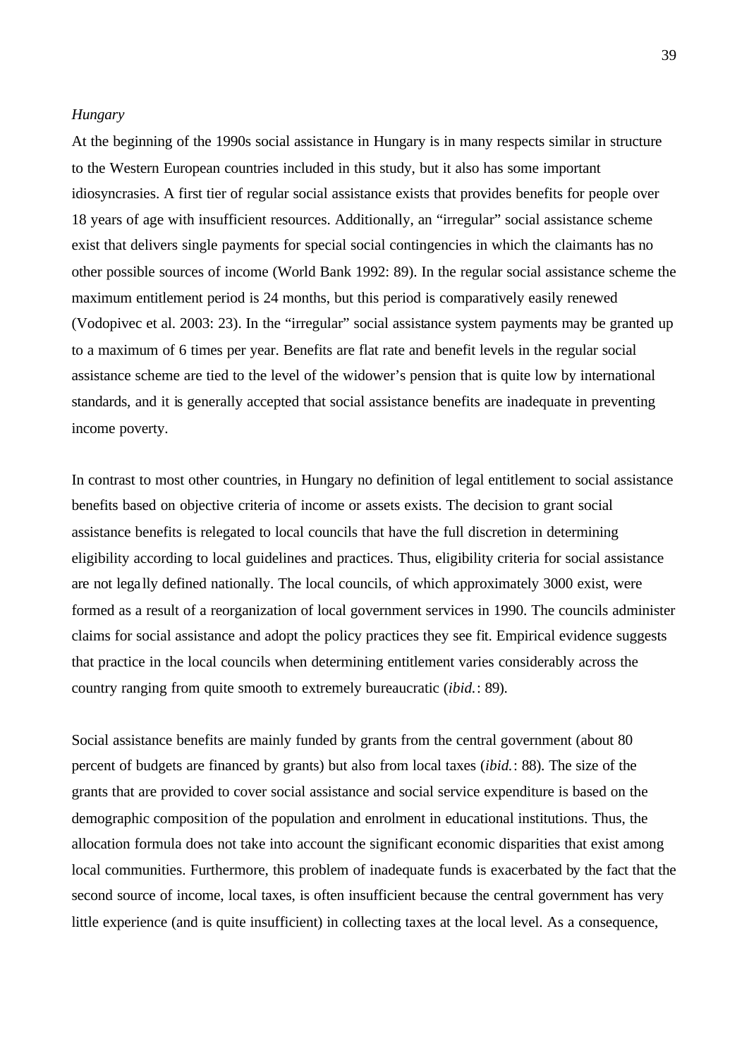*Hungary*

At the beginning of the 1990s social assistance in Hungary is in many respects similar in structure to the Western European countries included in this study, but it also has some important idiosyncrasies. A first tier of regular social assistance exists that provides benefits for people over 18 years of age with insufficient resources. Additionally, an "irregular" social assistance scheme exist that delivers single payments for special social contingencies in which the claimants has no other possible sources of income (World Bank 1992: 89). In the regular social assistance scheme the maximum entitlement period is 24 months, but this period is comparatively easily renewed (Vodopivec et al. 2003: 23). In the "irregular" social assistance system payments may be granted up to a maximum of 6 times per year. Benefits are flat rate and benefit levels in the regular social assistance scheme are tied to the level of the widower's pension that is quite low by international standards, and it is generally accepted that social assistance benefits are inadequate in preventing income poverty.

In contrast to most other countries, in Hungary no definition of legal entitlement to social assistance benefits based on objective criteria of income or assets exists. The decision to grant social assistance benefits is relegated to local councils that have the full discretion in determining eligibility according to local guidelines and practices. Thus, eligibility criteria for social assistance are not legally defined nationally. The local councils, of which approximately 3000 exist, were formed as a result of a reorganization of local government services in 1990. The councils administer claims for social assistance and adopt the policy practices they see fit. Empirical evidence suggests that practice in the local councils when determining entitlement varies considerably across the country ranging from quite smooth to extremely bureaucratic (*ibid.*: 89).

Social assistance benefits are mainly funded by grants from the central government (about 80 percent of budgets are financed by grants) but also from local taxes (*ibid.*: 88). The size of the grants that are provided to cover social assistance and social service expenditure is based on the demographic composition of the population and enrolment in educational institutions. Thus, the allocation formula does not take into account the significant economic disparities that exist among local communities. Furthermore, this problem of inadequate funds is exacerbated by the fact that the second source of income, local taxes, is often insufficient because the central government has very little experience (and is quite insufficient) in collecting taxes at the local level. As a consequence,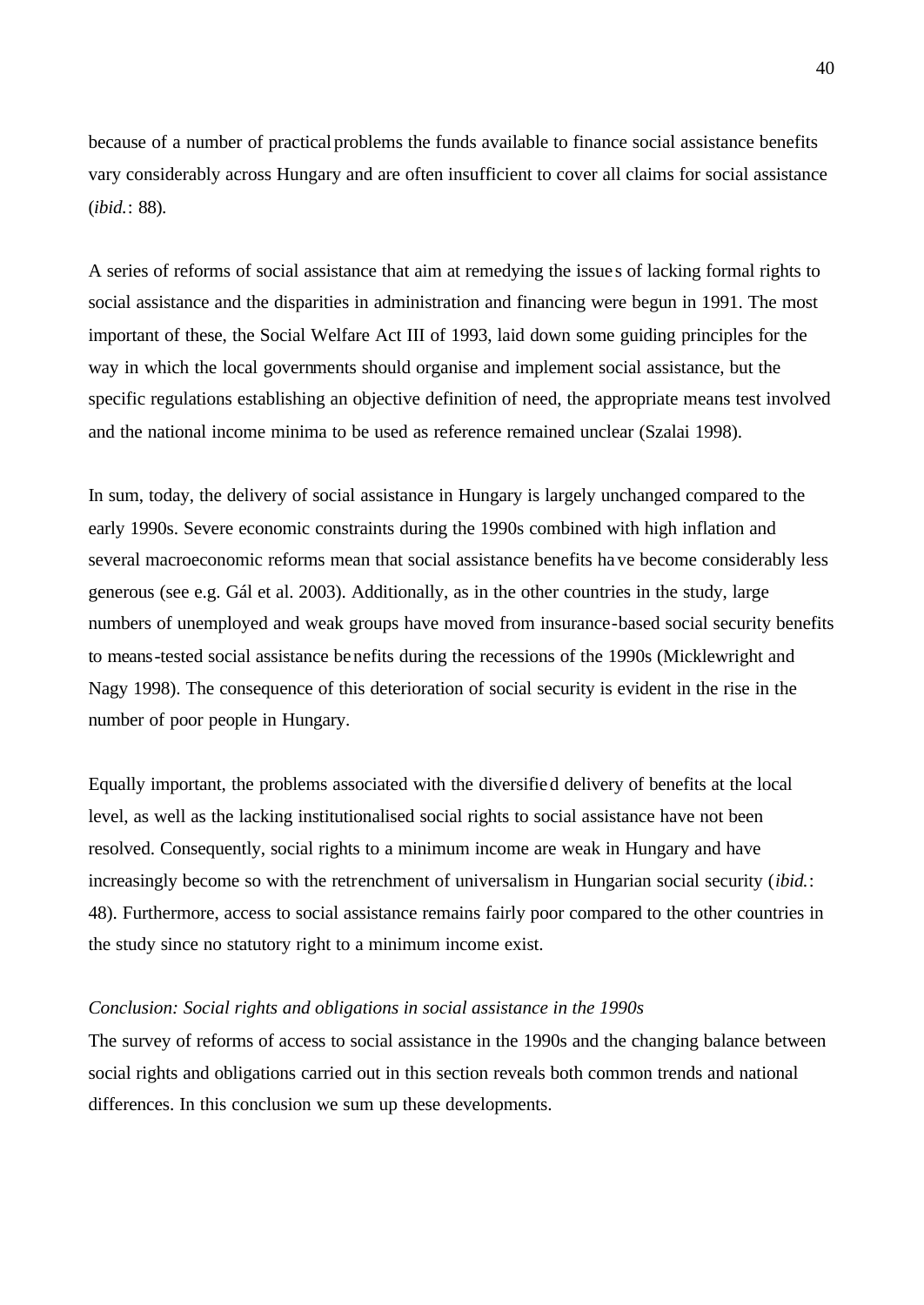because of a number of practical problems the funds available to finance social assistance benefits vary considerably across Hungary and are often insufficient to cover all claims for social assistance (*ibid.*: 88).

A series of reforms of social assistance that aim at remedying the issues of lacking formal rights to social assistance and the disparities in administration and financing were begun in 1991. The most important of these, the Social Welfare Act III of 1993, laid down some guiding principles for the way in which the local governments should organise and implement social assistance, but the specific regulations establishing an objective definition of need, the appropriate means test involved and the national income minima to be used as reference remained unclear (Szalai 1998).

In sum, today, the delivery of social assistance in Hungary is largely unchanged compared to the early 1990s. Severe economic constraints during the 1990s combined with high inflation and several macroeconomic reforms mean that social assistance benefits have become considerably less generous (see e.g. Gál et al. 2003). Additionally, as in the other countries in the study, large numbers of unemployed and weak groups have moved from insurance-based social security benefits to means-tested social assistance benefits during the recessions of the 1990s (Micklewright and Nagy 1998). The consequence of this deterioration of social security is evident in the rise in the number of poor people in Hungary.

Equally important, the problems associated with the diversified delivery of benefits at the local level, as well as the lacking institutionalised social rights to social assistance have not been resolved. Consequently, social rights to a minimum income are weak in Hungary and have increasingly become so with the retrenchment of universalism in Hungarian social security (*ibid.*: 48). Furthermore, access to social assistance remains fairly poor compared to the other countries in the study since no statutory right to a minimum income exist.

*Conclusion: Social rights and obligations in social assistance in the 1990s*

The survey of reforms of access to social assistance in the 1990s and the changing balance between social rights and obligations carried out in this section reveals both common trends and national differences. In this conclusion we sum up these developments.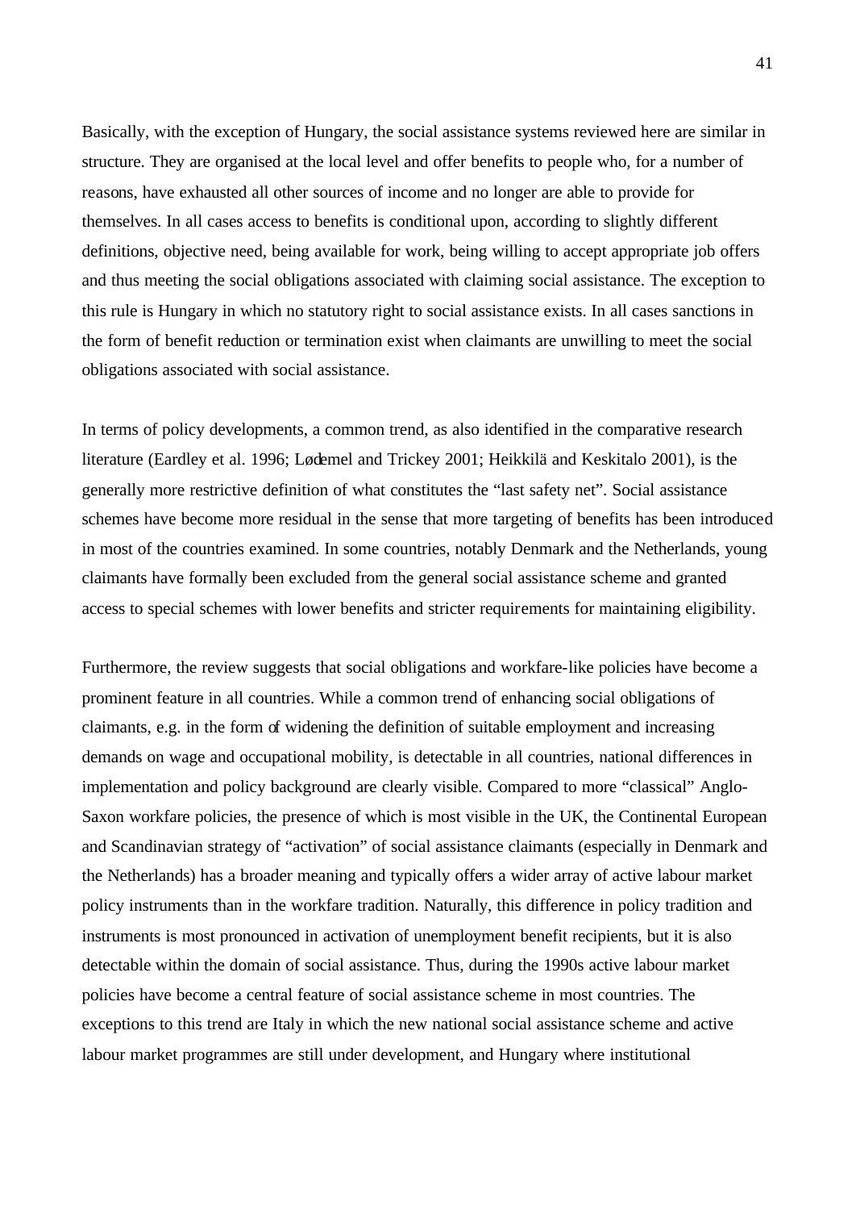Basically, with the exception of Hungary, the social assistance systems reviewed here are similar in structure. They are organised at the local level and offer benefits to people who, for a number of reasons, have exhausted all other sources of income and no longer are able to provide for themselves. In all cases access to benefits is conditional upon, according to slightly different definitions, objective need, being available for work, being willing to accept appropriate job offers and thus meeting the social obligations associated with claiming social assistance. The exception to this rule is Hungary in which no statutory right to social assistance exists. In all cases sanctions in the form of benefit reduction or termination exist when claimants are unwilling to meet the social obligations associated with social assistance.

In terms of policy developments, a common trend, as also identified in the comparative research literature (Eardley et al. 1996; Lødemel and Trickey 2001; Heikkilä and Keskitalo 2001), is the generally more restrictive definition of what constitutes the "last safety net". Social assistance schemes have become more residual in the sense that more targeting of benefits has been introduced in most of the countries examined. In some countries, notably Denmark and the Netherlands, young claimants have formally been excluded from the general social assistance scheme and granted access to special schemes with lower benefits and stricter requirements for maintaining eligibility.

Furthermore, the review suggests that social obligations and workfare-like policies have become a prominent feature in all countries. While a common trend of enhancing social obligations of claimants, e.g. in the form of widening the definition of suitable employment and increasing demands on wage and occupational mobility, is detectable in all countries, national differences in implementation and policy background are clearly visible. Compared to more "classical" Anglo-Saxon workfare policies, the presence of which is most visible in the UK, the Continental European and Scandinavian strategy of "activation" of social assistance claimants (especially in Denmark and the Netherlands) has a broader meaning and typically offers a wider array of active labour market policy instruments than in the workfare tradition. Naturally, this difference in policy tradition and instruments is most pronounced in activation of unemployment benefit recipients, but it is also detectable within the domain of social assistance. Thus, during the 1990s active labour market policies have become a central feature of social assistance scheme in most countries. The exceptions to this trend are Italy in which the new national social assistance scheme and active labour market programmes are still under development, and Hungary where institutional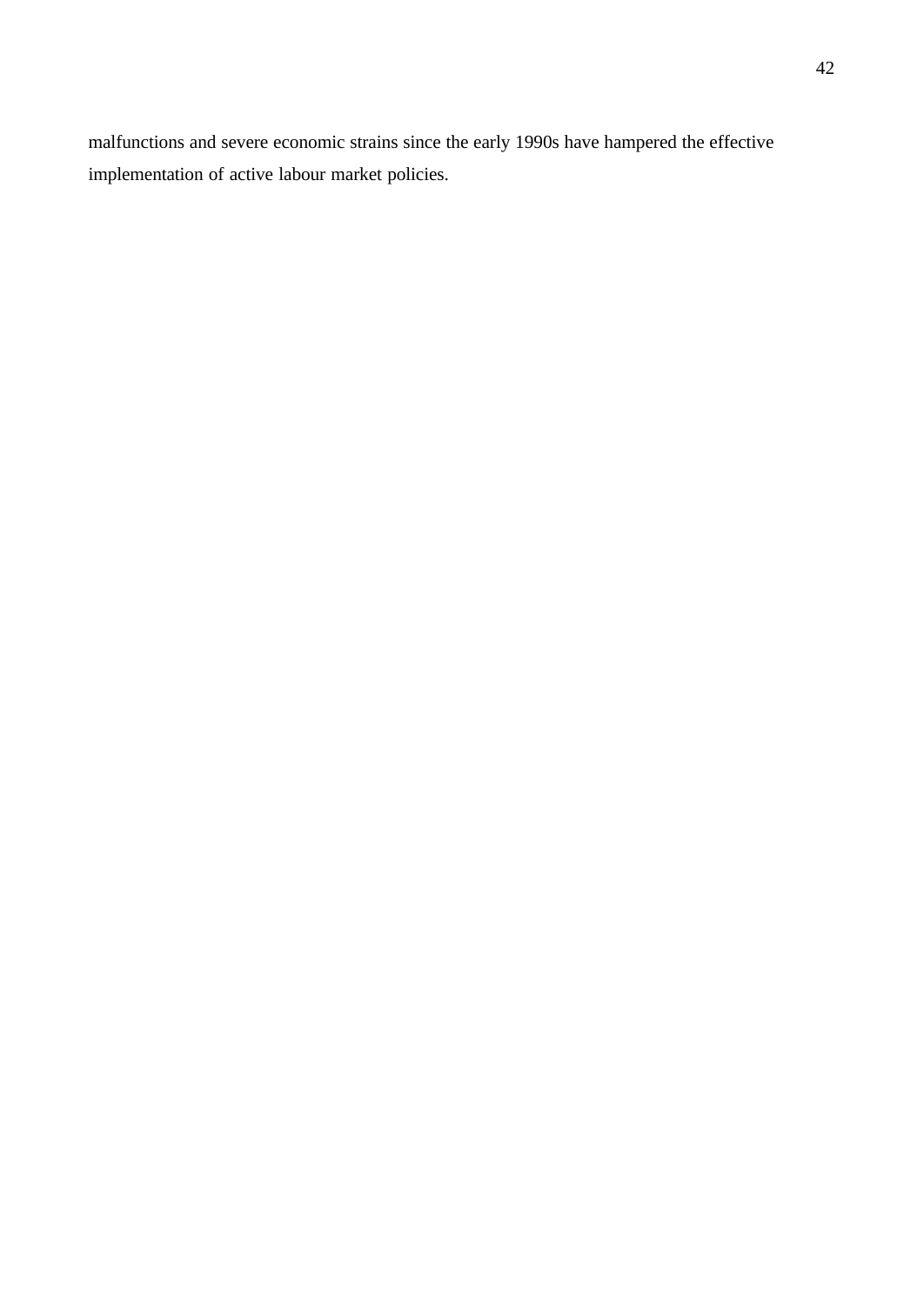malfunctions and severe economic strains since the early 1990s have hampered the effective implementation of active labour market policies.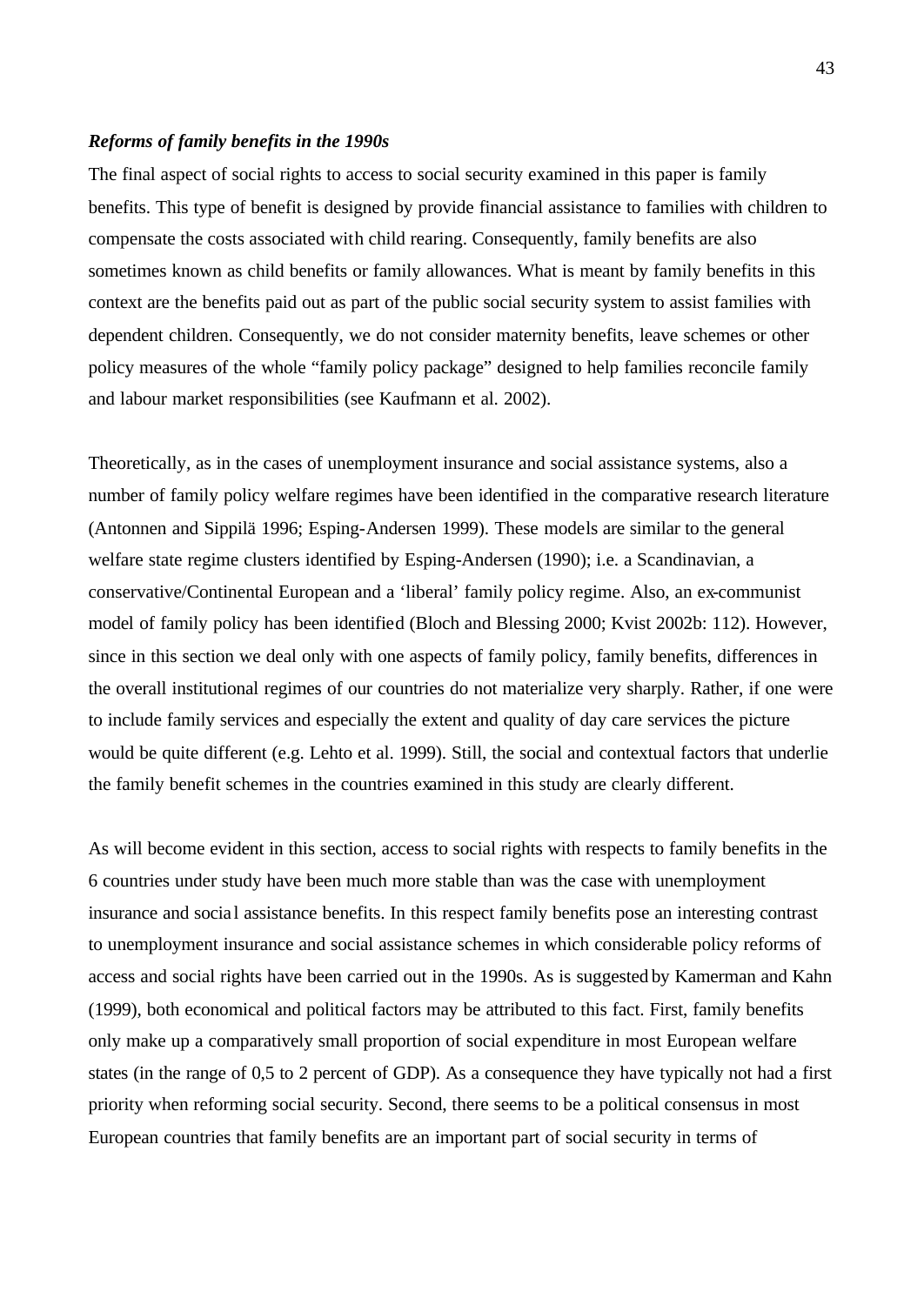***Reforms of family benefits in the 1990s***

The final aspect of social rights to access to social security examined in this paper is family benefits. This type of benefit is designed by provide financial assistance to families with children to compensate the costs associated with child rearing. Consequently, family benefits are also sometimes known as child benefits or family allowances. What is meant by family benefits in this context are the benefits paid out as part of the public social security system to assist families with dependent children. Consequently, we do not consider maternity benefits, leave schemes or other policy measures of the whole "family policy package" designed to help families reconcile family and labour market responsibilities (see Kaufmann et al. 2002).

Theoretically, as in the cases of unemployment insurance and social assistance systems, also a number of family policy welfare regimes have been identified in the comparative research literature (Antonnen and Sippilä 1996; Esping-Andersen 1999). These models are similar to the general welfare state regime clusters identified by Esping-Andersen (1990); i.e. a Scandinavian, a conservative/Continental European and a 'liberal' family policy regime. Also, an ex-communist model of family policy has been identified (Bloch and Blessing 2000; Kvist 2002b: 112). However, since in this section we deal only with one aspects of family policy, family benefits, differences in the overall institutional regimes of our countries do not materialize very sharply. Rather, if one were to include family services and especially the extent and quality of day care services the picture would be quite different (e.g. Lehto et al. 1999). Still, the social and contextual factors that underlie the family benefit schemes in the countries examined in this study are clearly different.

As will become evident in this section, access to social rights with respects to family benefits in the 6 countries under study have been much more stable than was the case with unemployment insurance and social assistance benefits. In this respect family benefits pose an interesting contrast to unemployment insurance and social assistance schemes in which considerable policy reforms of access and social rights have been carried out in the 1990s. As is suggested by Kamerman and Kahn (1999), both economical and political factors may be attributed to this fact. First, family benefits only make up a comparatively small proportion of social expenditure in most European welfare states (in the range of 0,5 to 2 percent of GDP). As a consequence they have typically not had a first priority when reforming social security. Second, there seems to be a political consensus in most European countries that family benefits are an important part of social security in terms of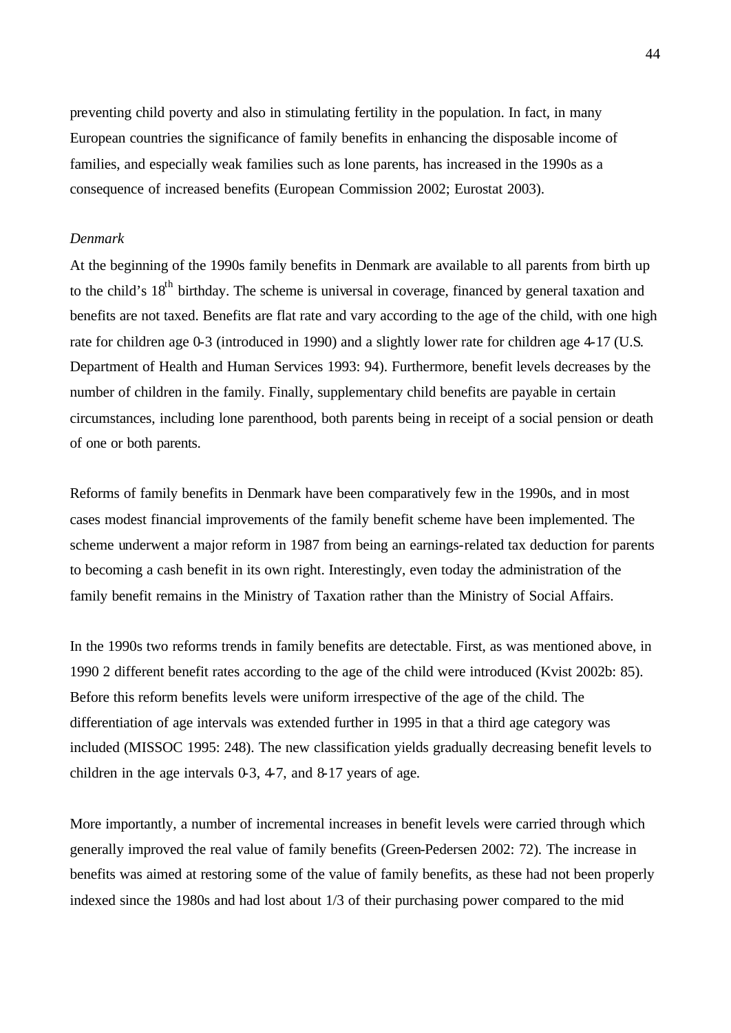preventing child poverty and also in stimulating fertility in the population. In fact, in many European countries the significance of family benefits in enhancing the disposable income of families, and especially weak families such as lone parents, has increased in the 1990s as a consequence of increased benefits (European Commission 2002; Eurostat 2003).

*Denmark*

At the beginning of the 1990s family benefits in Denmark are available to all parents from birth up to the child's $18^{th}$ birthday. The scheme is universal in coverage, financed by general taxation and benefits are not taxed. Benefits are flat rate and vary according to the age of the child, with one high rate for children age 0-3 (introduced in 1990) and a slightly lower rate for children age 4-17 (U.S. Department of Health and Human Services 1993: 94). Furthermore, benefit levels decreases by the number of children in the family. Finally, supplementary child benefits are payable in certain circumstances, including lone parenthood, both parents being in receipt of a social pension or death of one or both parents.

Reforms of family benefits in Denmark have been comparatively few in the 1990s, and in most cases modest financial improvements of the family benefit scheme have been implemented. The scheme underwent a major reform in 1987 from being an earnings-related tax deduction for parents to becoming a cash benefit in its own right. Interestingly, even today the administration of the family benefit remains in the Ministry of Taxation rather than the Ministry of Social Affairs.

In the 1990s two reforms trends in family benefits are detectable. First, as was mentioned above, in 1990 2 different benefit rates according to the age of the child were introduced (Kvist 2002b: 85). Before this reform benefits levels were uniform irrespective of the age of the child. The differentiation of age intervals was extended further in 1995 in that a third age category was included (MISSOC 1995: 248). The new classification yields gradually decreasing benefit levels to children in the age intervals 0-3, 4-7, and 8-17 years of age.

More importantly, a number of incremental increases in benefit levels were carried through which generally improved the real value of family benefits (Green-Pedersen 2002: 72). The increase in benefits was aimed at restoring some of the value of family benefits, as these had not been properly indexed since the 1980s and had lost about 1/3 of their purchasing power compared to the mid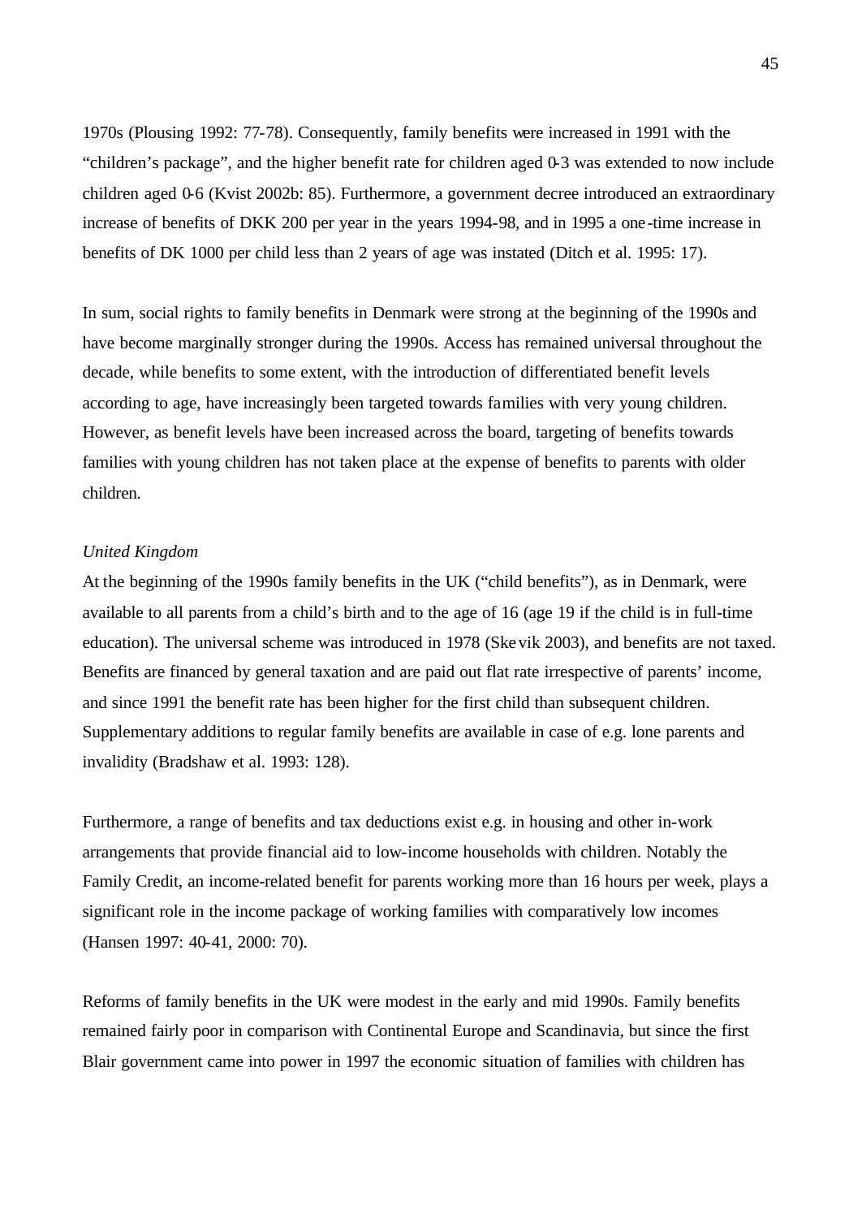1970s (Plousing 1992: 77-78). Consequently, family benefits were increased in 1991 with the "children's package", and the higher benefit rate for children aged 0-3 was extended to now include children aged 0-6 (Kvist 2002b: 85). Furthermore, a government decree introduced an extraordinary increase of benefits of DKK 200 per year in the years 1994-98, and in 1995 a one-time increase in benefits of DK 1000 per child less than 2 years of age was instated (Ditch et al. 1995: 17).

In sum, social rights to family benefits in Denmark were strong at the beginning of the 1990s and have become marginally stronger during the 1990s. Access has remained universal throughout the decade, while benefits to some extent, with the introduction of differentiated benefit levels according to age, have increasingly been targeted towards families with very young children. However, as benefit levels have been increased across the board, targeting of benefits towards families with young children has not taken place at the expense of benefits to parents with older children.

*United Kingdom*

At the beginning of the 1990s family benefits in the UK ("child benefits"), as in Denmark, were available to all parents from a child's birth and to the age of 16 (age 19 if the child is in full-time education). The universal scheme was introduced in 1978 (Skevik 2003), and benefits are not taxed. Benefits are financed by general taxation and are paid out flat rate irrespective of parents' income, and since 1991 the benefit rate has been higher for the first child than subsequent children. Supplementary additions to regular family benefits are available in case of e.g. lone parents and invalidity (Bradshaw et al. 1993: 128).

Furthermore, a range of benefits and tax deductions exist e.g. in housing and other in-work arrangements that provide financial aid to low-income households with children. Notably the Family Credit, an income-related benefit for parents working more than 16 hours per week, plays a significant role in the income package of working families with comparatively low incomes (Hansen 1997: 40-41, 2000: 70).

Reforms of family benefits in the UK were modest in the early and mid 1990s. Family benefits remained fairly poor in comparison with Continental Europe and Scandinavia, but since the first Blair government came into power in 1997 the economic situation of families with children has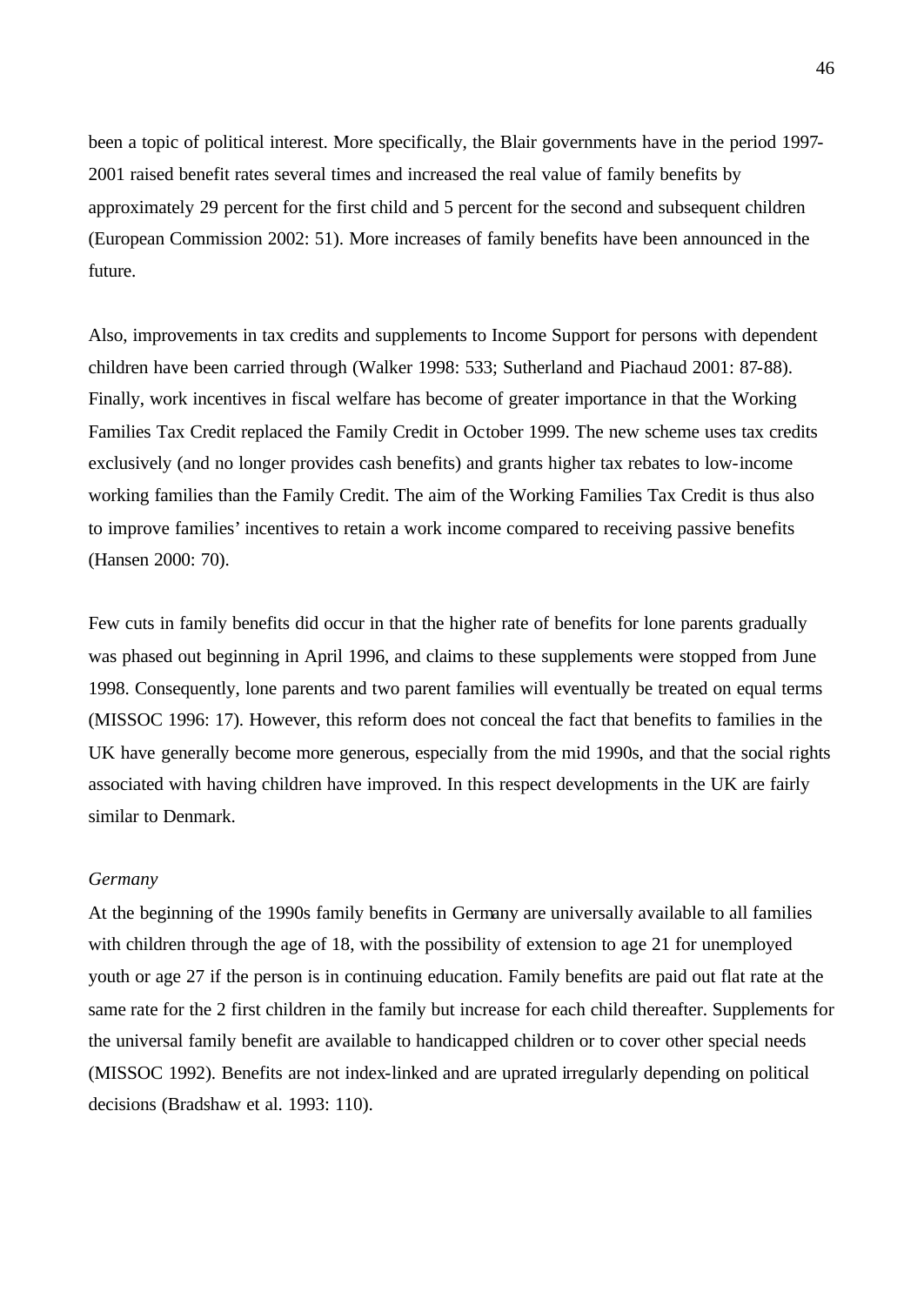been a topic of political interest. More specifically, the Blair governments have in the period 1997-2001 raised benefit rates several times and increased the real value of family benefits by approximately 29 percent for the first child and 5 percent for the second and subsequent children (European Commission 2002: 51). More increases of family benefits have been announced in the future.

Also, improvements in tax credits and supplements to Income Support for persons with dependent children have been carried through (Walker 1998: 533; Sutherland and Piachaud 2001: 87-88). Finally, work incentives in fiscal welfare has become of greater importance in that the Working Families Tax Credit replaced the Family Credit in October 1999. The new scheme uses tax credits exclusively (and no longer provides cash benefits) and grants higher tax rebates to low-income working families than the Family Credit. The aim of the Working Families Tax Credit is thus also to improve families' incentives to retain a work income compared to receiving passive benefits (Hansen 2000: 70).

Few cuts in family benefits did occur in that the higher rate of benefits for lone parents gradually was phased out beginning in April 1996, and claims to these supplements were stopped from June 1998. Consequently, lone parents and two parent families will eventually be treated on equal terms (MISSOC 1996: 17). However, this reform does not conceal the fact that benefits to families in the UK have generally become more generous, especially from the mid 1990s, and that the social rights associated with having children have improved. In this respect developments in the UK are fairly similar to Denmark.

*Germany*

At the beginning of the 1990s family benefits in Germany are universally available to all families with children through the age of 18, with the possibility of extension to age 21 for unemployed youth or age 27 if the person is in continuing education. Family benefits are paid out flat rate at the same rate for the 2 first children in the family but increase for each child thereafter. Supplements for the universal family benefit are available to handicapped children or to cover other special needs (MISSOC 1992). Benefits are not index-linked and are uprated irregularly depending on political decisions (Bradshaw et al. 1993: 110).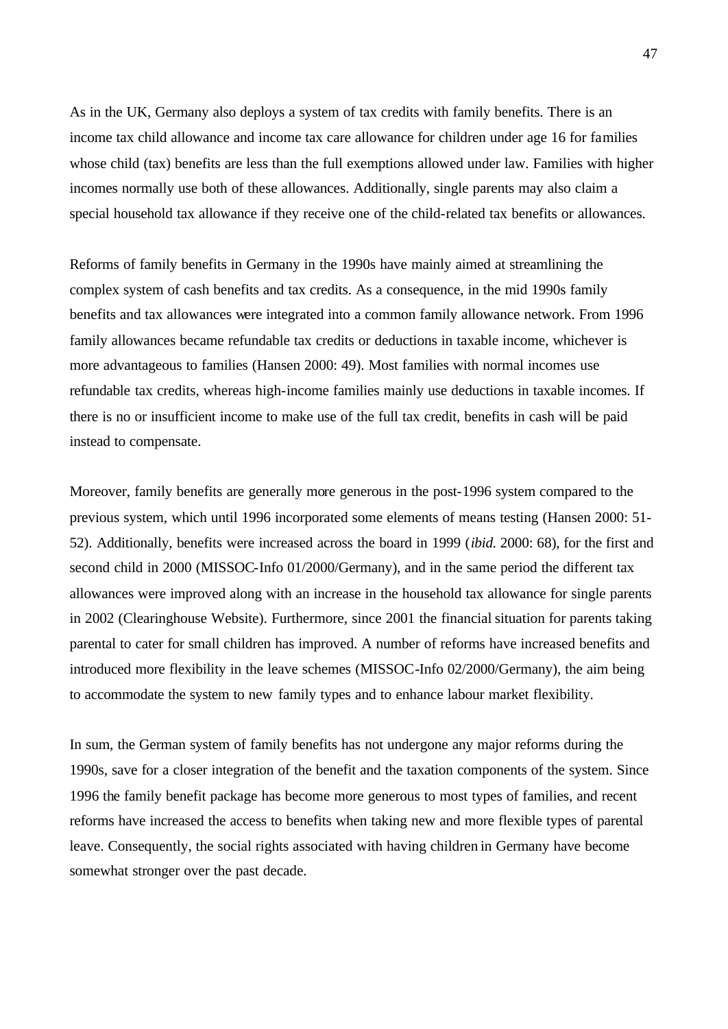As in the UK, Germany also deploys a system of tax credits with family benefits. There is an income tax child allowance and income tax care allowance for children under age 16 for families whose child (tax) benefits are less than the full exemptions allowed under law. Families with higher incomes normally use both of these allowances. Additionally, single parents may also claim a special household tax allowance if they receive one of the child-related tax benefits or allowances.

Reforms of family benefits in Germany in the 1990s have mainly aimed at streamlining the complex system of cash benefits and tax credits. As a consequence, in the mid 1990s family benefits and tax allowances were integrated into a common family allowance network. From 1996 family allowances became refundable tax credits or deductions in taxable income, whichever is more advantageous to families (Hansen 2000: 49). Most families with normal incomes use refundable tax credits, whereas high-income families mainly use deductions in taxable incomes. If there is no or insufficient income to make use of the full tax credit, benefits in cash will be paid instead to compensate.

Moreover, family benefits are generally more generous in the post-1996 system compared to the previous system, which until 1996 incorporated some elements of means testing (Hansen 2000: 51-52). Additionally, benefits were increased across the board in 1999 (*ibid.* 2000: 68), for the first and second child in 2000 (MISSOC-Info 01/2000/Germany), and in the same period the different tax allowances were improved along with an increase in the household tax allowance for single parents in 2002 (Clearinghouse Website). Furthermore, since 2001 the financial situation for parents taking parental to cater for small children has improved. A number of reforms have increased benefits and introduced more flexibility in the leave schemes (MISSOC-Info 02/2000/Germany), the aim being to accommodate the system to new family types and to enhance labour market flexibility.

In sum, the German system of family benefits has not undergone any major reforms during the 1990s, save for a closer integration of the benefit and the taxation components of the system. Since 1996 the family benefit package has become more generous to most types of families, and recent reforms have increased the access to benefits when taking new and more flexible types of parental leave. Consequently, the social rights associated with having children in Germany have become somewhat stronger over the past decade.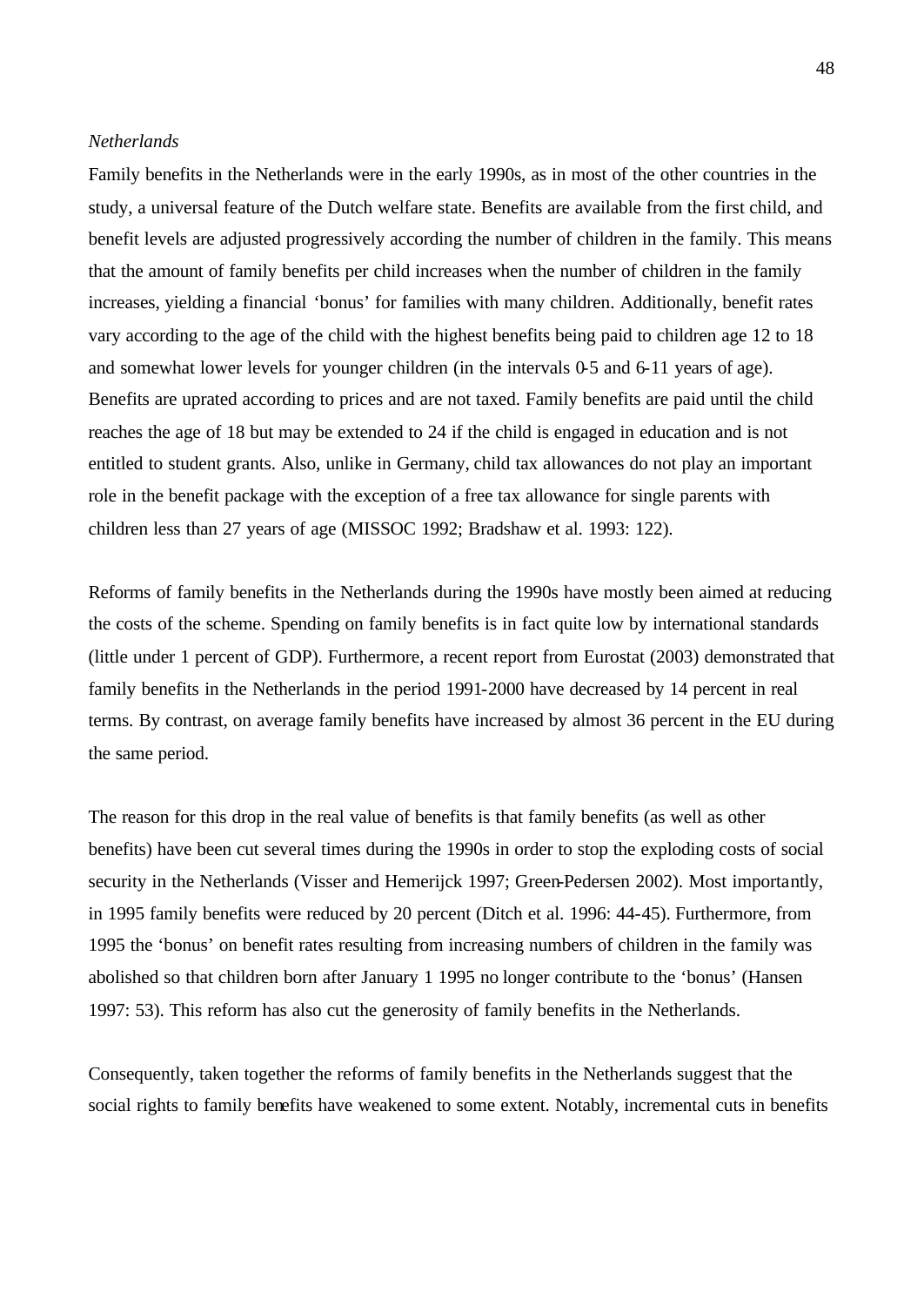*Netherlands*

Family benefits in the Netherlands were in the early 1990s, as in most of the other countries in the study, a universal feature of the Dutch welfare state. Benefits are available from the first child, and benefit levels are adjusted progressively according the number of children in the family. This means that the amount of family benefits per child increases when the number of children in the family increases, yielding a financial 'bonus' for families with many children. Additionally, benefit rates vary according to the age of the child with the highest benefits being paid to children age 12 to 18 and somewhat lower levels for younger children (in the intervals 0-5 and 6-11 years of age). Benefits are uprated according to prices and are not taxed. Family benefits are paid until the child reaches the age of 18 but may be extended to 24 if the child is engaged in education and is not entitled to student grants. Also, unlike in Germany, child tax allowances do not play an important role in the benefit package with the exception of a free tax allowance for single parents with children less than 27 years of age (MISSOC 1992; Bradshaw et al. 1993: 122).

Reforms of family benefits in the Netherlands during the 1990s have mostly been aimed at reducing the costs of the scheme. Spending on family benefits is in fact quite low by international standards (little under 1 percent of GDP). Furthermore, a recent report from Eurostat (2003) demonstrated that family benefits in the Netherlands in the period 1991-2000 have decreased by 14 percent in real terms. By contrast, on average family benefits have increased by almost 36 percent in the EU during the same period.

The reason for this drop in the real value of benefits is that family benefits (as well as other benefits) have been cut several times during the 1990s in order to stop the exploding costs of social security in the Netherlands (Visser and Hemerijck 1997; Green-Pedersen 2002). Most importantly, in 1995 family benefits were reduced by 20 percent (Ditch et al. 1996: 44-45). Furthermore, from 1995 the 'bonus' on benefit rates resulting from increasing numbers of children in the family was abolished so that children born after January 1 1995 no longer contribute to the 'bonus' (Hansen 1997: 53). This reform has also cut the generosity of family benefits in the Netherlands.

Consequently, taken together the reforms of family benefits in the Netherlands suggest that the social rights to family benefits have weakened to some extent. Notably, incremental cuts in benefits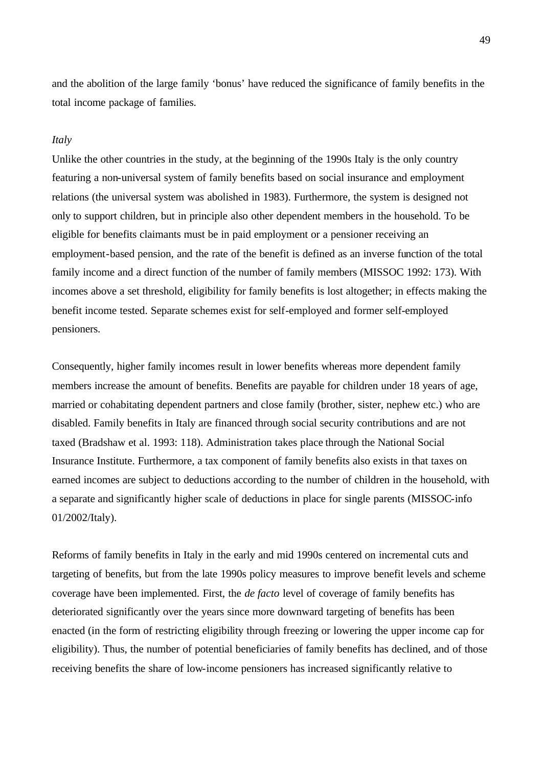and the abolition of the large family 'bonus' have reduced the significance of family benefits in the total income package of families.

*Italy*

Unlike the other countries in the study, at the beginning of the 1990s Italy is the only country featuring a non-universal system of family benefits based on social insurance and employment relations (the universal system was abolished in 1983). Furthermore, the system is designed not only to support children, but in principle also other dependent members in the household. To be eligible for benefits claimants must be in paid employment or a pensioner receiving an employment-based pension, and the rate of the benefit is defined as an inverse function of the total family income and a direct function of the number of family members (MISSOC 1992: 173). With incomes above a set threshold, eligibility for family benefits is lost altogether; in effects making the benefit income tested. Separate schemes exist for self-employed and former self-employed pensioners.

Consequently, higher family incomes result in lower benefits whereas more dependent family members increase the amount of benefits. Benefits are payable for children under 18 years of age, married or cohabitating dependent partners and close family (brother, sister, nephew etc.) who are disabled. Family benefits in Italy are financed through social security contributions and are not taxed (Bradshaw et al. 1993: 118). Administration takes place through the National Social Insurance Institute. Furthermore, a tax component of family benefits also exists in that taxes on earned incomes are subject to deductions according to the number of children in the household, with a separate and significantly higher scale of deductions in place for single parents (MISSOC-info 01/2002/Italy).

Reforms of family benefits in Italy in the early and mid 1990s centered on incremental cuts and targeting of benefits, but from the late 1990s policy measures to improve benefit levels and scheme coverage have been implemented. First, the *de facto* level of coverage of family benefits has deteriorated significantly over the years since more downward targeting of benefits has been enacted (in the form of restricting eligibility through freezing or lowering the upper income cap for eligibility). Thus, the number of potential beneficiaries of family benefits has declined, and of those receiving benefits the share of low-income pensioners has increased significantly relative to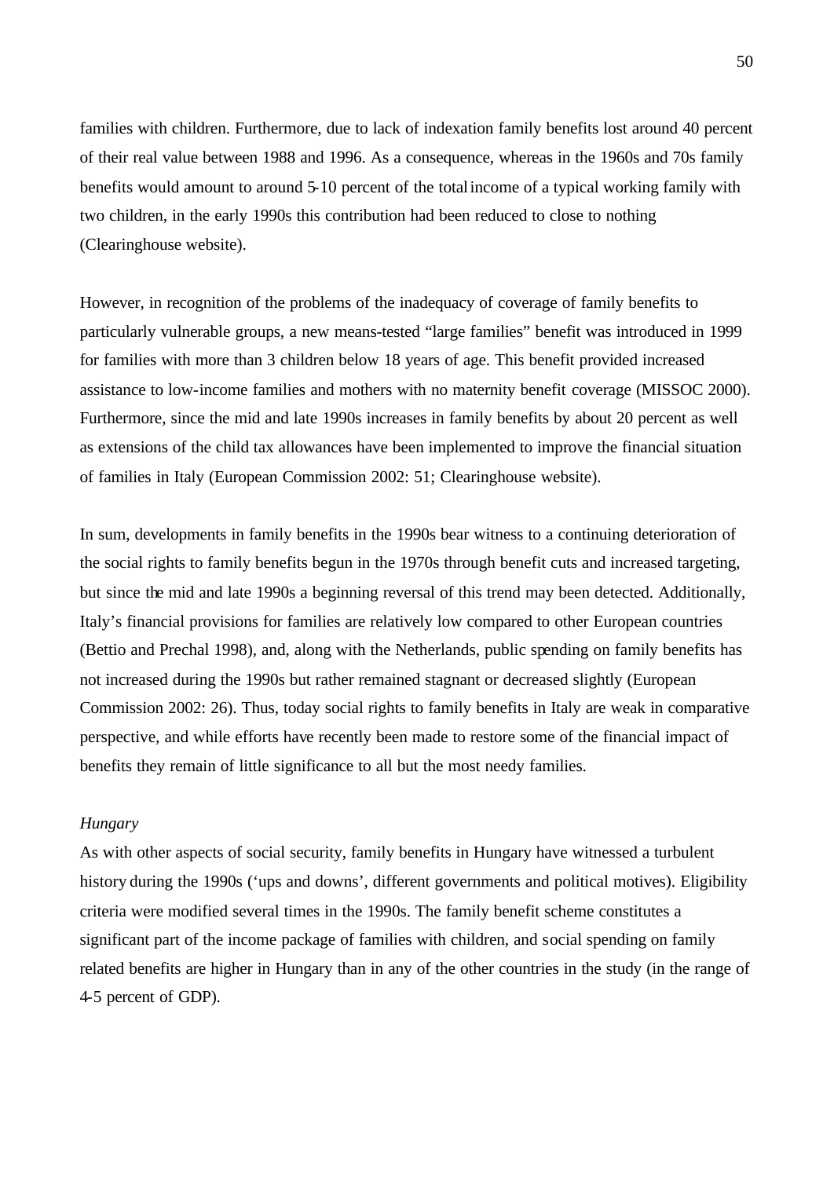families with children. Furthermore, due to lack of indexation family benefits lost around 40 percent of their real value between 1988 and 1996. As a consequence, whereas in the 1960s and 70s family benefits would amount to around 5-10 percent of the total income of a typical working family with two children, in the early 1990s this contribution had been reduced to close to nothing (Clearinghouse website).

However, in recognition of the problems of the inadequacy of coverage of family benefits to particularly vulnerable groups, a new means-tested "large families" benefit was introduced in 1999 for families with more than 3 children below 18 years of age. This benefit provided increased assistance to low-income families and mothers with no maternity benefit coverage (MISSOC 2000). Furthermore, since the mid and late 1990s increases in family benefits by about 20 percent as well as extensions of the child tax allowances have been implemented to improve the financial situation of families in Italy (European Commission 2002: 51; Clearinghouse website).

In sum, developments in family benefits in the 1990s bear witness to a continuing deterioration of the social rights to family benefits begun in the 1970s through benefit cuts and increased targeting, but since the mid and late 1990s a beginning reversal of this trend may been detected. Additionally, Italy's financial provisions for families are relatively low compared to other European countries (Bettio and Prechal 1998), and, along with the Netherlands, public spending on family benefits has not increased during the 1990s but rather remained stagnant or decreased slightly (European Commission 2002: 26). Thus, today social rights to family benefits in Italy are weak in comparative perspective, and while efforts have recently been made to restore some of the financial impact of benefits they remain of little significance to all but the most needy families.

*Hungary*

As with other aspects of social security, family benefits in Hungary have witnessed a turbulent history during the 1990s ('ups and downs', different governments and political motives). Eligibility criteria were modified several times in the 1990s. The family benefit scheme constitutes a significant part of the income package of families with children, and social spending on family related benefits are higher in Hungary than in any of the other countries in the study (in the range of 4-5 percent of GDP).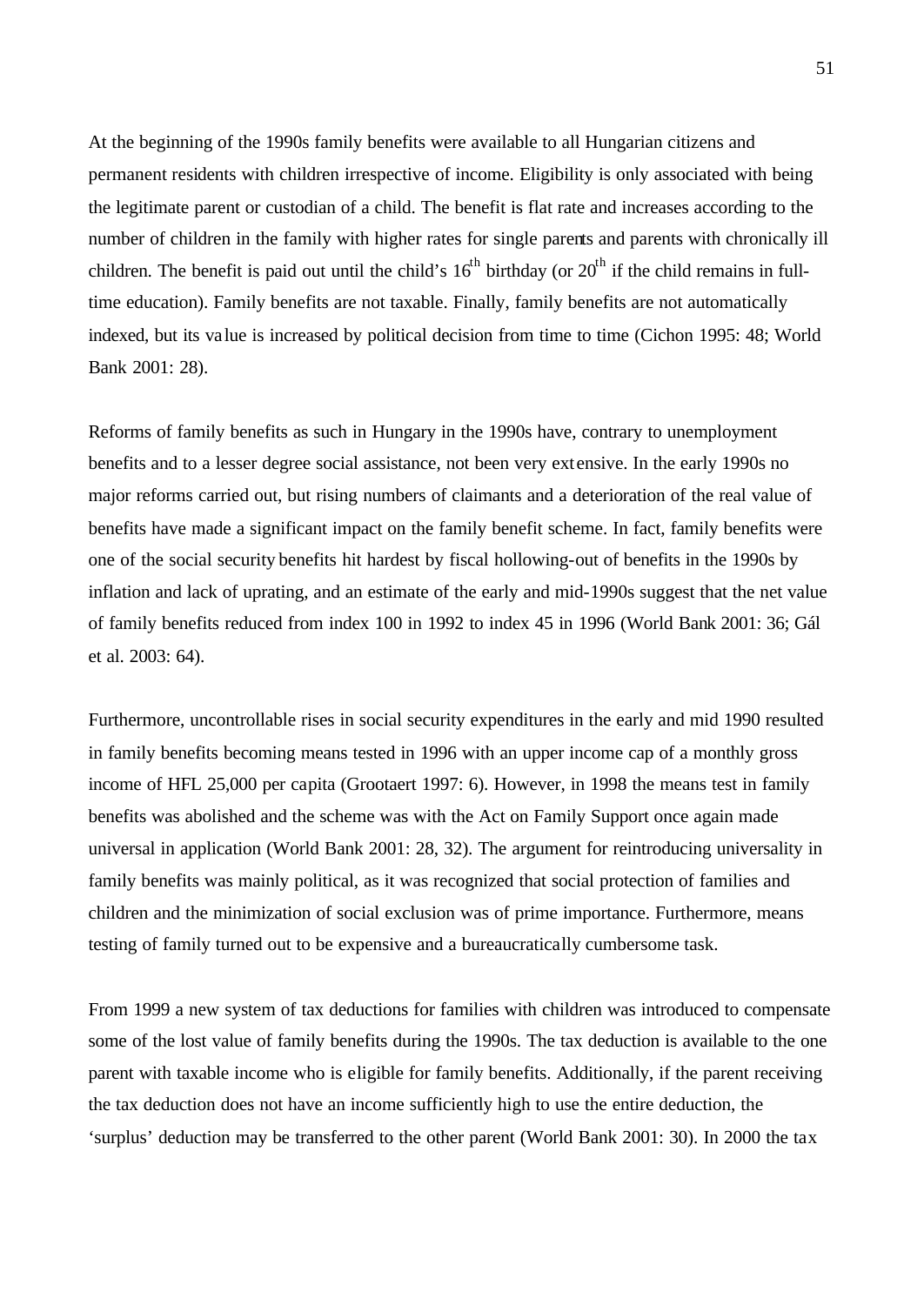At the beginning of the 1990s family benefits were available to all Hungarian citizens and permanent residents with children irrespective of income. Eligibility is only associated with being the legitimate parent or custodian of a child. The benefit is flat rate and increases according to the number of children in the family with higher rates for single parents and parents with chronically ill children. The benefit is paid out until the child's $16^{th}$ birthday (or $20^{th}$ if the child remains in full-time education). Family benefits are not taxable. Finally, family benefits are not automatically indexed, but its value is increased by political decision from time to time (Cichon 1995: 48; World Bank 2001: 28).

Reforms of family benefits as such in Hungary in the 1990s have, contrary to unemployment benefits and to a lesser degree social assistance, not been very extensive. In the early 1990s no major reforms carried out, but rising numbers of claimants and a deterioration of the real value of benefits have made a significant impact on the family benefit scheme. In fact, family benefits were one of the social security benefits hit hardest by fiscal hollowing-out of benefits in the 1990s by inflation and lack of uprating, and an estimate of the early and mid-1990s suggest that the net value of family benefits reduced from index 100 in 1992 to index 45 in 1996 (World Bank 2001: 36; Gál et al. 2003: 64).

Furthermore, uncontrollable rises in social security expenditures in the early and mid 1990 resulted in family benefits becoming means tested in 1996 with an upper income cap of a monthly gross income of HFL 25,000 per capita (Grootaert 1997: 6). However, in 1998 the means test in family benefits was abolished and the scheme was with the Act on Family Support once again made universal in application (World Bank 2001: 28, 32). The argument for reintroducing universality in family benefits was mainly political, as it was recognized that social protection of families and children and the minimization of social exclusion was of prime importance. Furthermore, means testing of family turned out to be expensive and a bureaucratically cumbersome task.

From 1999 a new system of tax deductions for families with children was introduced to compensate some of the lost value of family benefits during the 1990s. The tax deduction is available to the one parent with taxable income who is eligible for family benefits. Additionally, if the parent receiving the tax deduction does not have an income sufficiently high to use the entire deduction, the 'surplus' deduction may be transferred to the other parent (World Bank 2001: 30). In 2000 the tax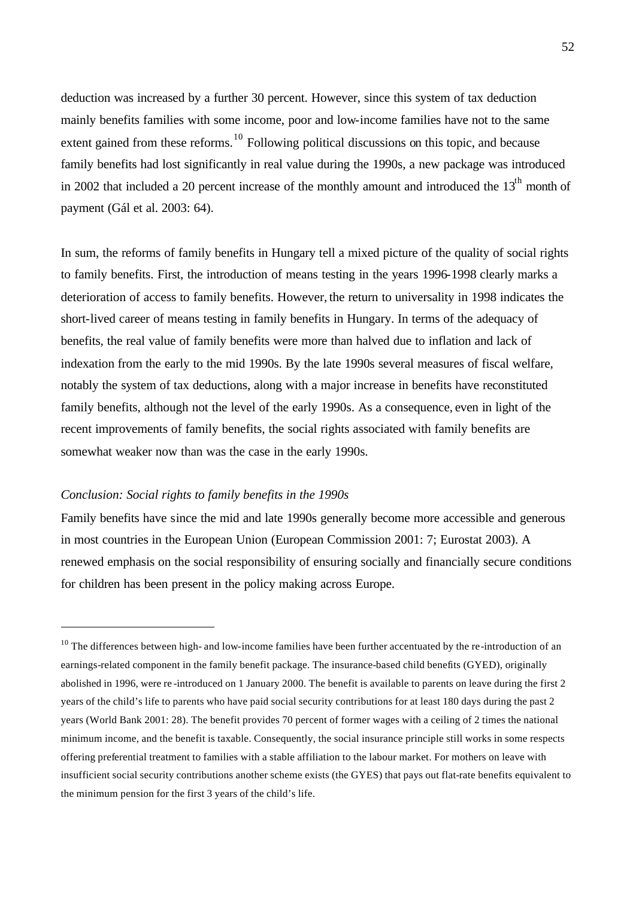deduction was increased by a further 30 percent. However, since this system of tax deduction mainly benefits families with some income, poor and low-income families have not to the same extent gained from these reforms.[10] Following political discussions on this topic, and because family benefits had lost significantly in real value during the 1990s, a new package was introduced in 2002 that included a 20 percent increase of the monthly amount and introduced the 13th month of payment (Gál et al. 2003: 64).

In sum, the reforms of family benefits in Hungary tell a mixed picture of the quality of social rights to family benefits. First, the introduction of means testing in the years 1996-1998 clearly marks a deterioration of access to family benefits. However, the return to universality in 1998 indicates the short-lived career of means testing in family benefits in Hungary. In terms of the adequacy of benefits, the real value of family benefits were more than halved due to inflation and lack of indexation from the early to the mid 1990s. By the late 1990s several measures of fiscal welfare, notably the system of tax deductions, along with a major increase in benefits have reconstituted family benefits, although not the level of the early 1990s. As a consequence, even in light of the recent improvements of family benefits, the social rights associated with family benefits are somewhat weaker now than was the case in the early 1990s.

*Conclusion: Social rights to family benefits in the 1990s*

Family benefits have since the mid and late 1990s generally become more accessible and generous in most countries in the European Union (European Commission 2001: 7; Eurostat 2003). A renewed emphasis on the social responsibility of ensuring socially and financially secure conditions for children has been present in the policy making across Europe.

---

[10] The differences between high- and low-income families have been further accentuated by the re-introduction of an earnings-related component in the family benefit package. The insurance-based child benefits (GYED), originally abolished in 1996, were re-introduced on 1 January 2000. The benefit is available to parents on leave during the first 2 years of the child's life to parents who have paid social security contributions for at least 180 days during the past 2 years (World Bank 2001: 28). The benefit provides 70 percent of former wages with a ceiling of 2 times the national minimum income, and the benefit is taxable. Consequently, the social insurance principle still works in some respects offering preferential treatment to families with a stable affiliation to the labour market. For mothers on leave with insufficient social security contributions another scheme exists (the GYES) that pays out flat-rate benefits equivalent to the minimum pension for the first 3 years of the child's life.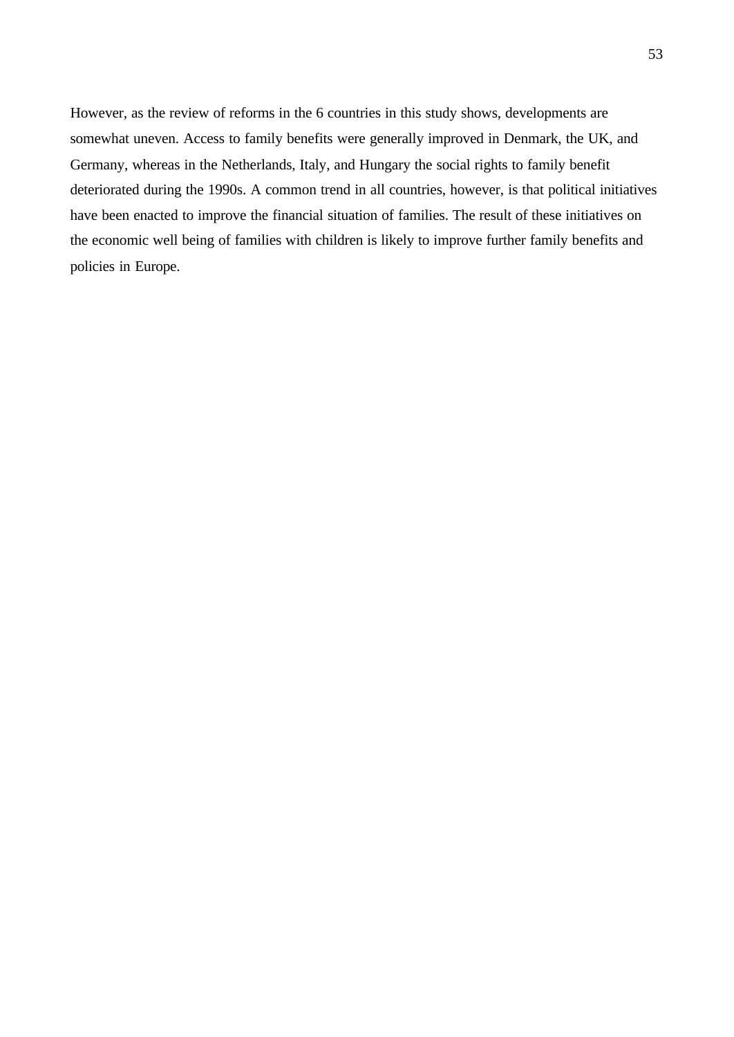However, as the review of reforms in the 6 countries in this study shows, developments are somewhat uneven. Access to family benefits were generally improved in Denmark, the UK, and Germany, whereas in the Netherlands, Italy, and Hungary the social rights to family benefit deteriorated during the 1990s. A common trend in all countries, however, is that political initiatives have been enacted to improve the financial situation of families. The result of these initiatives on the economic well being of families with children is likely to improve further family benefits and policies in Europe.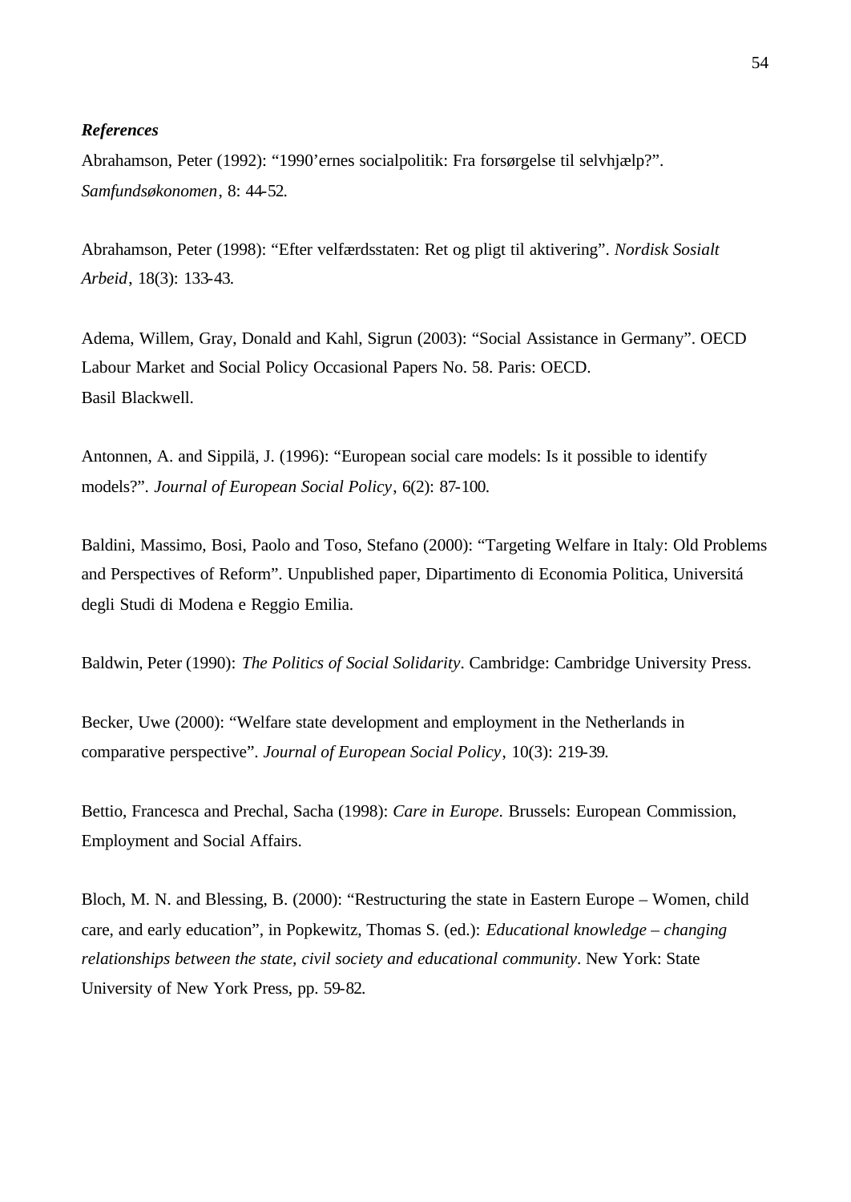### *References*

Abrahamson, Peter (1992): “1990’ernes socialpolitik: Fra forsørgelse til selvhjælp?”. *Samfundsøkonomen*, 8: 44-52.

Abrahamson, Peter (1998): “Efter velfærdsstaten: Ret og pligt til aktivering”. *Nordisk Sosialt Arbeid*, 18(3): 133-43.

Adema, Willem, Gray, Donald and Kahl, Sigrun (2003): “Social Assistance in Germany”. OECD Labour Market and Social Policy Occasional Papers No. 58. Paris: OECD.
Basil Blackwell.

Antonnen, A. and Sippilä, J. (1996): “European social care models: Is it possible to identify models?”. *Journal of European Social Policy*, 6(2): 87-100.

Baldini, Massimo, Bosi, Paolo and Toso, Stefano (2000): “Targeting Welfare in Italy: Old Problems and Perspectives of Reform”. Unpublished paper, Dipartimento di Economia Politica, Universitá degli Studi di Modena e Reggio Emilia.

Baldwin, Peter (1990): *The Politics of Social Solidarity*. Cambridge: Cambridge University Press.

Becker, Uwe (2000): “Welfare state development and employment in the Netherlands in comparative perspective”. *Journal of European Social Policy*, 10(3): 219-39.

Bettio, Francesca and Prechal, Sacha (1998): *Care in Europe*. Brussels: European Commission, Employment and Social Affairs.

Bloch, M. N. and Blessing, B. (2000): “Restructuring the state in Eastern Europe – Women, child care, and early education”, in Popkewitz, Thomas S. (ed.): *Educational knowledge – changing relationships between the state, civil society and educational community*. New York: State University of New York Press, pp. 59-82.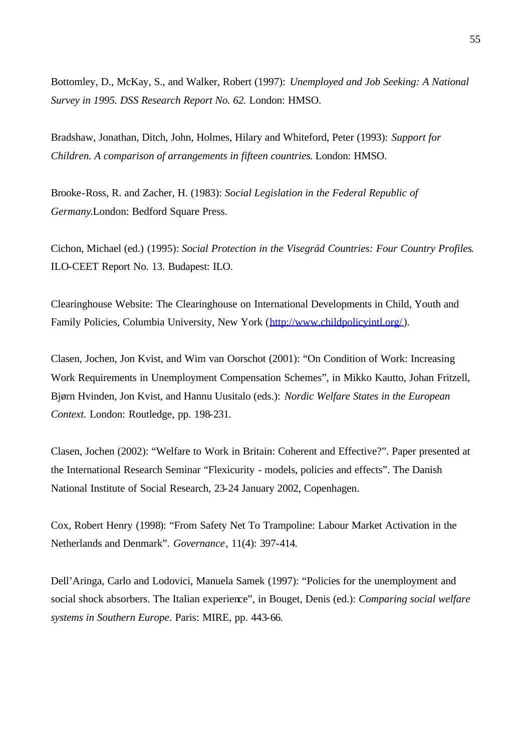Bottomley, D., McKay, S., and Walker, Robert (1997): *Unemployed and Job Seeking: A National Survey in 1995. DSS Research Report No. 62.* London: HMSO.

Bradshaw, Jonathan, Ditch, John, Holmes, Hilary and Whiteford, Peter (1993): *Support for Children. A comparison of arrangements in fifteen countries*. London: HMSO.

Brooke-Ross, R. and Zacher, H. (1983): *Social Legislation in the Federal Republic of Germany.*London: Bedford Square Press.

Cichon, Michael (ed.) (1995): *Social Protection in the Visegrád Countries: Four Country Profiles*. ILO-CEET Report No. 13. Budapest: ILO.

Clearinghouse Website: The Clearinghouse on International Developments in Child, Youth and Family Policies, Columbia University, New York (http://www.childpolicyintl.org/).

Clasen, Jochen, Jon Kvist, and Wim van Oorschot (2001): "On Condition of Work: Increasing Work Requirements in Unemployment Compensation Schemes", in Mikko Kautto, Johan Fritzell, Bjørn Hvinden, Jon Kvist, and Hannu Uusitalo (eds.): *Nordic Welfare States in the European Context.* London: Routledge, pp. 198-231.

Clasen, Jochen (2002): "Welfare to Work in Britain: Coherent and Effective?". Paper presented at the International Research Seminar "Flexicurity - models, policies and effects". The Danish National Institute of Social Research, 23-24 January 2002, Copenhagen.

Cox, Robert Henry (1998): "From Safety Net To Trampoline: Labour Market Activation in the Netherlands and Denmark". *Governance*, 11(4): 397-414.

Dell'Aringa, Carlo and Lodovici, Manuela Samek (1997): "Policies for the unemployment and social shock absorbers. The Italian experience", in Bouget, Denis (ed.): *Comparing social welfare systems in Southern Europe*. Paris: MIRE, pp. 443-66.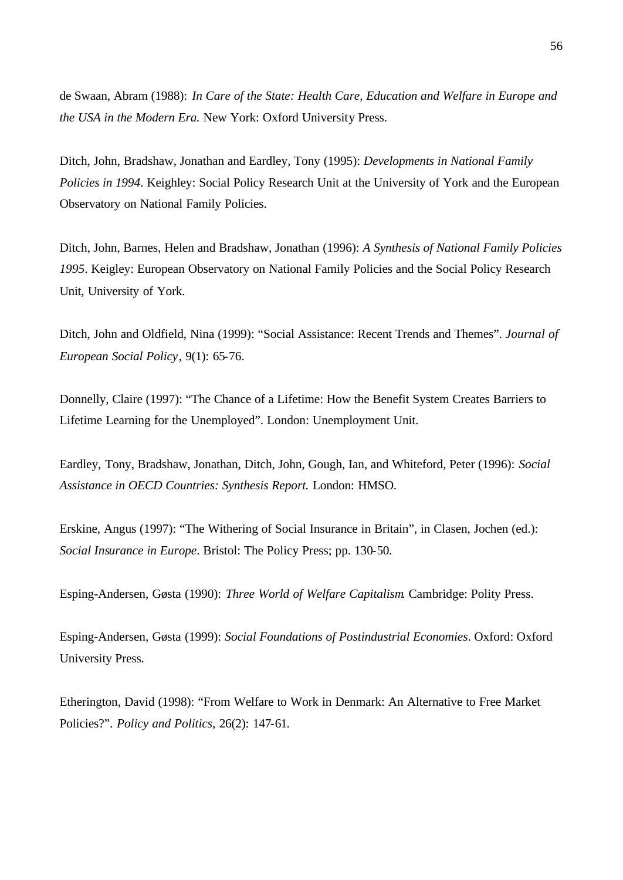de Swaan, Abram (1988): *In Care of the State: Health Care, Education and Welfare in Europe and the USA in the Modern Era.* New York: Oxford University Press.

Ditch, John, Bradshaw, Jonathan and Eardley, Tony (1995): *Developments in National Family Policies in 1994*. Keighley: Social Policy Research Unit at the University of York and the European Observatory on National Family Policies.

Ditch, John, Barnes, Helen and Bradshaw, Jonathan (1996): *A Synthesis of National Family Policies 1995*. Keigley: European Observatory on National Family Policies and the Social Policy Research Unit, University of York.

Ditch, John and Oldfield, Nina (1999): "Social Assistance: Recent Trends and Themes". *Journal of European Social Policy*, 9(1): 65-76.

Donnelly, Claire (1997): "The Chance of a Lifetime: How the Benefit System Creates Barriers to Lifetime Learning for the Unemployed". London: Unemployment Unit.

Eardley, Tony, Bradshaw, Jonathan, Ditch, John, Gough, Ian, and Whiteford, Peter (1996): *Social Assistance in OECD Countries: Synthesis Report.* London: HMSO.

Erskine, Angus (1997): "The Withering of Social Insurance in Britain", in Clasen, Jochen (ed.): *Social Insurance in Europe*. Bristol: The Policy Press; pp. 130-50.

Esping-Andersen, Gøsta (1990): *Three World of Welfare Capitalism*. Cambridge: Polity Press.

Esping-Andersen, Gøsta (1999): *Social Foundations of Postindustrial Economies*. Oxford: Oxford University Press.

Etherington, David (1998): "From Welfare to Work in Denmark: An Alternative to Free Market Policies?". *Policy and Politics*, 26(2): 147-61.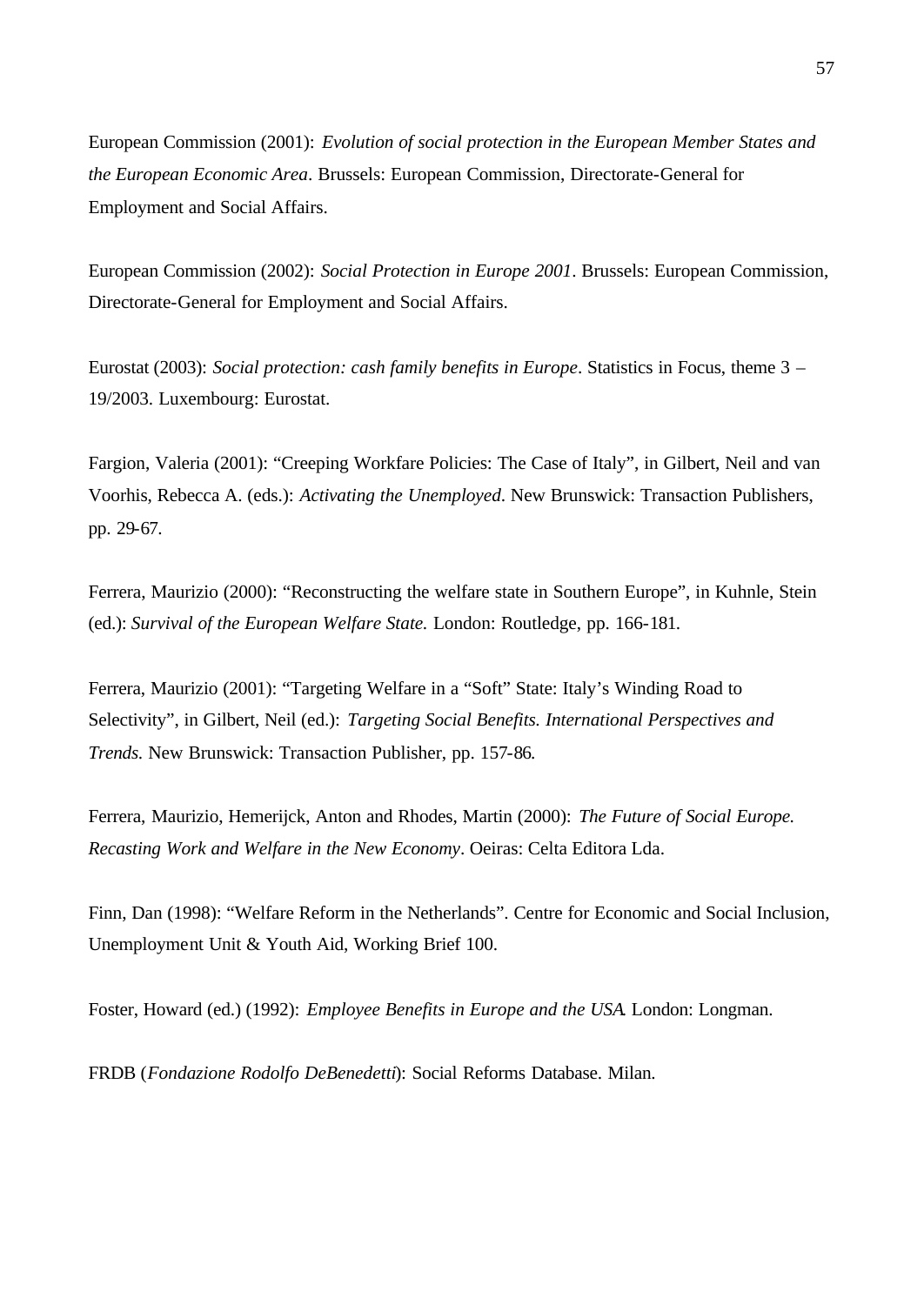European Commission (2001): *Evolution of social protection in the European Member States and the European Economic Area*. Brussels: European Commission, Directorate-General for Employment and Social Affairs.

European Commission (2002): *Social Protection in Europe 2001*. Brussels: European Commission, Directorate-General for Employment and Social Affairs.

Eurostat (2003): *Social protection: cash family benefits in Europe*. Statistics in Focus, theme 3 – 19/2003. Luxembourg: Eurostat.

Fargion, Valeria (2001): "Creeping Workfare Policies: The Case of Italy", in Gilbert, Neil and van Voorhis, Rebecca A. (eds.): *Activating the Unemployed*. New Brunswick: Transaction Publishers, pp. 29-67.

Ferrera, Maurizio (2000): "Reconstructing the welfare state in Southern Europe", in Kuhnle, Stein (ed.): *Survival of the European Welfare State.* London: Routledge, pp. 166-181.

Ferrera, Maurizio (2001): "Targeting Welfare in a "Soft" State: Italy's Winding Road to Selectivity", in Gilbert, Neil (ed.): *Targeting Social Benefits. International Perspectives and Trends.* New Brunswick: Transaction Publisher, pp. 157-86.

Ferrera, Maurizio, Hemerijck, Anton and Rhodes, Martin (2000): *The Future of Social Europe. Recasting Work and Welfare in the New Economy*. Oeiras: Celta Editora Lda.

Finn, Dan (1998): "Welfare Reform in the Netherlands". Centre for Economic and Social Inclusion, Unemployment Unit & Youth Aid, Working Brief 100.

Foster, Howard (ed.) (1992): *Employee Benefits in Europe and the USA*. London: Longman.

FRDB (*Fondazione Rodolfo DeBenedetti*): Social Reforms Database. Milan.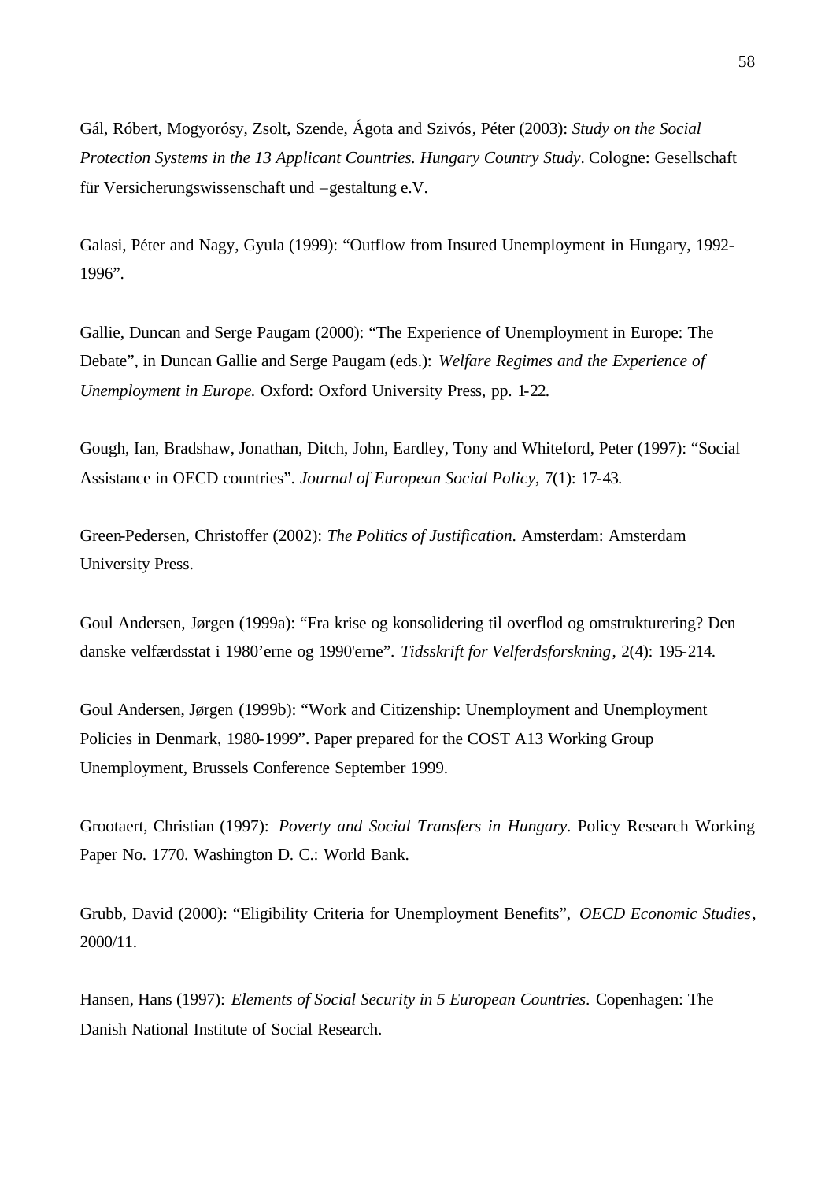Gál, Róbert, Mogyorósy, Zsolt, Szende, Ágota and Szivós, Péter (2003): *Study on the Social Protection Systems in the 13 Applicant Countries. Hungary Country Study*. Cologne: Gesellschaft für Versicherungswissenschaft und –gestaltung e.V.

Galasi, Péter and Nagy, Gyula (1999): "Outflow from Insured Unemployment in Hungary, 1992-1996".

Gallie, Duncan and Serge Paugam (2000): "The Experience of Unemployment in Europe: The Debate", in Duncan Gallie and Serge Paugam (eds.): *Welfare Regimes and the Experience of Unemployment in Europe.* Oxford: Oxford University Press, pp. 1-22.

Gough, Ian, Bradshaw, Jonathan, Ditch, John, Eardley, Tony and Whiteford, Peter (1997): "Social Assistance in OECD countries". *Journal of European Social Policy*, 7(1): 17-43.

Green-Pedersen, Christoffer (2002): *The Politics of Justification*. Amsterdam: Amsterdam University Press.

Goul Andersen, Jørgen (1999a): "Fra krise og konsolidering til overflod og omstrukturering? Den danske velfærdsstat i 1980'erne og 1990'erne". *Tidsskrift for Velferdsforskning*, 2(4): 195-214.

Goul Andersen, Jørgen (1999b): "Work and Citizenship: Unemployment and Unemployment Policies in Denmark, 1980-1999". Paper prepared for the COST A13 Working Group Unemployment, Brussels Conference September 1999.

Grootaert, Christian (1997): *Poverty and Social Transfers in Hungary*. Policy Research Working Paper No. 1770. Washington D. C.: World Bank.

Grubb, David (2000): "Eligibility Criteria for Unemployment Benefits", *OECD Economic Studies*, 2000/11.

Hansen, Hans (1997): *Elements of Social Security in 5 European Countries*. Copenhagen: The Danish National Institute of Social Research.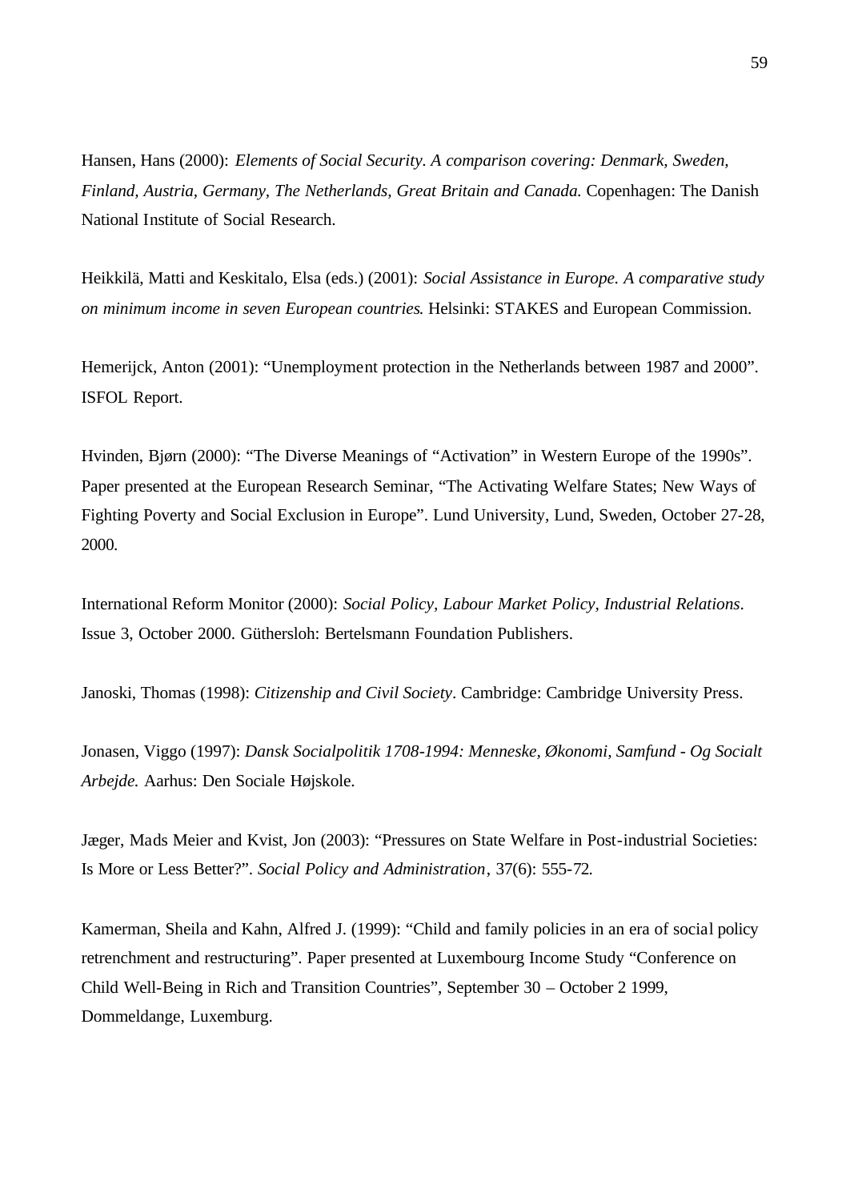Hansen, Hans (2000): *Elements of Social Security. A comparison covering: Denmark, Sweden, Finland, Austria, Germany, The Netherlands, Great Britain and Canada.* Copenhagen: The Danish National Institute of Social Research.

Heikkilä, Matti and Keskitalo, Elsa (eds.) (2001): *Social Assistance in Europe. A comparative study on minimum income in seven European countries*. Helsinki: STAKES and European Commission.

Hemerijck, Anton (2001): "Unemployment protection in the Netherlands between 1987 and 2000". ISFOL Report.

Hvinden, Bjørn (2000): "The Diverse Meanings of "Activation" in Western Europe of the 1990s". Paper presented at the European Research Seminar, "The Activating Welfare States; New Ways of Fighting Poverty and Social Exclusion in Europe". Lund University, Lund, Sweden, October 27-28, 2000.

International Reform Monitor (2000): *Social Policy, Labour Market Policy, Industrial Relations*. Issue 3, October 2000. Güthersloh: Bertelsmann Foundation Publishers.

Janoski, Thomas (1998): *Citizenship and Civil Society*. Cambridge: Cambridge University Press.

Jonasen, Viggo (1997): *Dansk Socialpolitik 1708-1994: Menneske, Økonomi, Samfund - Og Socialt Arbejde.* Aarhus: Den Sociale Højskole.

Jæger, Mads Meier and Kvist, Jon (2003): "Pressures on State Welfare in Post-industrial Societies: Is More or Less Better?". *Social Policy and Administration*, 37(6): 555-72.

Kamerman, Sheila and Kahn, Alfred J. (1999): "Child and family policies in an era of social policy retrenchment and restructuring". Paper presented at Luxembourg Income Study "Conference on Child Well-Being in Rich and Transition Countries", September 30 – October 2 1999, Dommeldange, Luxemburg.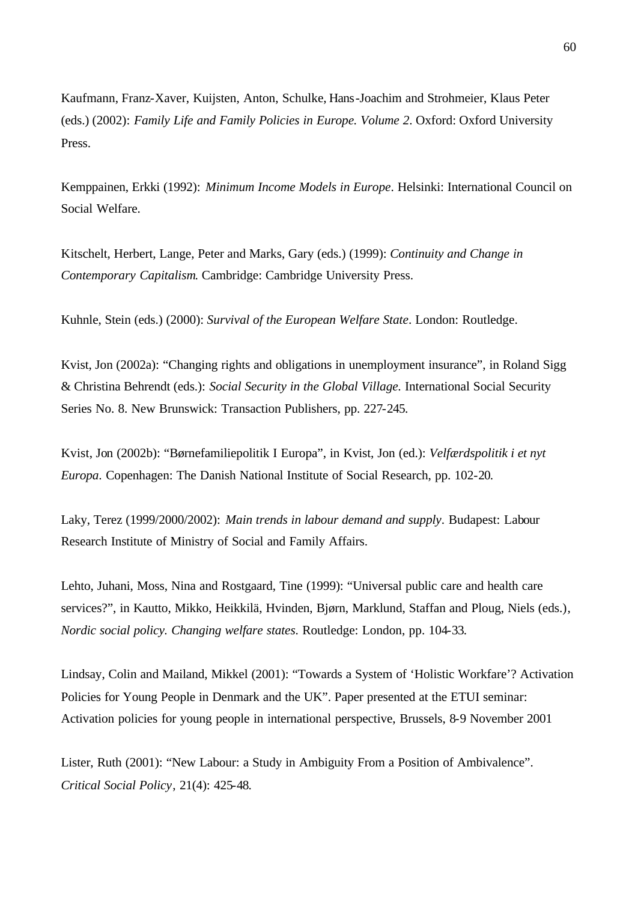Kaufmann, Franz-Xaver, Kuijsten, Anton, Schulke, Hans-Joachim and Strohmeier, Klaus Peter (eds.) (2002): *Family Life and Family Policies in Europe. Volume 2*. Oxford: Oxford University Press.

Kemppainen, Erkki (1992): *Minimum Income Models in Europe*. Helsinki: International Council on Social Welfare.

Kitschelt, Herbert, Lange, Peter and Marks, Gary (eds.) (1999): *Continuity and Change in Contemporary Capitalism*. Cambridge: Cambridge University Press.

Kuhnle, Stein (eds.) (2000): *Survival of the European Welfare State*. London: Routledge.

Kvist, Jon (2002a): "Changing rights and obligations in unemployment insurance", in Roland Sigg & Christina Behrendt (eds.): *Social Security in the Global Village.* International Social Security Series No. 8. New Brunswick: Transaction Publishers, pp. 227-245.

Kvist, Jon (2002b): "Børnefamiliepolitik I Europa", in Kvist, Jon (ed.): *Velfærdspolitik i et nyt Europa*. Copenhagen: The Danish National Institute of Social Research, pp. 102-20.

Laky, Terez (1999/2000/2002): *Main trends in labour demand and supply*. Budapest: Labour Research Institute of Ministry of Social and Family Affairs.

Lehto, Juhani, Moss, Nina and Rostgaard, Tine (1999): "Universal public care and health care services?", in Kautto, Mikko, Heikkilä, Hvinden, Bjørn, Marklund, Staffan and Ploug, Niels (eds.), *Nordic social policy. Changing welfare states*. Routledge: London, pp. 104-33.

Lindsay, Colin and Mailand, Mikkel (2001): "Towards a System of 'Holistic Workfare'? Activation Policies for Young People in Denmark and the UK". Paper presented at the ETUI seminar: Activation policies for young people in international perspective, Brussels, 8-9 November 2001

Lister, Ruth (2001): "New Labour: a Study in Ambiguity From a Position of Ambivalence". *Critical Social Policy*, 21(4): 425-48.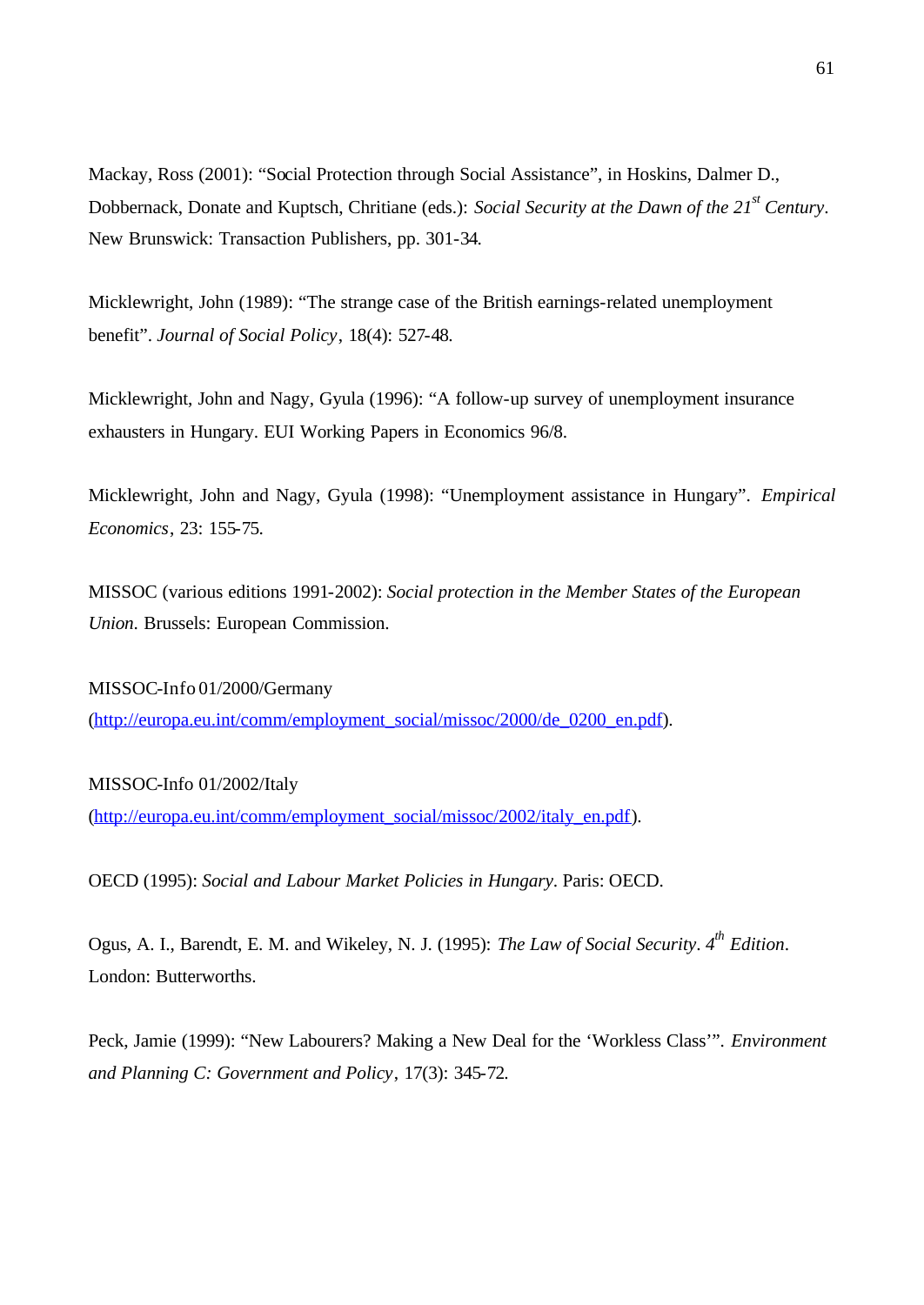Mackay, Ross (2001): “Social Protection through Social Assistance”, in Hoskins, Dalmer D., Dobbernack, Donate and Kuptsch, Chritiane (eds.): *Social Security at the Dawn of the 21st Century*. New Brunswick: Transaction Publishers, pp. 301-34.

Micklewright, John (1989): “The strange case of the British earnings-related unemployment benefit”. *Journal of Social Policy*, 18(4): 527-48.

Micklewright, John and Nagy, Gyula (1996): “A follow-up survey of unemployment insurance exhausters in Hungary. EUI Working Papers in Economics 96/8.

Micklewright, John and Nagy, Gyula (1998): “Unemployment assistance in Hungary”. *Empirical Economics*, 23: 155-75.

MISSOC (various editions 1991-2002): *Social protection in the Member States of the European Union*. Brussels: European Commission.

MISSOC-Info 01/2000/Germany (http://europa.eu.int/comm/employment_social/missoc/2000/de_0200_en.pdf).

MISSOC-Info 01/2002/Italy (http://europa.eu.int/comm/employment_social/missoc/2002/italy_en.pdf).

OECD (1995): *Social and Labour Market Policies in Hungary*. Paris: OECD.

Ogus, A. I., Barendt, E. M. and Wikeley, N. J. (1995): *The Law of Social Security*. *4th Edition*. London: Butterworths.

Peck, Jamie (1999): “New Labourers? Making a New Deal for the ‘Workless Class’”. *Environment and Planning C: Government and Policy*, 17(3): 345-72.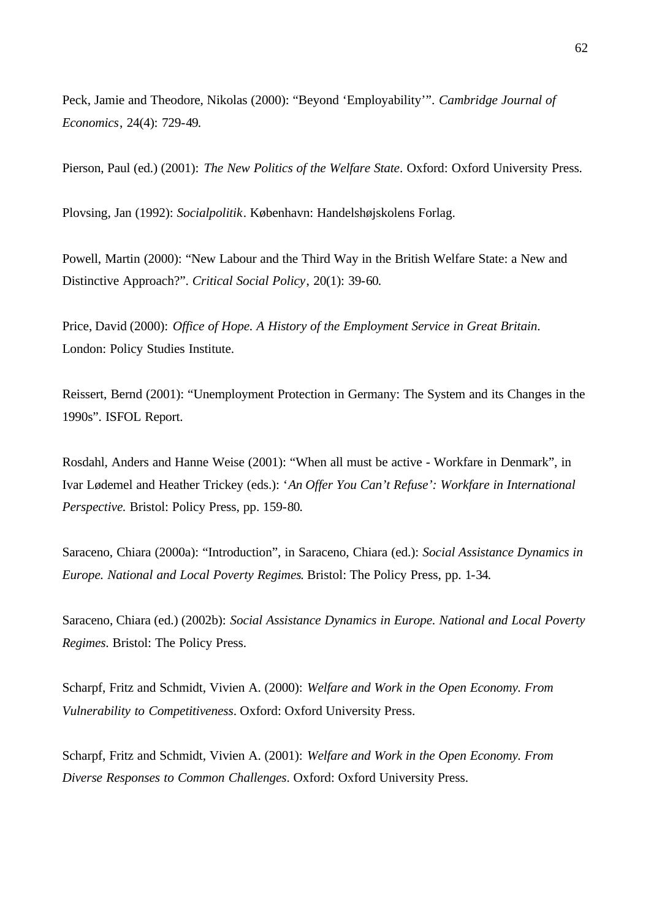Peck, Jamie and Theodore, Nikolas (2000): “Beyond ‘Employability’”. *Cambridge Journal of Economics*, 24(4): 729-49.

Pierson, Paul (ed.) (2001): *The New Politics of the Welfare State*. Oxford: Oxford University Press.

Plovsing, Jan (1992): *Socialpolitik*. København: Handelshøjskolens Forlag.

Powell, Martin (2000): “New Labour and the Third Way in the British Welfare State: a New and Distinctive Approach?”. *Critical Social Policy*, 20(1): 39-60.

Price, David (2000): *Office of Hope. A History of the Employment Service in Great Britain*. London: Policy Studies Institute.

Reissert, Bernd (2001): “Unemployment Protection in Germany: The System and its Changes in the 1990s”. ISFOL Report.

Rosdahl, Anders and Hanne Weise (2001): “When all must be active - Workfare in Denmark”, in Ivar Lødemel and Heather Trickey (eds.): ‘*An Offer You Can’t Refuse’: Workfare in International Perspective.* Bristol: Policy Press, pp. 159-80.

Saraceno, Chiara (2000a): “Introduction”, in Saraceno, Chiara (ed.): *Social Assistance Dynamics in Europe. National and Local Poverty Regimes*. Bristol: The Policy Press, pp. 1-34.

Saraceno, Chiara (ed.) (2002b): *Social Assistance Dynamics in Europe. National and Local Poverty Regimes*. Bristol: The Policy Press.

Scharpf, Fritz and Schmidt, Vivien A. (2000): *Welfare and Work in the Open Economy. From Vulnerability to Competitiveness*. Oxford: Oxford University Press.

Scharpf, Fritz and Schmidt, Vivien A. (2001): *Welfare and Work in the Open Economy. From Diverse Responses to Common Challenges*. Oxford: Oxford University Press.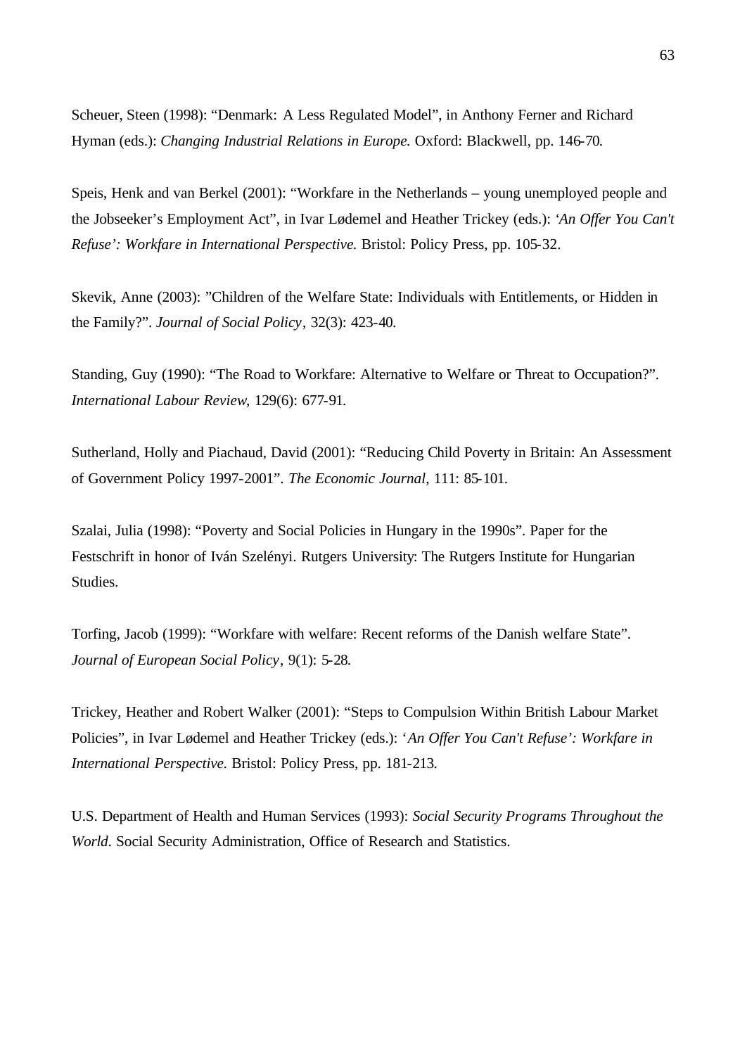Scheuer, Steen (1998): "Denmark: A Less Regulated Model", in Anthony Ferner and Richard Hyman (eds.): *Changing Industrial Relations in Europe.* Oxford: Blackwell, pp. 146-70.

Speis, Henk and van Berkel (2001): "Workfare in the Netherlands – young unemployed people and the Jobseeker's Employment Act", in Ivar Lødemel and Heather Trickey (eds.): *'An Offer You Can't Refuse': Workfare in International Perspective.* Bristol: Policy Press, pp. 105-32.

Skevik, Anne (2003): "Children of the Welfare State: Individuals with Entitlements, or Hidden in the Family?". *Journal of Social Policy*, 32(3): 423-40.

Standing, Guy (1990): "The Road to Workfare: Alternative to Welfare or Threat to Occupation?". *International Labour Review*, 129(6): 677-91.

Sutherland, Holly and Piachaud, David (2001): "Reducing Child Poverty in Britain: An Assessment of Government Policy 1997-2001". *The Economic Journal*, 111: 85-101.

Szalai, Julia (1998): "Poverty and Social Policies in Hungary in the 1990s". Paper for the Festschrift in honor of Iván Szelényi. Rutgers University: The Rutgers Institute for Hungarian Studies.

Torfing, Jacob (1999): "Workfare with welfare: Recent reforms of the Danish welfare State". *Journal of European Social Policy*, 9(1): 5-28.

Trickey, Heather and Robert Walker (2001): "Steps to Compulsion Within British Labour Market Policies", in Ivar Lødemel and Heather Trickey (eds.): *'An Offer You Can't Refuse': Workfare in International Perspective.* Bristol: Policy Press, pp. 181-213.

U.S. Department of Health and Human Services (1993): *Social Security Programs Throughout the World.* Social Security Administration, Office of Research and Statistics.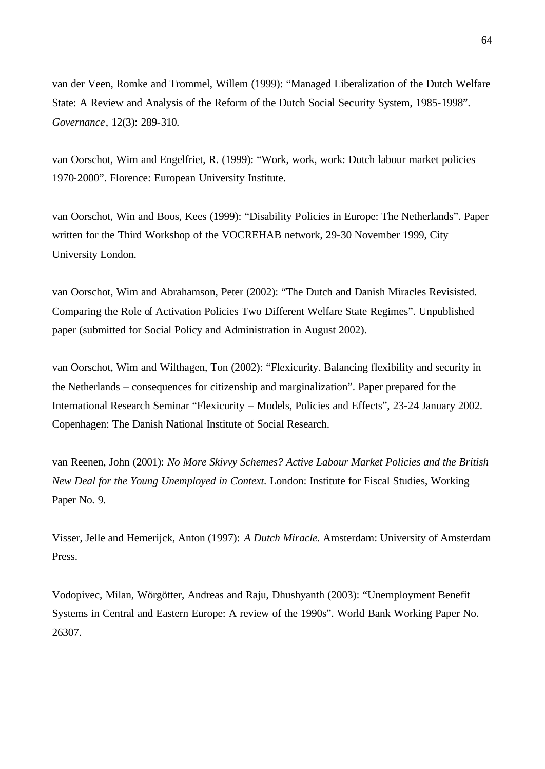van der Veen, Romke and Trommel, Willem (1999): "Managed Liberalization of the Dutch Welfare State: A Review and Analysis of the Reform of the Dutch Social Security System, 1985-1998". *Governance*, 12(3): 289-310.

van Oorschot, Wim and Engelfriet, R. (1999): "Work, work, work: Dutch labour market policies 1970-2000". Florence: European University Institute.

van Oorschot, Win and Boos, Kees (1999): "Disability Policies in Europe: The Netherlands". Paper written for the Third Workshop of the VOCREHAB network, 29-30 November 1999, City University London.

van Oorschot, Wim and Abrahamson, Peter (2002): "The Dutch and Danish Miracles Revisisted. Comparing the Role of Activation Policies Two Different Welfare State Regimes". Unpublished paper (submitted for Social Policy and Administration in August 2002).

van Oorschot, Wim and Wilthagen, Ton (2002): "Flexicurity. Balancing flexibility and security in the Netherlands – consequences for citizenship and marginalization". Paper prepared for the International Research Seminar "Flexicurity – Models, Policies and Effects", 23-24 January 2002. Copenhagen: The Danish National Institute of Social Research.

van Reenen, John (2001): *No More Skivvy Schemes? Active Labour Market Policies and the British New Deal for the Young Unemployed in Context.* London: Institute for Fiscal Studies, Working Paper No. 9.

Visser, Jelle and Hemerijck, Anton (1997): *A Dutch Miracle.* Amsterdam: University of Amsterdam Press.

Vodopivec, Milan, Wörgötter, Andreas and Raju, Dhushyanth (2003): "Unemployment Benefit Systems in Central and Eastern Europe: A review of the 1990s". World Bank Working Paper No. 26307.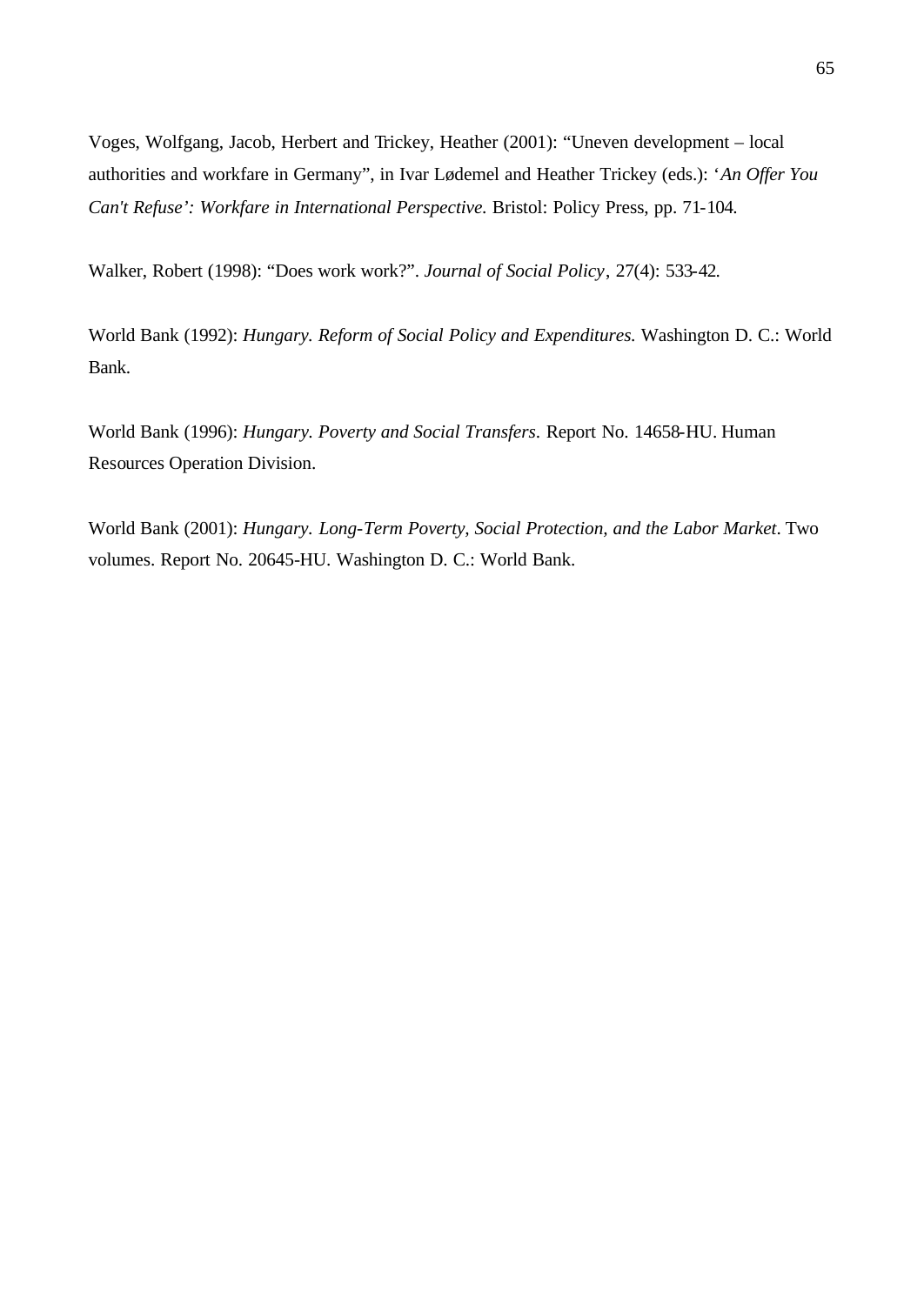Voges, Wolfgang, Jacob, Herbert and Trickey, Heather (2001): "Uneven development – local authorities and workfare in Germany", in Ivar Lødemel and Heather Trickey (eds.): '*An Offer You Can't Refuse': Workfare in International Perspective.* Bristol: Policy Press, pp. 71-104.

Walker, Robert (1998): "Does work work?". *Journal of Social Policy*, 27(4): 533-42.

World Bank (1992): *Hungary. Reform of Social Policy and Expenditures.* Washington D. C.: World Bank.

World Bank (1996): *Hungary. Poverty and Social Transfers.* Report No. 14658-HU. Human Resources Operation Division.

World Bank (2001): *Hungary. Long-Term Poverty, Social Protection, and the Labor Market*. Two volumes. Report No. 20645-HU. Washington D. C.: World Bank.